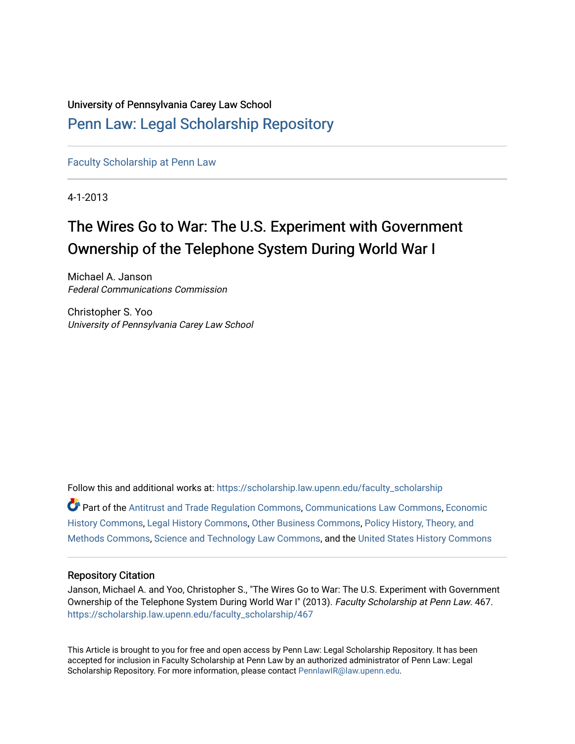University of Pennsylvania Carey Law School

# Penn Law: Legal Scholarship Repository

Faculty Scholarship at Penn Law

4-1-2013

## The Wires Go to War: The U.S. Experiment with Government Ownership of the Telephone System During World War I

Michael A. Janson
*Federal Communications Commission*

Christopher S. Yoo
*University of Pennsylvania Carey Law School*

Follow this and additional works at: https://scholarship.law.upenn.edu/faculty_scholarship

Part of the Antitrust and Trade Regulation Commons, Communications Law Commons, Economic History Commons, Legal History Commons, Other Business Commons, Policy History, Theory, and Methods Commons, Science and Technology Law Commons, and the United States History Commons

### Repository Citation

Janson, Michael A. and Yoo, Christopher S., "The Wires Go to War: The U.S. Experiment with Government Ownership of the Telephone System During World War I" (2013). *Faculty Scholarship at Penn Law*. 467.
https://scholarship.law.upenn.edu/faculty_scholarship/467

This Article is brought to you for free and open access by Penn Law: Legal Scholarship Repository. It has been accepted for inclusion in Faculty Scholarship at Penn Law by an authorized administrator of Penn Law: Legal Scholarship Repository. For more information, please contact PennlawIR@law.upenn.edu.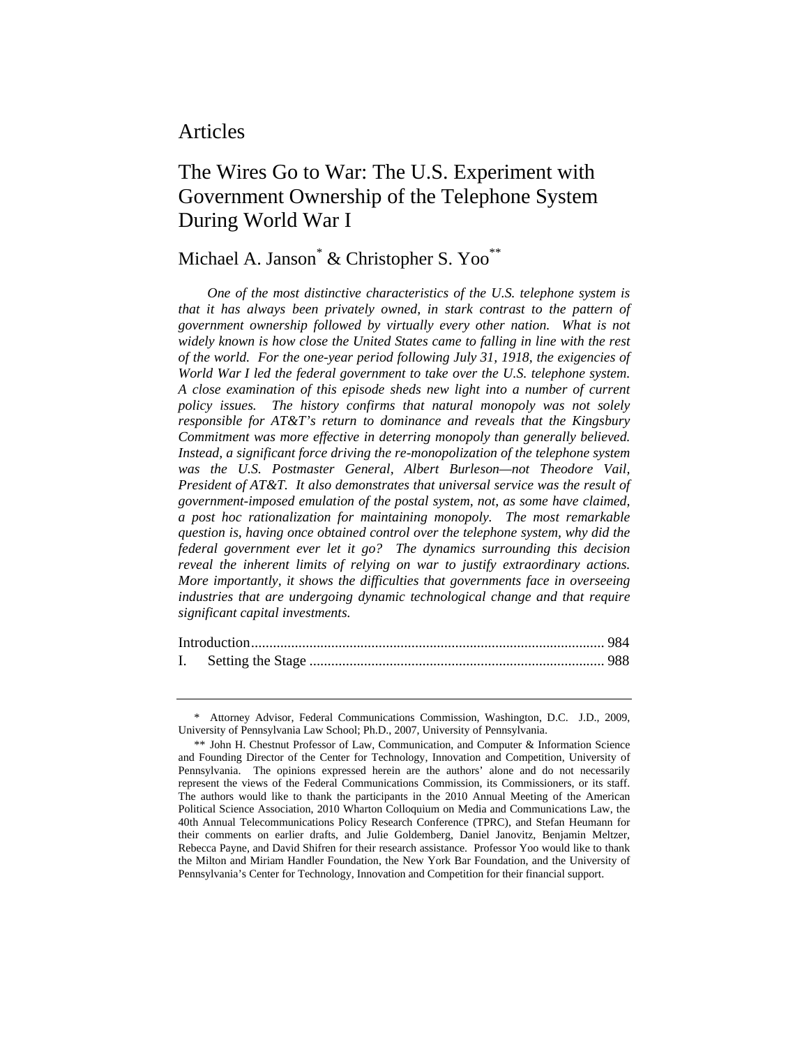# Articles

## The Wires Go to War: The U.S. Experiment with Government Ownership of the Telephone System During World War I

### Michael A. Janson[*] & Christopher S. Yoo[**]

*One of the most distinctive characteristics of the U.S. telephone system is that it has always been privately owned, in stark contrast to the pattern of government ownership followed by virtually every other nation. What is not widely known is how close the United States came to falling in line with the rest of the world. For the one-year period following July 31, 1918, the exigencies of World War I led the federal government to take over the U.S. telephone system. A close examination of this episode sheds new light into a number of current policy issues. The history confirms that natural monopoly was not solely responsible for AT&T's return to dominance and reveals that the Kingsbury Commitment was more effective in deterring monopoly than generally believed. Instead, a significant force driving the re-monopolization of the telephone system was the U.S. Postmaster General, Albert Burleson—not Theodore Vail, President of AT&T. It also demonstrates that universal service was the result of government-imposed emulation of the postal system, not, as some have claimed, a post hoc rationalization for maintaining monopoly. The most remarkable question is, having once obtained control over the telephone system, why did the federal government ever let it go? The dynamics surrounding this decision reveal the inherent limits of relying on war to justify extraordinary actions. More importantly, it shows the difficulties that governments face in overseeing industries that are undergoing dynamic technological change and that require significant capital investments.*

Introduction ................................................................................................ 984
I. Setting the Stage ................................................................................... 988

---

[*] Attorney Advisor, Federal Communications Commission, Washington, D.C. J.D., 2009, University of Pennsylvania Law School; Ph.D., 2007, University of Pennsylvania.

[**] John H. Chestnut Professor of Law, Communication, and Computer & Information Science and Founding Director of the Center for Technology, Innovation and Competition, University of Pennsylvania. The opinions expressed herein are the authors' alone and do not necessarily represent the views of the Federal Communications Commission, its Commissioners, or its staff. The authors would like to thank the participants in the 2010 Annual Meeting of the American Political Science Association, 2010 Wharton Colloquium on Media and Communications Law, the 40th Annual Telecommunications Policy Research Conference (TPRC), and Stefan Heumann for their comments on earlier drafts, and Julie Goldemberg, Daniel Janovitz, Benjamin Meltzer, Rebecca Payne, and David Shifren for their research assistance. Professor Yoo would like to thank the Milton and Miriam Handler Foundation, the New York Bar Foundation, and the University of Pennsylvania's Center for Technology, Innovation and Competition for their financial support.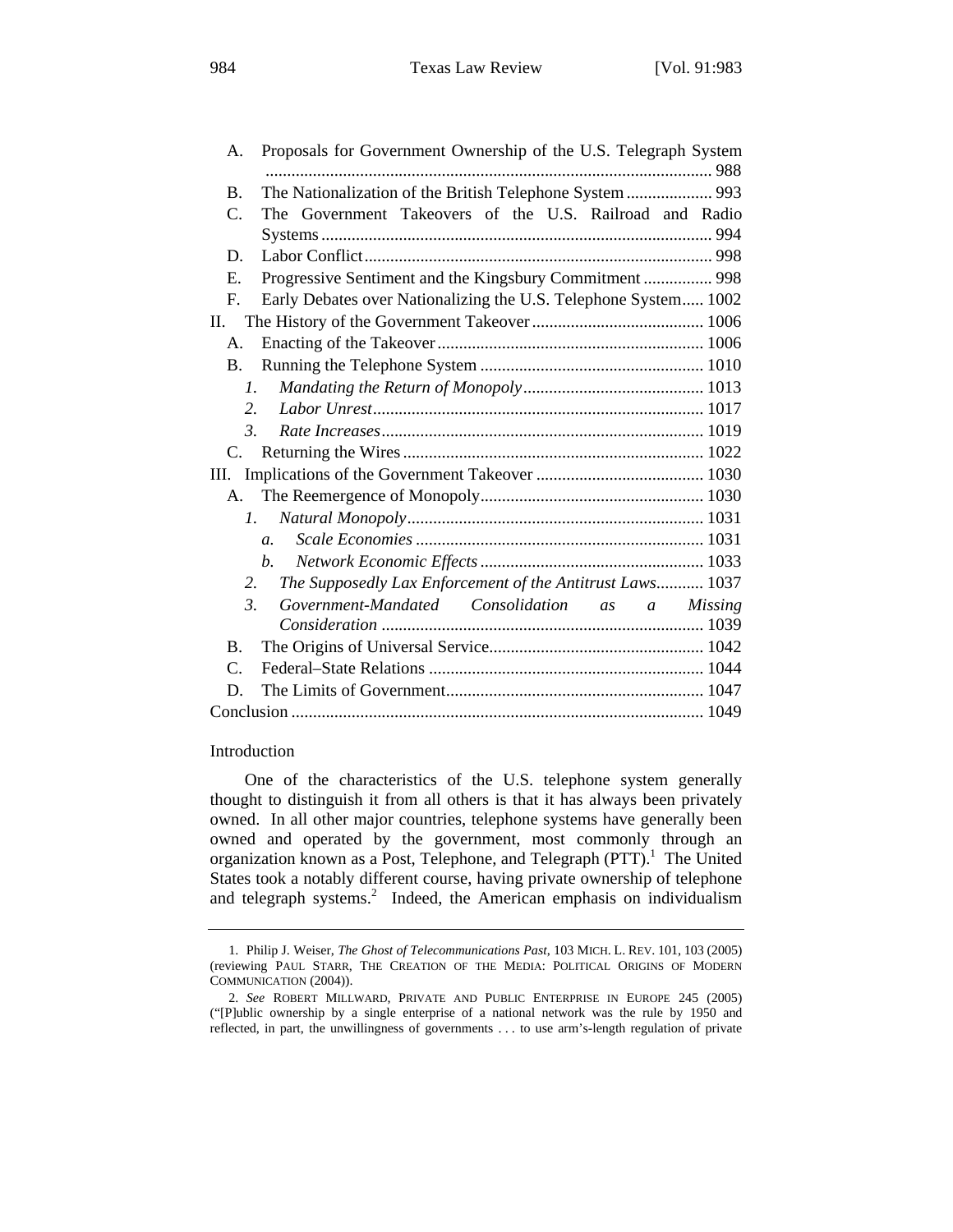A. Proposals for Government Ownership of the U.S. Telegraph System ....... 988
B. The Nationalization of the British Telephone System ....... 993
C. The Government Takeovers of the U.S. Railroad and Radio Systems ....... 994
D. Labor Conflict ....... 998
E. Progressive Sentiment and the Kingsbury Commitment ....... 998
F. Early Debates over Nationalizing the U.S. Telephone System ....... 1002

II. The History of the Government Takeover ....... 1006
A. Enacting of the Takeover ....... 1006
B. Running the Telephone System ....... 1010
*1. Mandating the Return of Monopoly* ....... 1013
*2. Labor Unrest* ....... 1017
*3. Rate Increases* ....... 1019
C. Returning the Wires ....... 1022

III. Implications of the Government Takeover ....... 1030
A. The Reemergence of Monopoly ....... 1030
*1. Natural Monopoly* ....... 1031
*a. Scale Economies* ....... 1031
*b. Network Economic Effects* ....... 1033
*2. The Supposedly Lax Enforcement of the Antitrust Laws* ....... 1037
*3. Government-Mandated Consolidation as a Missing Consideration* ....... 1039
B. The Origins of Universal Service ....... 1042
C. Federal–State Relations ....... 1044
D. The Limits of Government ....... 1047

Conclusion ....... 1049

## Introduction

One of the characteristics of the U.S. telephone system generally thought to distinguish it from all others is that it has always been privately owned. In all other major countries, telephone systems have generally been owned and operated by the government, most commonly through an organization known as a Post, Telephone, and Telegraph (PTT).[1] The United States took a notably different course, having private ownership of telephone and telegraph systems.[2] Indeed, the American emphasis on individualism

---

1. Philip J. Weiser, *The Ghost of Telecommunications Past*, 103 MICH. L. REV. 101, 103 (2005) (reviewing PAUL STARR, THE CREATION OF THE MEDIA: POLITICAL ORIGINS OF MODERN COMMUNICATION (2004)).

2. *See* ROBERT MILLWARD, PRIVATE AND PUBLIC ENTERPRISE IN EUROPE 245 (2005) ("[P]ublic ownership by a single enterprise of a national network was the rule by 1950 and reflected, in part, the unwillingness of governments . . . to use arm's-length regulation of private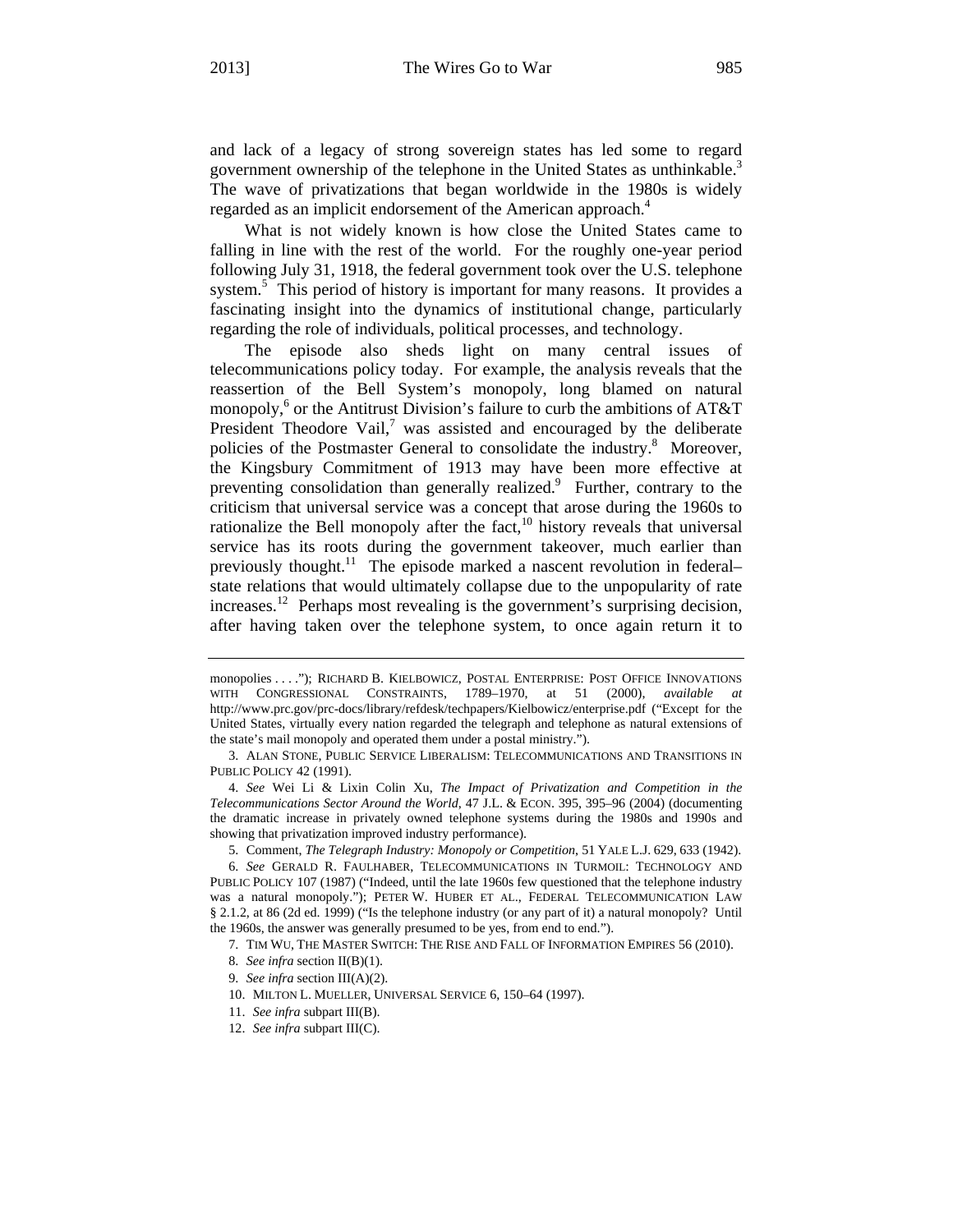and lack of a legacy of strong sovereign states has led some to regard government ownership of the telephone in the United States as unthinkable.[3] The wave of privatizations that began worldwide in the 1980s is widely regarded as an implicit endorsement of the American approach.[4]

What is not widely known is how close the United States came to falling in line with the rest of the world. For the roughly one-year period following July 31, 1918, the federal government took over the U.S. telephone system.[5] This period of history is important for many reasons. It provides a fascinating insight into the dynamics of institutional change, particularly regarding the role of individuals, political processes, and technology.

The episode also sheds light on many central issues of telecommunications policy today. For example, the analysis reveals that the reassertion of the Bell System's monopoly, long blamed on natural monopoly,[6] or the Antitrust Division's failure to curb the ambitions of AT&T President Theodore Vail,[7] was assisted and encouraged by the deliberate policies of the Postmaster General to consolidate the industry.[8] Moreover, the Kingsbury Commitment of 1913 may have been more effective at preventing consolidation than generally realized.[9] Further, contrary to the criticism that universal service was a concept that arose during the 1960s to rationalize the Bell monopoly after the fact,[10] history reveals that universal service has its roots during the government takeover, much earlier than previously thought.[11] The episode marked a nascent revolution in federal–state relations that would ultimately collapse due to the unpopularity of rate increases.[12] Perhaps most revealing is the government's surprising decision, after having taken over the telephone system, to once again return it to

---

monopolies . . . ."); RICHARD B. KIELBOWICZ, POSTAL ENTERPRISE: POST OFFICE INNOVATIONS WITH CONGRESSIONAL CONSTRAINTS, 1789–1970, at 51 (2000), *available at* http://www.prc.gov/prc-docs/library/refdesk/techpapers/Kielbowicz/enterprise.pdf ("Except for the United States, virtually every nation regarded the telegraph and telephone as natural extensions of the state's mail monopoly and operated them under a postal ministry.").

3. ALAN STONE, PUBLIC SERVICE LIBERALISM: TELECOMMUNICATIONS AND TRANSITIONS IN PUBLIC POLICY 42 (1991).

4. *See* Wei Li & Lixin Colin Xu, *The Impact of Privatization and Competition in the Telecommunications Sector Around the World*, 47 J.L. & ECON. 395, 395–96 (2004) (documenting the dramatic increase in privately owned telephone systems during the 1980s and 1990s and showing that privatization improved industry performance).

5. Comment, *The Telegraph Industry: Monopoly or Competition*, 51 YALE L.J. 629, 633 (1942).

6. *See* GERALD R. FAULHABER, TELECOMMUNICATIONS IN TURMOIL: TECHNOLOGY AND PUBLIC POLICY 107 (1987) ("Indeed, until the late 1960s few questioned that the telephone industry was a natural monopoly."); PETER W. HUBER ET AL., FEDERAL TELECOMMUNICATION LAW § 2.1.2, at 86 (2d ed. 1999) ("Is the telephone industry (or any part of it) a natural monopoly? Until the 1960s, the answer was generally presumed to be yes, from end to end.").

7. TIM WU, THE MASTER SWITCH: THE RISE AND FALL OF INFORMATION EMPIRES 56 (2010).

8. *See infra* section II(B)(1).

9. *See infra* section III(A)(2).

10. MILTON L. MUELLER, UNIVERSAL SERVICE 6, 150–64 (1997).

11. *See infra* subpart III(B).

12. *See infra* subpart III(C).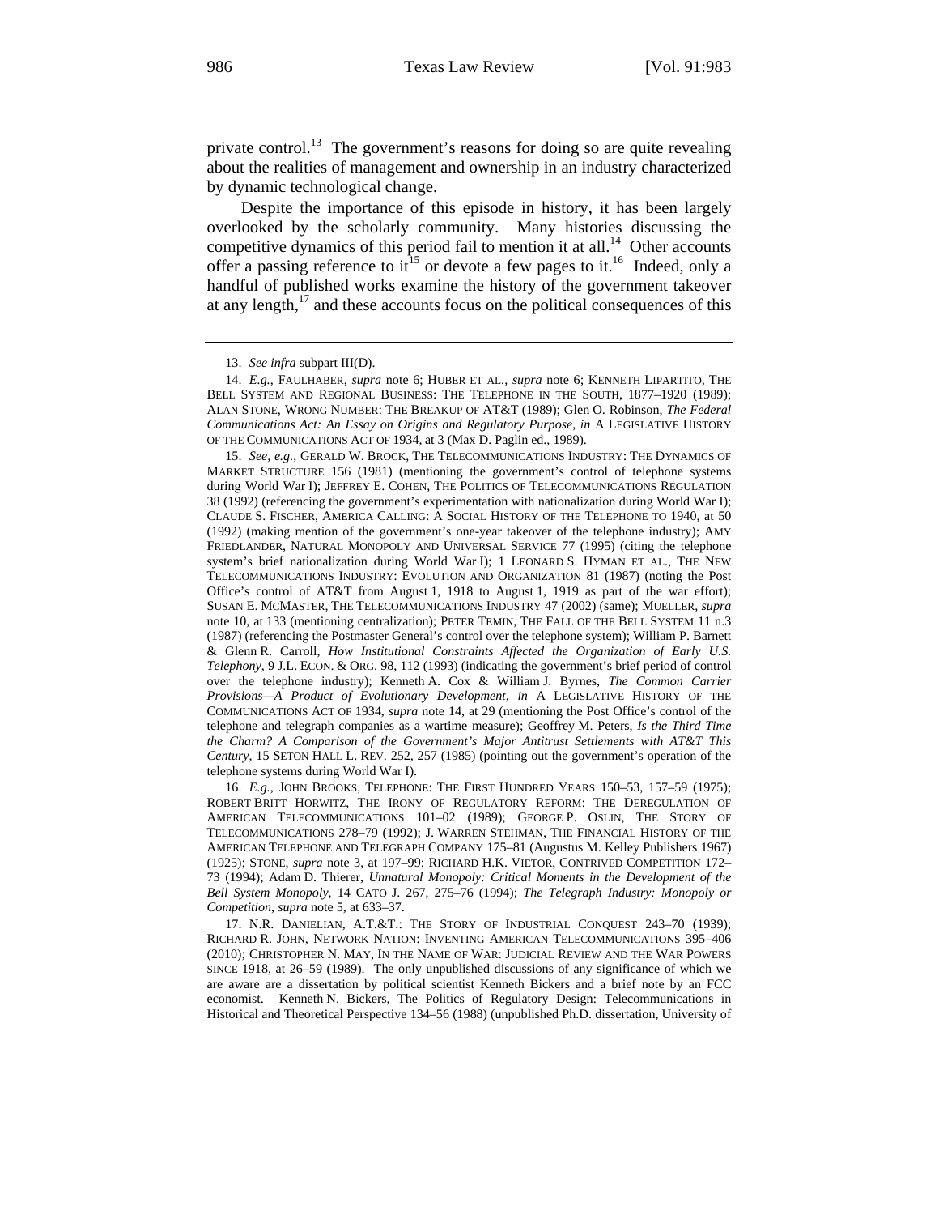private control.[13] The government's reasons for doing so are quite revealing about the realities of management and ownership in an industry characterized by dynamic technological change.

Despite the importance of this episode in history, it has been largely overlooked by the scholarly community. Many histories discussing the competitive dynamics of this period fail to mention it at all.[14] Other accounts offer a passing reference to it[15] or devote a few pages to it.[16] Indeed, only a handful of published works examine the history of the government takeover at any length,[17] and these accounts focus on the political consequences of this

---

13. *See infra* subpart III(D).

14. *E.g.*, FAULHABER, *supra* note 6; HUBER ET AL., *supra* note 6; KENNETH LIPARTITO, THE BELL SYSTEM AND REGIONAL BUSINESS: THE TELEPHONE IN THE SOUTH, 1877–1920 (1989); ALAN STONE, WRONG NUMBER: THE BREAKUP OF AT&T (1989); Glen O. Robinson, *The Federal Communications Act: An Essay on Origins and Regulatory Purpose*, *in* A LEGISLATIVE HISTORY OF THE COMMUNICATIONS ACT OF 1934, at 3 (Max D. Paglin ed., 1989).

15. *See, e.g.*, GERALD W. BROCK, THE TELECOMMUNICATIONS INDUSTRY: THE DYNAMICS OF MARKET STRUCTURE 156 (1981) (mentioning the government's control of telephone systems during World War I); JEFFREY E. COHEN, THE POLITICS OF TELECOMMUNICATIONS REGULATION 38 (1992) (referencing the government's experimentation with nationalization during World War I); CLAUDE S. FISCHER, AMERICA CALLING: A SOCIAL HISTORY OF THE TELEPHONE TO 1940, at 50 (1992) (making mention of the government's one-year takeover of the telephone industry); AMY FRIEDLANDER, NATURAL MONOPOLY AND UNIVERSAL SERVICE 77 (1995) (citing the telephone system's brief nationalization during World War I); 1 LEONARD S. HYMAN ET AL., THE NEW TELECOMMUNICATIONS INDUSTRY: EVOLUTION AND ORGANIZATION 81 (1987) (noting the Post Office's control of AT&T from August 1, 1918 to August 1, 1919 as part of the war effort); SUSAN E. MCMASTER, THE TELECOMMUNICATIONS INDUSTRY 47 (2002) (same); MUELLER, *supra* note 10, at 133 (mentioning centralization); PETER TEMIN, THE FALL OF THE BELL SYSTEM 11 n.3 (1987) (referencing the Postmaster General's control over the telephone system); William P. Barnett & Glenn R. Carroll, *How Institutional Constraints Affected the Organization of Early U.S. Telephony*, 9 J.L. ECON. & ORG. 98, 112 (1993) (indicating the government's brief period of control over the telephone industry); Kenneth A. Cox & William J. Byrnes, *The Common Carrier Provisions—A Product of Evolutionary Development*, *in* A LEGISLATIVE HISTORY OF THE COMMUNICATIONS ACT OF 1934, *supra* note 14, at 29 (mentioning the Post Office's control of the telephone and telegraph companies as a wartime measure); Geoffrey M. Peters, *Is the Third Time the Charm? A Comparison of the Government's Major Antitrust Settlements with AT&T This Century*, 15 SETON HALL L. REV. 252, 257 (1985) (pointing out the government's operation of the telephone systems during World War I).

16. *E.g.*, JOHN BROOKS, TELEPHONE: THE FIRST HUNDRED YEARS 150–53, 157–59 (1975); ROBERT BRITT HORWITZ, THE IRONY OF REGULATORY REFORM: THE DEREGULATION OF AMERICAN TELECOMMUNICATIONS 101–02 (1989); GEORGE P. OSLIN, THE STORY OF TELECOMMUNICATIONS 278–79 (1992); J. WARREN STEHMAN, THE FINANCIAL HISTORY OF THE AMERICAN TELEPHONE AND TELEGRAPH COMPANY 175–81 (Augustus M. Kelley Publishers 1967) (1925); STONE, *supra* note 3, at 197–99; RICHARD H.K. VIETOR, CONTRIVED COMPETITION 172–73 (1994); Adam D. Thierer, *Unnatural Monopoly: Critical Moments in the Development of the Bell System Monopoly*, 14 CATO J. 267, 275–76 (1994); *The Telegraph Industry: Monopoly or Competition*, *supra* note 5, at 633–37.

17. N.R. DANIELIAN, A.T.&T.: THE STORY OF INDUSTRIAL CONQUEST 243–70 (1939); RICHARD R. JOHN, NETWORK NATION: INVENTING AMERICAN TELECOMMUNICATIONS 395–406 (2010); CHRISTOPHER N. MAY, IN THE NAME OF WAR: JUDICIAL REVIEW AND THE WAR POWERS SINCE 1918, at 26–59 (1989). The only unpublished discussions of any significance of which we are aware are a dissertation by political scientist Kenneth Bickers and a brief note by an FCC economist. Kenneth N. Bickers, The Politics of Regulatory Design: Telecommunications in Historical and Theoretical Perspective 134–56 (1988) (unpublished Ph.D. dissertation, University of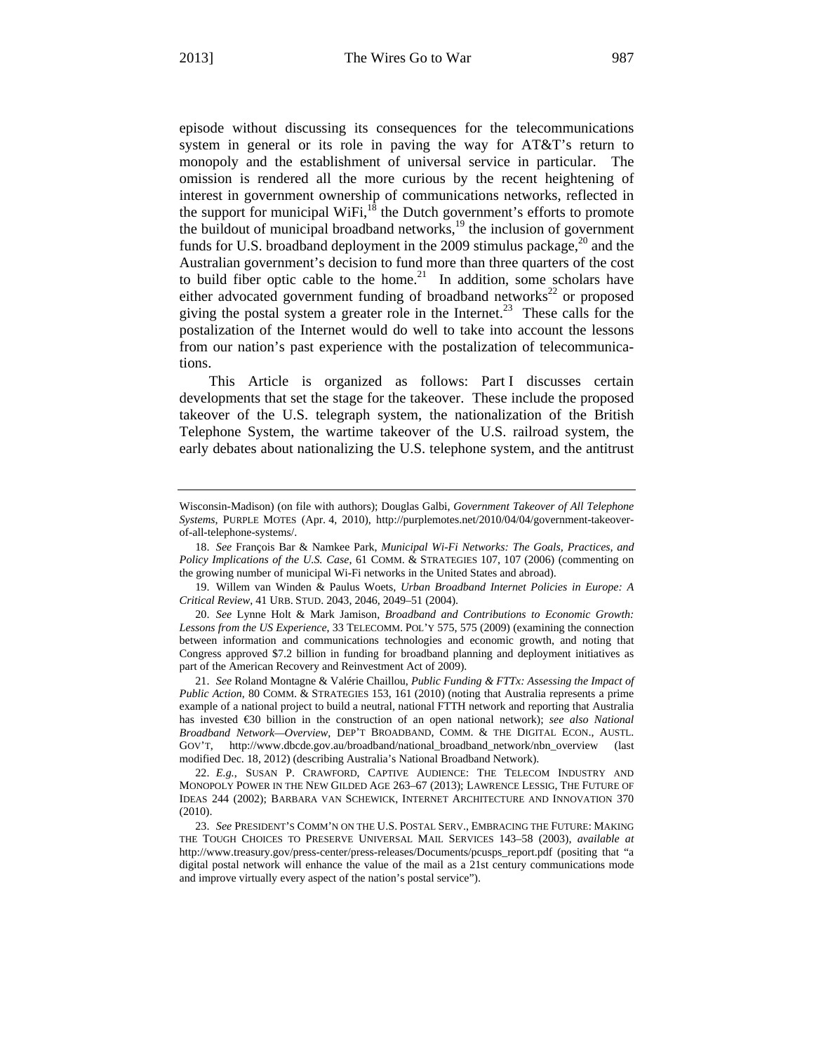episode without discussing its consequences for the telecommunications system in general or its role in paving the way for AT&T's return to monopoly and the establishment of universal service in particular. The omission is rendered all the more curious by the recent heightening of interest in government ownership of communications networks, reflected in the support for municipal WiFi,[18] the Dutch government's efforts to promote the buildout of municipal broadband networks,[19] the inclusion of government funds for U.S. broadband deployment in the 2009 stimulus package,[20] and the Australian government's decision to fund more than three quarters of the cost to build fiber optic cable to the home.[21] In addition, some scholars have either advocated government funding of broadband networks[22] or proposed giving the postal system a greater role in the Internet.[23] These calls for the postalization of the Internet would do well to take into account the lessons from our nation's past experience with the postalization of telecommunications.

This Article is organized as follows: Part I discusses certain developments that set the stage for the takeover. These include the proposed takeover of the U.S. telegraph system, the nationalization of the British Telephone System, the wartime takeover of the U.S. railroad system, the early debates about nationalizing the U.S. telephone system, and the antitrust

---

Wisconsin-Madison) (on file with authors); Douglas Galbi, *Government Takeover of All Telephone Systems*, PURPLE MOTES (Apr. 4, 2010), http://purplemotes.net/2010/04/04/government-takeover-of-all-telephone-systems/.

18. *See* François Bar & Namkee Park, *Municipal Wi-Fi Networks: The Goals, Practices, and Policy Implications of the U.S. Case*, 61 COMM. & STRATEGIES 107, 107 (2006) (commenting on the growing number of municipal Wi-Fi networks in the United States and abroad).

19. Willem van Winden & Paulus Woets, *Urban Broadband Internet Policies in Europe: A Critical Review*, 41 URB. STUD. 2043, 2046, 2049–51 (2004).

20. *See* Lynne Holt & Mark Jamison, *Broadband and Contributions to Economic Growth: Lessons from the US Experience*, 33 TELECOMM. POL'Y 575, 575 (2009) (examining the connection between information and communications technologies and economic growth, and noting that Congress approved $7.2 billion in funding for broadband planning and deployment initiatives as part of the American Recovery and Reinvestment Act of 2009).

21. *See* Roland Montagne & Valérie Chaillou, *Public Funding & FTTx: Assessing the Impact of Public Action*, 80 COMM. & STRATEGIES 153, 161 (2010) (noting that Australia represents a prime example of a national project to build a neutral, national FTTH network and reporting that Australia has invested €30 billion in the construction of an open national network); *see also National Broadband Network—Overview*, DEP'T BROADBAND, COMM. & THE DIGITAL ECON., AUSTL. GOV'T, http://www.dbcde.gov.au/broadband/national_broadband_network/nbn_overview (last modified Dec. 18, 2012) (describing Australia's National Broadband Network).

22. *E.g.*, SUSAN P. CRAWFORD, CAPTIVE AUDIENCE: THE TELECOM INDUSTRY AND MONOPOLY POWER IN THE NEW GILDED AGE 263–67 (2013); LAWRENCE LESSIG, THE FUTURE OF IDEAS 244 (2002); BARBARA VAN SCHEWICK, INTERNET ARCHITECTURE AND INNOVATION 370 (2010).

23. *See* PRESIDENT'S COMM'N ON THE U.S. POSTAL SERV., EMBRACING THE FUTURE: MAKING THE TOUGH CHOICES TO PRESERVE UNIVERSAL MAIL SERVICES 143–58 (2003), *available at* http://www.treasury.gov/press-center/press-releases/Documents/pcusps_report.pdf (positing that "a digital postal network will enhance the value of the mail as a 21st century communications mode and improve virtually every aspect of the nation's postal service").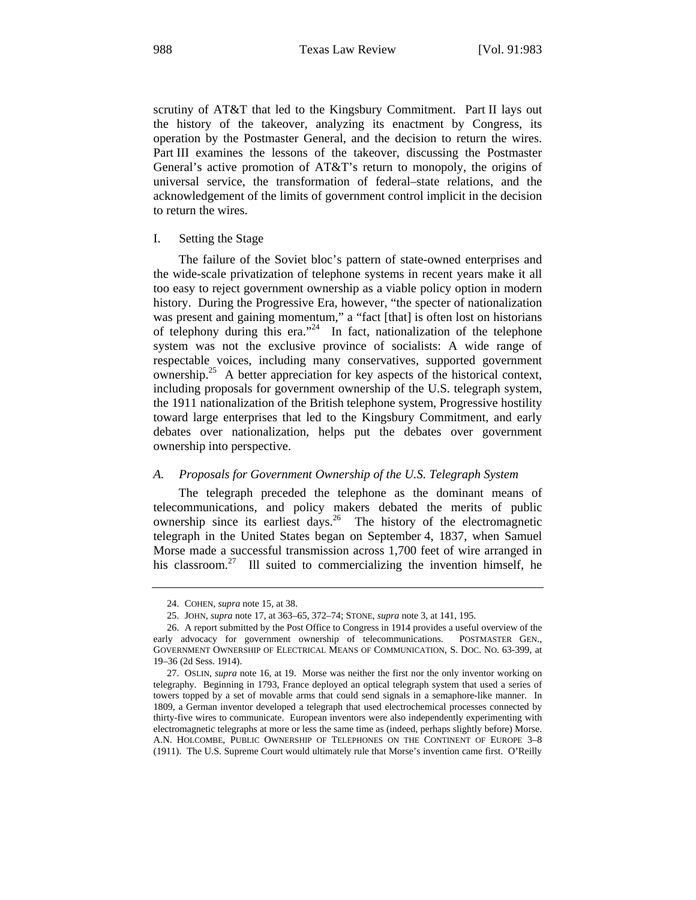scrutiny of AT&T that led to the Kingsbury Commitment. Part II lays out the history of the takeover, analyzing its enactment by Congress, its operation by the Postmaster General, and the decision to return the wires. Part III examines the lessons of the takeover, discussing the Postmaster General's active promotion of AT&T's return to monopoly, the origins of universal service, the transformation of federal–state relations, and the acknowledgement of the limits of government control implicit in the decision to return the wires.

## I. Setting the Stage

The failure of the Soviet bloc's pattern of state-owned enterprises and the wide-scale privatization of telephone systems in recent years make it all too easy to reject government ownership as a viable policy option in modern history. During the Progressive Era, however, "the specter of nationalization was present and gaining momentum," a "fact [that] is often lost on historians of telephony during this era."[24] In fact, nationalization of the telephone system was not the exclusive province of socialists: A wide range of respectable voices, including many conservatives, supported government ownership.[25] A better appreciation for key aspects of the historical context, including proposals for government ownership of the U.S. telegraph system, the 1911 nationalization of the British telephone system, Progressive hostility toward large enterprises that led to the Kingsbury Commitment, and early debates over nationalization, helps put the debates over government ownership into perspective.

### *A. Proposals for Government Ownership of the U.S. Telegraph System*

The telegraph preceded the telephone as the dominant means of telecommunications, and policy makers debated the merits of public ownership since its earliest days.[26] The history of the electromagnetic telegraph in the United States began on September 4, 1837, when Samuel Morse made a successful transmission across 1,700 feet of wire arranged in his classroom.[27] Ill suited to commercializing the invention himself, he

---

24. COHEN, *supra* note 15, at 38.

25. JOHN, *supra* note 17, at 363–65, 372–74; STONE, *supra* note 3, at 141, 195.

26. A report submitted by the Post Office to Congress in 1914 provides a useful overview of the early advocacy for government ownership of telecommunications. POSTMASTER GEN., GOVERNMENT OWNERSHIP OF ELECTRICAL MEANS OF COMMUNICATION, S. DOC. NO. 63-399, at 19–36 (2d Sess. 1914).

27. OSLIN, *supra* note 16, at 19. Morse was neither the first nor the only inventor working on telegraphy. Beginning in 1793, France deployed an optical telegraph system that used a series of towers topped by a set of movable arms that could send signals in a semaphore-like manner. In 1809, a German inventor developed a telegraph that used electrochemical processes connected by thirty-five wires to communicate. European inventors were also independently experimenting with electromagnetic telegraphs at more or less the same time as (indeed, perhaps slightly before) Morse. A.N. HOLCOMBE, PUBLIC OWNERSHIP OF TELEPHONES ON THE CONTINENT OF EUROPE 3–8 (1911). The U.S. Supreme Court would ultimately rule that Morse's invention came first. O'Reilly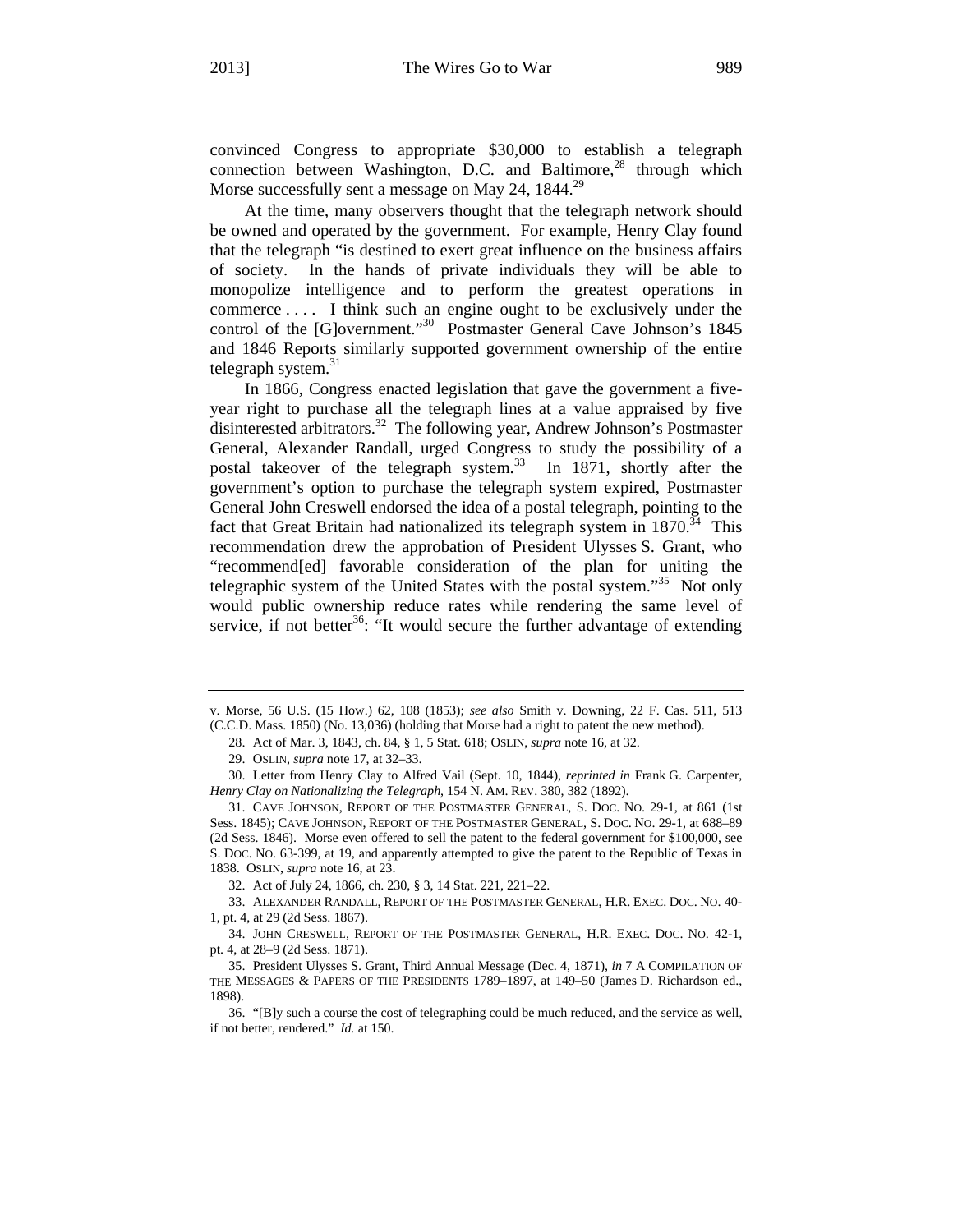convinced Congress to appropriate $30,000 to establish a telegraph connection between Washington, D.C. and Baltimore,[28] through which Morse successfully sent a message on May 24, 1844.[29]

At the time, many observers thought that the telegraph network should be owned and operated by the government. For example, Henry Clay found that the telegraph "is destined to exert great influence on the business affairs of society. In the hands of private individuals they will be able to monopolize intelligence and to perform the greatest operations in commerce . . . . I think such an engine ought to be exclusively under the control of the [G]overnment."[30] Postmaster General Cave Johnson's 1845 and 1846 Reports similarly supported government ownership of the entire telegraph system.[31]

In 1866, Congress enacted legislation that gave the government a five-year right to purchase all the telegraph lines at a value appraised by five disinterested arbitrators.[32] The following year, Andrew Johnson's Postmaster General, Alexander Randall, urged Congress to study the possibility of a postal takeover of the telegraph system.[33] In 1871, shortly after the government's option to purchase the telegraph system expired, Postmaster General John Creswell endorsed the idea of a postal telegraph, pointing to the fact that Great Britain had nationalized its telegraph system in 1870.[34] This recommendation drew the approbation of President Ulysses S. Grant, who "recommend[ed] favorable consideration of the plan for uniting the telegraphic system of the United States with the postal system."[35] Not only would public ownership reduce rates while rendering the same level of service, if not better[36]: "It would secure the further advantage of extending

---

v. Morse, 56 U.S. (15 How.) 62, 108 (1853); *see also* Smith v. Downing, 22 F. Cas. 511, 513 (C.C.D. Mass. 1850) (No. 13,036) (holding that Morse had a right to patent the new method).

28. Act of Mar. 3, 1843, ch. 84, § 1, 5 Stat. 618; OSLIN, *supra* note 16, at 32.

29. OSLIN, *supra* note 17, at 32–33.

30. Letter from Henry Clay to Alfred Vail (Sept. 10, 1844), *reprinted in* Frank G. Carpenter, *Henry Clay on Nationalizing the Telegraph*, 154 N. AM. REV. 380, 382 (1892).

31. CAVE JOHNSON, REPORT OF THE POSTMASTER GENERAL, S. DOC. NO. 29-1, at 861 (1st Sess. 1845); CAVE JOHNSON, REPORT OF THE POSTMASTER GENERAL, S. DOC. NO. 29-1, at 688–89 (2d Sess. 1846). Morse even offered to sell the patent to the federal government for $100,000, see S. DOC. NO. 63-399, at 19, and apparently attempted to give the patent to the Republic of Texas in 1838. OSLIN, *supra* note 16, at 23.

32. Act of July 24, 1866, ch. 230, § 3, 14 Stat. 221, 221–22.

33. ALEXANDER RANDALL, REPORT OF THE POSTMASTER GENERAL, H.R. EXEC. DOC. NO. 40-1, pt. 4, at 29 (2d Sess. 1867).

34. JOHN CRESWELL, REPORT OF THE POSTMASTER GENERAL, H.R. EXEC. DOC. NO. 42-1, pt. 4, at 28–9 (2d Sess. 1871).

35. President Ulysses S. Grant, Third Annual Message (Dec. 4, 1871), *in* 7 A COMPILATION OF THE MESSAGES & PAPERS OF THE PRESIDENTS 1789–1897, at 149–50 (James D. Richardson ed., 1898).

36. "[B]y such a course the cost of telegraphing could be much reduced, and the service as well, if not better, rendered." *Id.* at 150.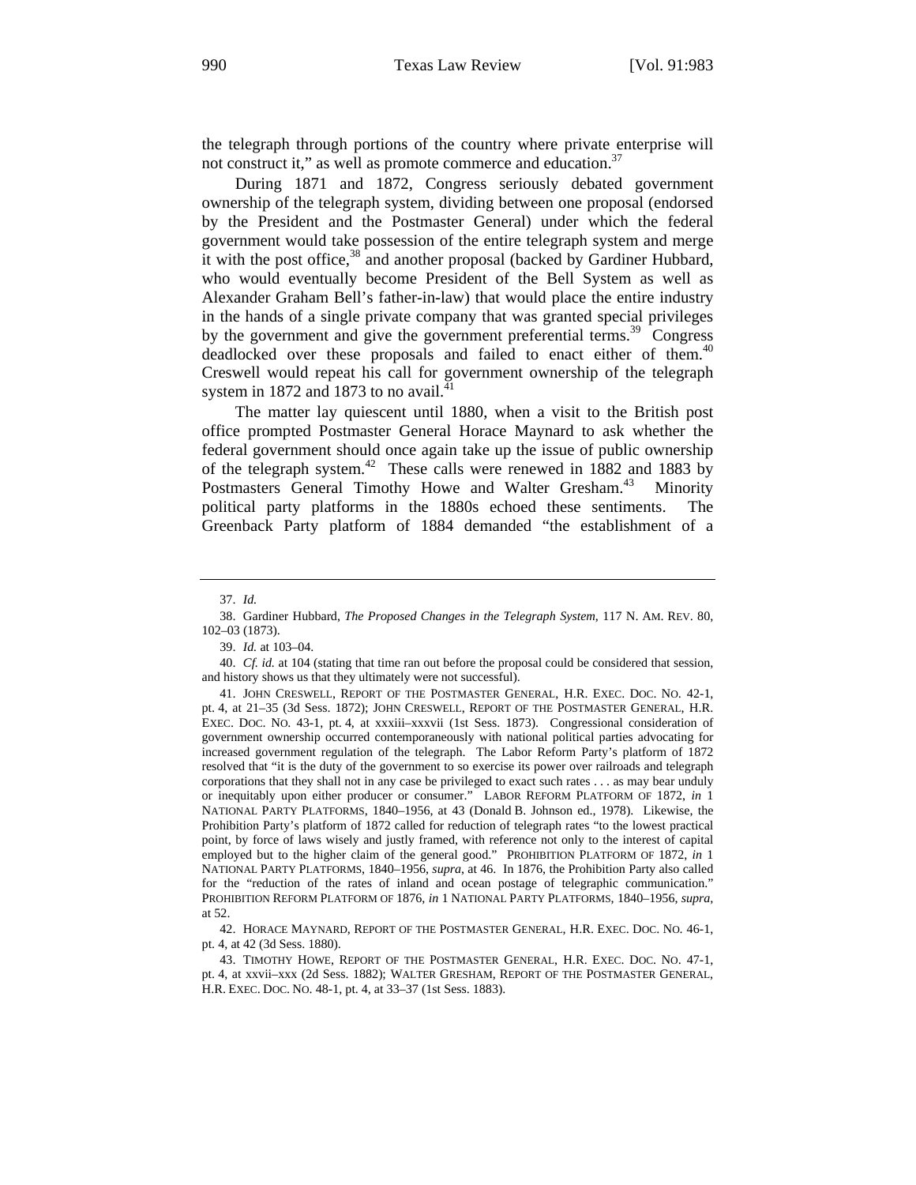the telegraph through portions of the country where private enterprise will not construct it," as well as promote commerce and education.[37]

During 1871 and 1872, Congress seriously debated government ownership of the telegraph system, dividing between one proposal (endorsed by the President and the Postmaster General) under which the federal government would take possession of the entire telegraph system and merge it with the post office,[38] and another proposal (backed by Gardiner Hubbard, who would eventually become President of the Bell System as well as Alexander Graham Bell's father-in-law) that would place the entire industry in the hands of a single private company that was granted special privileges by the government and give the government preferential terms.[39] Congress deadlocked over these proposals and failed to enact either of them.[40] Creswell would repeat his call for government ownership of the telegraph system in 1872 and 1873 to no avail.[41]

The matter lay quiescent until 1880, when a visit to the British post office prompted Postmaster General Horace Maynard to ask whether the federal government should once again take up the issue of public ownership of the telegraph system.[42] These calls were renewed in 1882 and 1883 by Postmasters General Timothy Howe and Walter Gresham.[43] Minority political party platforms in the 1880s echoed these sentiments. The Greenback Party platform of 1884 demanded "the establishment of a

---

37. *Id.*

38. Gardiner Hubbard, *The Proposed Changes in the Telegraph System*, 117 N. AM. REV. 80, 102–03 (1873).

39. *Id.* at 103–04.

40. *Cf. id.* at 104 (stating that time ran out before the proposal could be considered that session, and history shows us that they ultimately were not successful).

41. JOHN CRESWELL, REPORT OF THE POSTMASTER GENERAL, H.R. EXEC. DOC. NO. 42-1, pt. 4, at 21–35 (3d Sess. 1872); JOHN CRESWELL, REPORT OF THE POSTMASTER GENERAL, H.R. EXEC. DOC. NO. 43-1, pt. 4, at xxxiii–xxxvii (1st Sess. 1873). Congressional consideration of government ownership occurred contemporaneously with national political parties advocating for increased government regulation of the telegraph. The Labor Reform Party's platform of 1872 resolved that "it is the duty of the government to so exercise its power over railroads and telegraph corporations that they shall not in any case be privileged to exact such rates . . . as may bear unduly or inequitably upon either producer or consumer." LABOR REFORM PLATFORM OF 1872, *in* 1 NATIONAL PARTY PLATFORMS, 1840–1956, at 43 (Donald B. Johnson ed., 1978). Likewise, the Prohibition Party's platform of 1872 called for reduction of telegraph rates "to the lowest practical point, by force of laws wisely and justly framed, with reference not only to the interest of capital employed but to the higher claim of the general good." PROHIBITION PLATFORM OF 1872, *in* 1 NATIONAL PARTY PLATFORMS, 1840–1956, *supra*, at 46. In 1876, the Prohibition Party also called for the "reduction of the rates of inland and ocean postage of telegraphic communication." PROHIBITION REFORM PLATFORM OF 1876, *in* 1 NATIONAL PARTY PLATFORMS, 1840–1956, *supra*, at 52.

42. HORACE MAYNARD, REPORT OF THE POSTMASTER GENERAL, H.R. EXEC. DOC. NO. 46-1, pt. 4, at 42 (3d Sess. 1880).

43. TIMOTHY HOWE, REPORT OF THE POSTMASTER GENERAL, H.R. EXEC. DOC. NO. 47-1, pt. 4, at xxvii–xxx (2d Sess. 1882); WALTER GRESHAM, REPORT OF THE POSTMASTER GENERAL, H.R. EXEC. DOC. NO. 48-1, pt. 4, at 33–37 (1st Sess. 1883).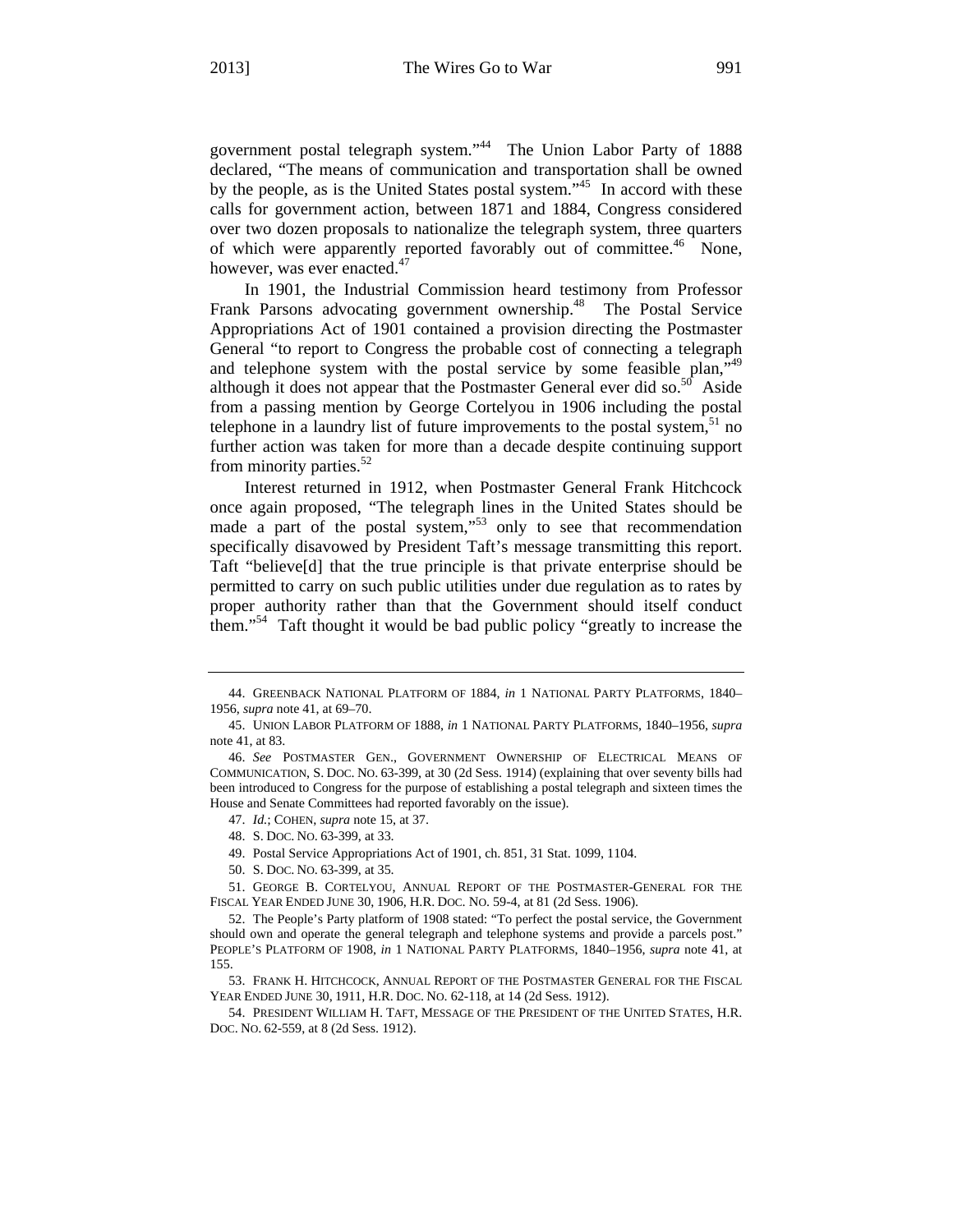government postal telegraph system."[44] The Union Labor Party of 1888 declared, "The means of communication and transportation shall be owned by the people, as is the United States postal system."[45] In accord with these calls for government action, between 1871 and 1884, Congress considered over two dozen proposals to nationalize the telegraph system, three quarters of which were apparently reported favorably out of committee.[46] None, however, was ever enacted.[47]

In 1901, the Industrial Commission heard testimony from Professor Frank Parsons advocating government ownership.[48] The Postal Service Appropriations Act of 1901 contained a provision directing the Postmaster General "to report to Congress the probable cost of connecting a telegraph and telephone system with the postal service by some feasible plan,"[49] although it does not appear that the Postmaster General ever did so.[50] Aside from a passing mention by George Cortelyou in 1906 including the postal telephone in a laundry list of future improvements to the postal system,[51] no further action was taken for more than a decade despite continuing support from minority parties.[52]

Interest returned in 1912, when Postmaster General Frank Hitchcock once again proposed, "The telegraph lines in the United States should be made a part of the postal system,"[53] only to see that recommendation specifically disavowed by President Taft's message transmitting this report. Taft "believe[d] that the true principle is that private enterprise should be permitted to carry on such public utilities under due regulation as to rates by proper authority rather than that the Government should itself conduct them."[54] Taft thought it would be bad public policy "greatly to increase the

---

44. GREENBACK NATIONAL PLATFORM OF 1884, *in* 1 NATIONAL PARTY PLATFORMS, 1840–1956, *supra* note 41, at 69–70.

45. UNION LABOR PLATFORM OF 1888, *in* 1 NATIONAL PARTY PLATFORMS, 1840–1956, *supra* note 41, at 83.

46. *See* POSTMASTER GEN., GOVERNMENT OWNERSHIP OF ELECTRICAL MEANS OF COMMUNICATION, S. DOC. NO. 63-399, at 30 (2d Sess. 1914) (explaining that over seventy bills had been introduced to Congress for the purpose of establishing a postal telegraph and sixteen times the House and Senate Committees had reported favorably on the issue).

47. *Id.*; COHEN, *supra* note 15, at 37.

48. S. DOC. NO. 63-399, at 33.

49. Postal Service Appropriations Act of 1901, ch. 851, 31 Stat. 1099, 1104.

50. S. DOC. NO. 63-399, at 35.

51. GEORGE B. CORTELYOU, ANNUAL REPORT OF THE POSTMASTER-GENERAL FOR THE FISCAL YEAR ENDED JUNE 30, 1906, H.R. DOC. NO. 59-4, at 81 (2d Sess. 1906).

52. The People's Party platform of 1908 stated: "To perfect the postal service, the Government should own and operate the general telegraph and telephone systems and provide a parcels post." PEOPLE'S PLATFORM OF 1908, *in* 1 NATIONAL PARTY PLATFORMS, 1840–1956, *supra* note 41, at 155.

53. FRANK H. HITCHCOCK, ANNUAL REPORT OF THE POSTMASTER GENERAL FOR THE FISCAL YEAR ENDED JUNE 30, 1911, H.R. DOC. NO. 62-118, at 14 (2d Sess. 1912).

54. PRESIDENT WILLIAM H. TAFT, MESSAGE OF THE PRESIDENT OF THE UNITED STATES, H.R. DOC. NO. 62-559, at 8 (2d Sess. 1912).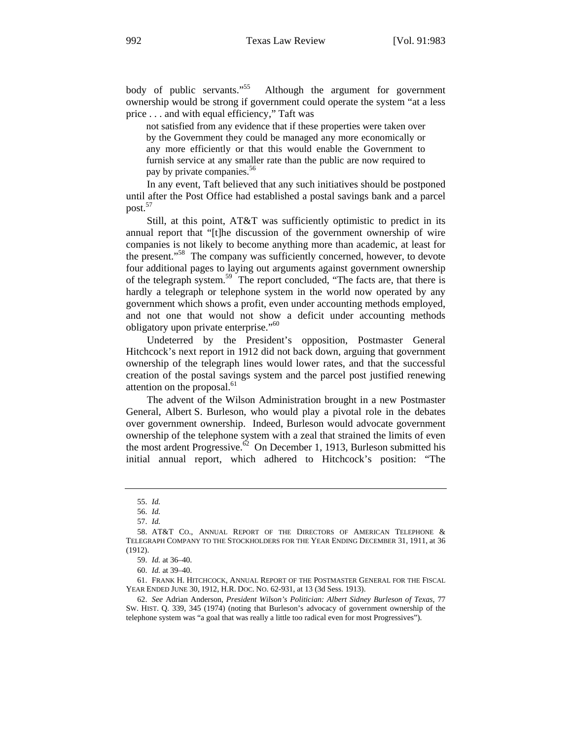body of public servants."[55] Although the argument for government ownership would be strong if government could operate the system "at a less price . . . and with equal efficiency," Taft was

> not satisfied from any evidence that if these properties were taken over by the Government they could be managed any more economically or any more efficiently or that this would enable the Government to furnish service at any smaller rate than the public are now required to pay by private companies.[56]

In any event, Taft believed that any such initiatives should be postponed until after the Post Office had established a postal savings bank and a parcel post.[57]

Still, at this point, AT&T was sufficiently optimistic to predict in its annual report that "[t]he discussion of the government ownership of wire companies is not likely to become anything more than academic, at least for the present."[58] The company was sufficiently concerned, however, to devote four additional pages to laying out arguments against government ownership of the telegraph system.[59] The report concluded, "The facts are, that there is hardly a telegraph or telephone system in the world now operated by any government which shows a profit, even under accounting methods employed, and not one that would not show a deficit under accounting methods obligatory upon private enterprise."[60]

Undeterred by the President's opposition, Postmaster General Hitchcock's next report in 1912 did not back down, arguing that government ownership of the telegraph lines would lower rates, and that the successful creation of the postal savings system and the parcel post justified renewing attention on the proposal.[61]

The advent of the Wilson Administration brought in a new Postmaster General, Albert S. Burleson, who would play a pivotal role in the debates over government ownership. Indeed, Burleson would advocate government ownership of the telephone system with a zeal that strained the limits of even the most ardent Progressive.[62] On December 1, 1913, Burleson submitted his initial annual report, which adhered to Hitchcock's position: "The

---

55. *Id.*

56. *Id.*

57. *Id.*

58. AT&T CO., ANNUAL REPORT OF THE DIRECTORS OF AMERICAN TELEPHONE & TELEGRAPH COMPANY TO THE STOCKHOLDERS FOR THE YEAR ENDING DECEMBER 31, 1911, at 36 (1912).

59. *Id.* at 36–40.

60. *Id.* at 39–40.

61. FRANK H. HITCHCOCK, ANNUAL REPORT OF THE POSTMASTER GENERAL FOR THE FISCAL YEAR ENDED JUNE 30, 1912, H.R. DOC. NO. 62-931, at 13 (3d Sess. 1913).

62. *See* Adrian Anderson, *President Wilson's Politician: Albert Sidney Burleson of Texas*, 77 SW. HIST. Q. 339, 345 (1974) (noting that Burleson's advocacy of government ownership of the telephone system was "a goal that was really a little too radical even for most Progressives").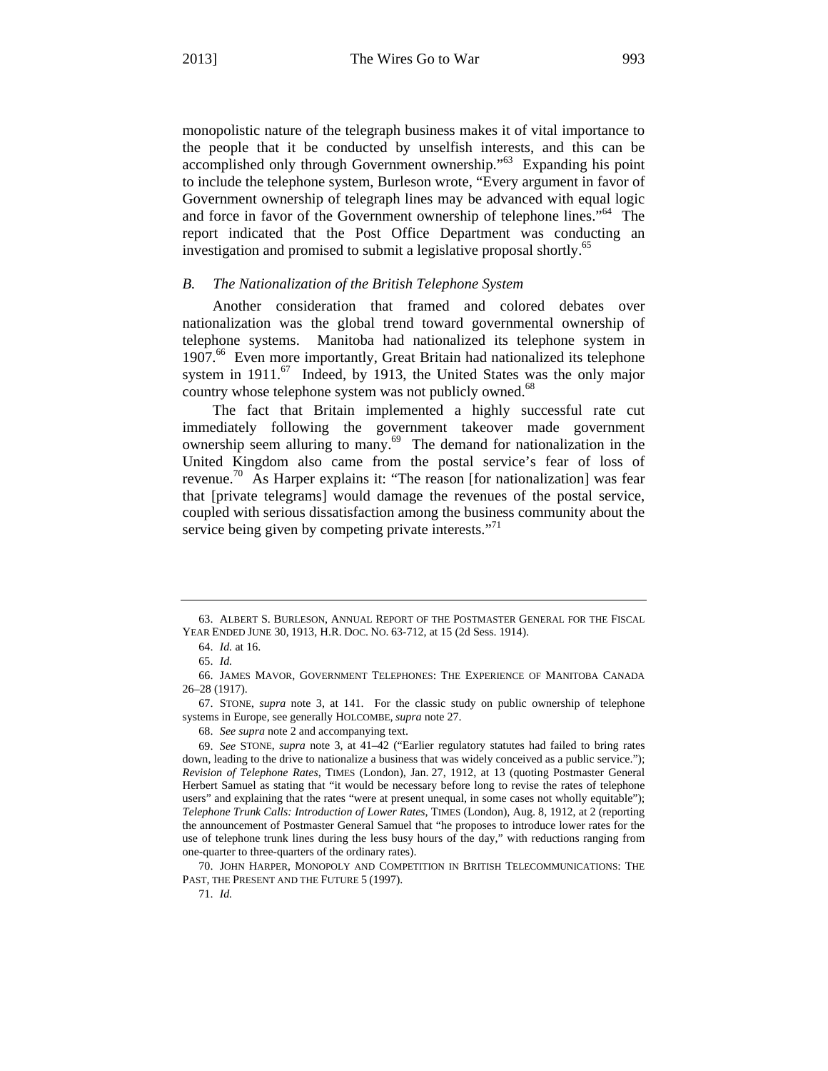monopolistic nature of the telegraph business makes it of vital importance to the people that it be conducted by unselfish interests, and this can be accomplished only through Government ownership."[63] Expanding his point to include the telephone system, Burleson wrote, "Every argument in favor of Government ownership of telegraph lines may be advanced with equal logic and force in favor of the Government ownership of telephone lines."[64] The report indicated that the Post Office Department was conducting an investigation and promised to submit a legislative proposal shortly.[65]

### B. *The Nationalization of the British Telephone System*

Another consideration that framed and colored debates over nationalization was the global trend toward governmental ownership of telephone systems. Manitoba had nationalized its telephone system in 1907.[66] Even more importantly, Great Britain had nationalized its telephone system in 1911.[67] Indeed, by 1913, the United States was the only major country whose telephone system was not publicly owned.[68]

The fact that Britain implemented a highly successful rate cut immediately following the government takeover made government ownership seem alluring to many.[69] The demand for nationalization in the United Kingdom also came from the postal service's fear of loss of revenue.[70] As Harper explains it: "The reason [for nationalization] was fear that [private telegrams] would damage the revenues of the postal service, coupled with serious dissatisfaction among the business community about the service being given by competing private interests."[71]

---

63. ALBERT S. BURLESON, ANNUAL REPORT OF THE POSTMASTER GENERAL FOR THE FISCAL YEAR ENDED JUNE 30, 1913, H.R. DOC. NO. 63-712, at 15 (2d Sess. 1914).

64. *Id.* at 16.

65. *Id.*

66. JAMES MAVOR, GOVERNMENT TELEPHONES: THE EXPERIENCE OF MANITOBA CANADA 26–28 (1917).

67. STONE, *supra* note 3, at 141. For the classic study on public ownership of telephone systems in Europe, see generally HOLCOMBE, *supra* note 27.

68. *See supra* note 2 and accompanying text.

69. *See* STONE, *supra* note 3, at 41–42 ("Earlier regulatory statutes had failed to bring rates down, leading to the drive to nationalize a business that was widely conceived as a public service."); *Revision of Telephone Rates*, TIMES (London), Jan. 27, 1912, at 13 (quoting Postmaster General Herbert Samuel as stating that "it would be necessary before long to revise the rates of telephone users" and explaining that the rates "were at present unequal, in some cases not wholly equitable"); *Telephone Trunk Calls: Introduction of Lower Rates*, TIMES (London), Aug. 8, 1912, at 2 (reporting the announcement of Postmaster General Samuel that "he proposes to introduce lower rates for the use of telephone trunk lines during the less busy hours of the day," with reductions ranging from one-quarter to three-quarters of the ordinary rates).

70. JOHN HARPER, MONOPOLY AND COMPETITION IN BRITISH TELECOMMUNICATIONS: THE PAST, THE PRESENT AND THE FUTURE 5 (1997).

71. *Id.*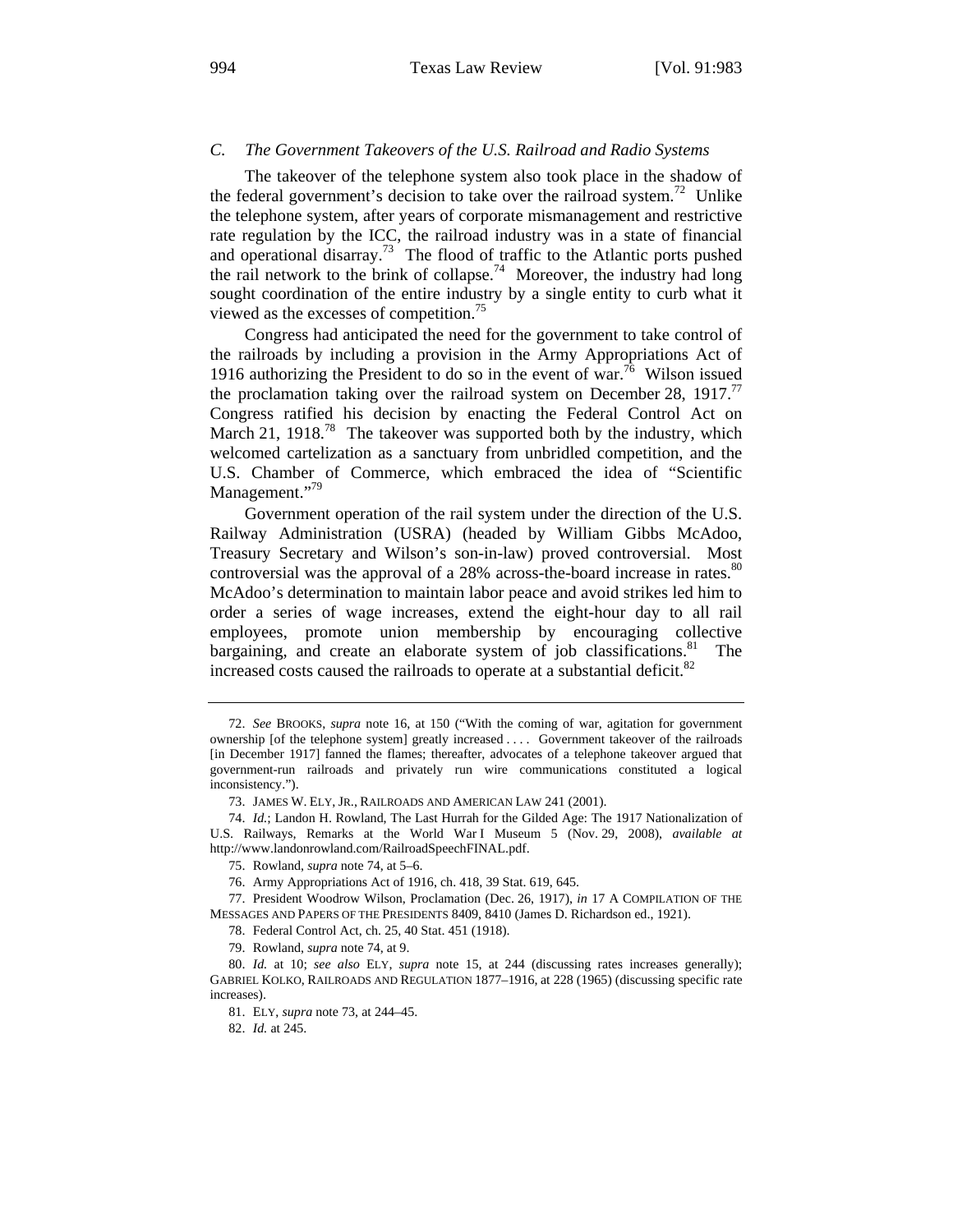### *C. The Government Takeovers of the U.S. Railroad and Radio Systems*

The takeover of the telephone system also took place in the shadow of the federal government's decision to take over the railroad system.[72] Unlike the telephone system, after years of corporate mismanagement and restrictive rate regulation by the ICC, the railroad industry was in a state of financial and operational disarray.[73] The flood of traffic to the Atlantic ports pushed the rail network to the brink of collapse.[74] Moreover, the industry had long sought coordination of the entire industry by a single entity to curb what it viewed as the excesses of competition.[75]

Congress had anticipated the need for the government to take control of the railroads by including a provision in the Army Appropriations Act of 1916 authorizing the President to do so in the event of war.[76] Wilson issued the proclamation taking over the railroad system on December 28, 1917.[77] Congress ratified his decision by enacting the Federal Control Act on March 21, 1918.[78] The takeover was supported both by the industry, which welcomed cartelization as a sanctuary from unbridled competition, and the U.S. Chamber of Commerce, which embraced the idea of "Scientific Management."[79]

Government operation of the rail system under the direction of the U.S. Railway Administration (USRA) (headed by William Gibbs McAdoo, Treasury Secretary and Wilson's son-in-law) proved controversial. Most controversial was the approval of a 28% across-the-board increase in rates.[80] McAdoo's determination to maintain labor peace and avoid strikes led him to order a series of wage increases, extend the eight-hour day to all rail employees, promote union membership by encouraging collective bargaining, and create an elaborate system of job classifications.[81] The increased costs caused the railroads to operate at a substantial deficit.[82]

---

72. *See* BROOKS, *supra* note 16, at 150 ("With the coming of war, agitation for government ownership [of the telephone system] greatly increased . . . . Government takeover of the railroads [in December 1917] fanned the flames; thereafter, advocates of a telephone takeover argued that government-run railroads and privately run wire communications constituted a logical inconsistency.").

73. JAMES W. ELY, JR., RAILROADS AND AMERICAN LAW 241 (2001).

74. *Id.*; Landon H. Rowland, The Last Hurrah for the Gilded Age: The 1917 Nationalization of U.S. Railways, Remarks at the World War I Museum 5 (Nov. 29, 2008), *available at* http://www.landonrowland.com/RailroadSpeechFINAL.pdf.

75. Rowland, *supra* note 74, at 5–6.

76. Army Appropriations Act of 1916, ch. 418, 39 Stat. 619, 645.

77. President Woodrow Wilson, Proclamation (Dec. 26, 1917), *in* 17 A COMPILATION OF THE MESSAGES AND PAPERS OF THE PRESIDENTS 8409, 8410 (James D. Richardson ed., 1921).

78. Federal Control Act, ch. 25, 40 Stat. 451 (1918).

79. Rowland, *supra* note 74, at 9.

80. *Id.* at 10; *see also* ELY, *supra* note 15, at 244 (discussing rates increases generally); GABRIEL KOLKO, RAILROADS AND REGULATION 1877–1916, at 228 (1965) (discussing specific rate increases).

81. ELY, *supra* note 73, at 244–45.

82. *Id.* at 245.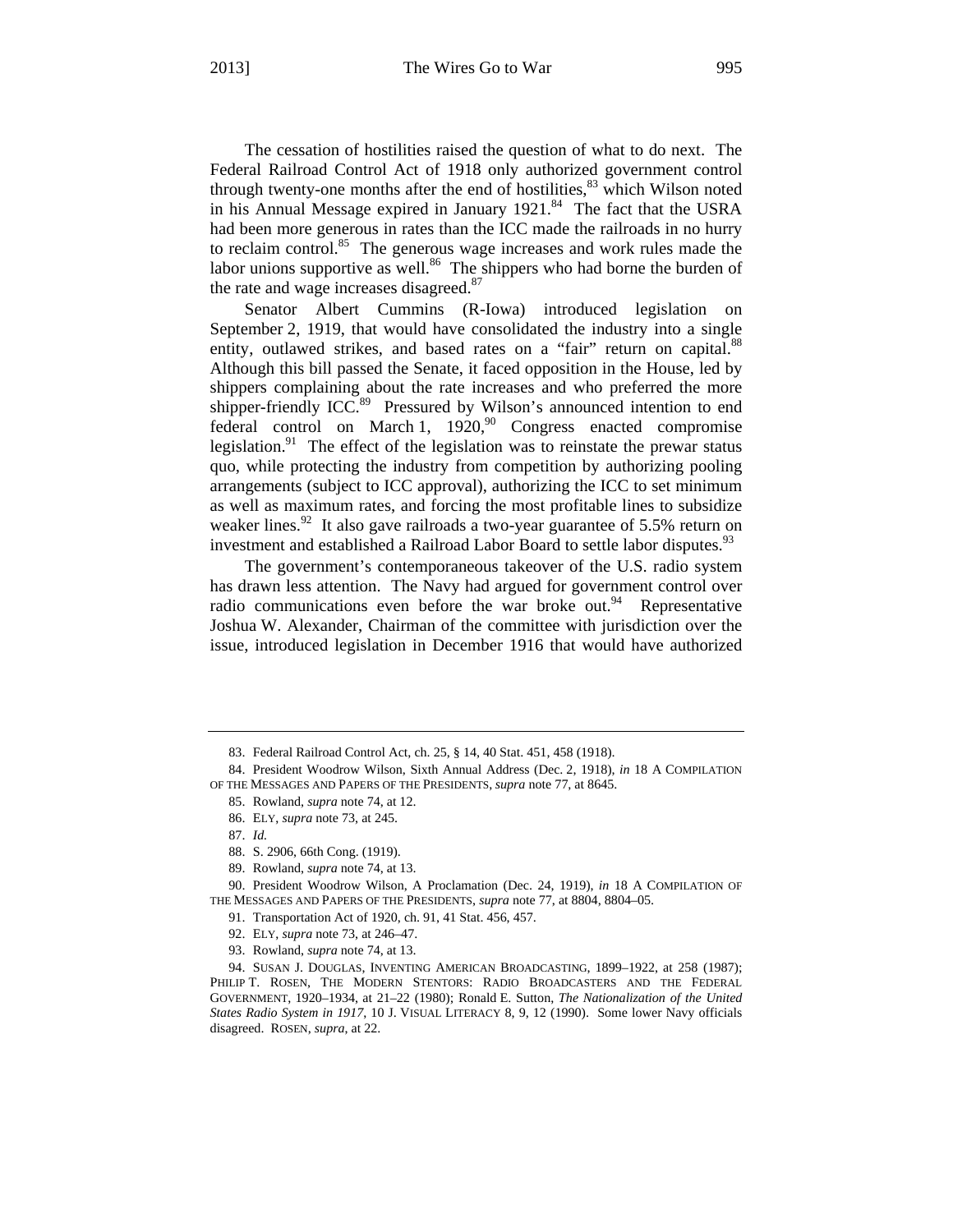The cessation of hostilities raised the question of what to do next. The Federal Railroad Control Act of 1918 only authorized government control through twenty-one months after the end of hostilities,[83] which Wilson noted in his Annual Message expired in January 1921.[84] The fact that the USRA had been more generous in rates than the ICC made the railroads in no hurry to reclaim control.[85] The generous wage increases and work rules made the labor unions supportive as well.[86] The shippers who had borne the burden of the rate and wage increases disagreed.[87]

Senator Albert Cummins (R-Iowa) introduced legislation on September 2, 1919, that would have consolidated the industry into a single entity, outlawed strikes, and based rates on a "fair" return on capital.[88] Although this bill passed the Senate, it faced opposition in the House, led by shippers complaining about the rate increases and who preferred the more shipper-friendly ICC.[89] Pressured by Wilson's announced intention to end federal control on March 1, 1920,[90] Congress enacted compromise legislation.[91] The effect of the legislation was to reinstate the prewar status quo, while protecting the industry from competition by authorizing pooling arrangements (subject to ICC approval), authorizing the ICC to set minimum as well as maximum rates, and forcing the most profitable lines to subsidize weaker lines.[92] It also gave railroads a two-year guarantee of 5.5% return on investment and established a Railroad Labor Board to settle labor disputes.[93]

The government's contemporaneous takeover of the U.S. radio system has drawn less attention. The Navy had argued for government control over radio communications even before the war broke out.[94] Representative Joshua W. Alexander, Chairman of the committee with jurisdiction over the issue, introduced legislation in December 1916 that would have authorized

---

83. Federal Railroad Control Act, ch. 25, § 14, 40 Stat. 451, 458 (1918).

84. President Woodrow Wilson, Sixth Annual Address (Dec. 2, 1918), *in* 18 A COMPILATION OF THE MESSAGES AND PAPERS OF THE PRESIDENTS, *supra* note 77, at 8645.

85. Rowland, *supra* note 74, at 12.

86. ELY, *supra* note 73, at 245.

87. *Id.*

88. S. 2906, 66th Cong. (1919).

89. Rowland, *supra* note 74, at 13.

90. President Woodrow Wilson, A Proclamation (Dec. 24, 1919), *in* 18 A COMPILATION OF THE MESSAGES AND PAPERS OF THE PRESIDENTS, *supra* note 77, at 8804, 8804–05.

91. Transportation Act of 1920, ch. 91, 41 Stat. 456, 457.

92. ELY, *supra* note 73, at 246–47.

93. Rowland, *supra* note 74, at 13.

94. SUSAN J. DOUGLAS, INVENTING AMERICAN BROADCASTING, 1899–1922, at 258 (1987); PHILIP T. ROSEN, THE MODERN STENTORS: RADIO BROADCASTERS AND THE FEDERAL GOVERNMENT, 1920–1934, at 21–22 (1980); Ronald E. Sutton, *The Nationalization of the United States Radio System in 1917*, 10 J. VISUAL LITERACY 8, 9, 12 (1990). Some lower Navy officials disagreed. ROSEN, *supra*, at 22.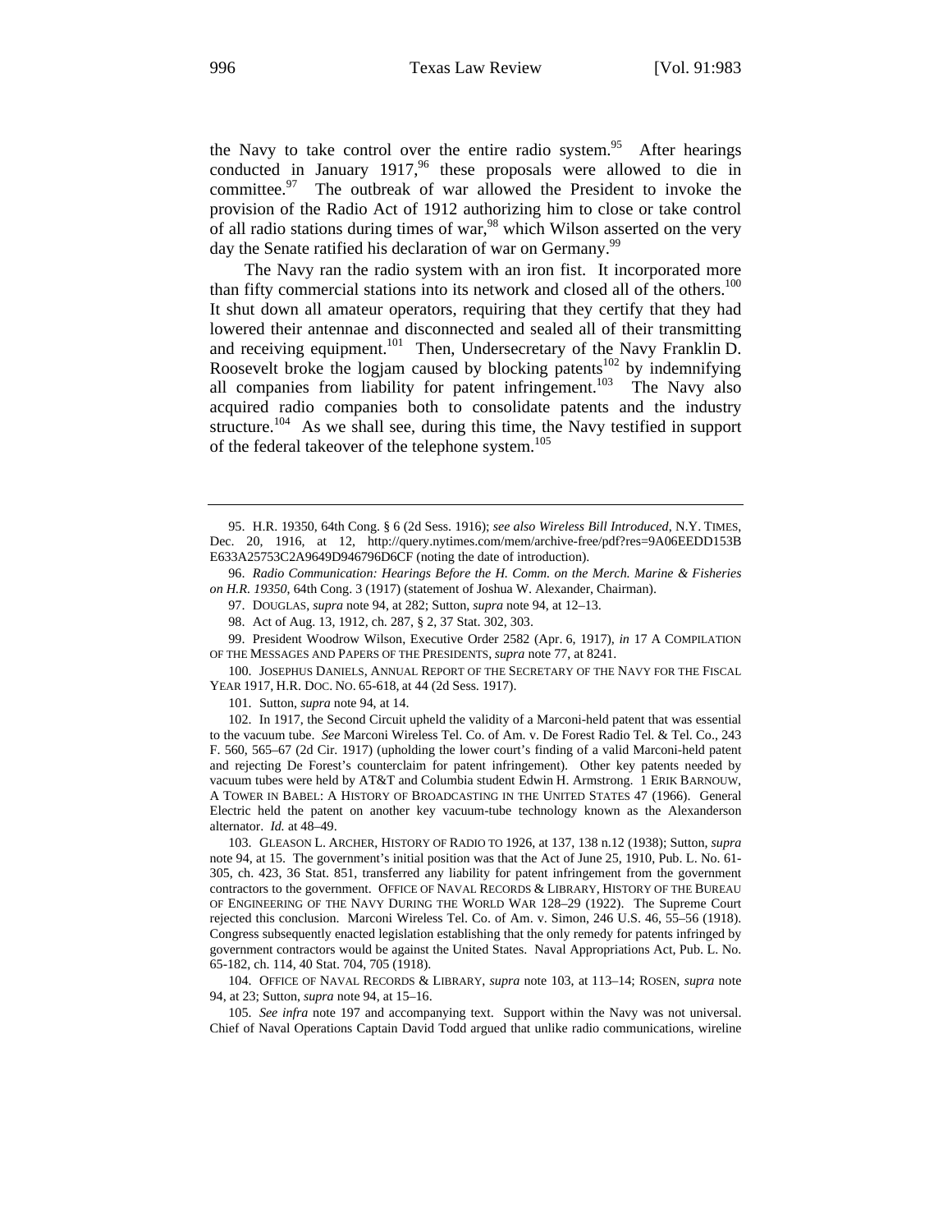the Navy to take control over the entire radio system.[95] After hearings conducted in January 1917,[96] these proposals were allowed to die in committee.[97] The outbreak of war allowed the President to invoke the provision of the Radio Act of 1912 authorizing him to close or take control of all radio stations during times of war,[98] which Wilson asserted on the very day the Senate ratified his declaration of war on Germany.[99]

The Navy ran the radio system with an iron fist. It incorporated more than fifty commercial stations into its network and closed all of the others.[100] It shut down all amateur operators, requiring that they certify that they had lowered their antennae and disconnected and sealed all of their transmitting and receiving equipment.[101] Then, Undersecretary of the Navy Franklin D. Roosevelt broke the logjam caused by blocking patents[102] by indemnifying all companies from liability for patent infringement.[103] The Navy also acquired radio companies both to consolidate patents and the industry structure.[104] As we shall see, during this time, the Navy testified in support of the federal takeover of the telephone system.[105]

---

95. H.R. 19350, 64th Cong. § 6 (2d Sess. 1916); *see also Wireless Bill Introduced*, N.Y. TIMES, Dec. 20, 1916, at 12, http://query.nytimes.com/mem/archive-free/pdf?res=9A06EEDD153BE633A25753C2A9649D946796D6CF (noting the date of introduction).

96. *Radio Communication: Hearings Before the H. Comm. on the Merch. Marine & Fisheries on H.R. 19350*, 64th Cong. 3 (1917) (statement of Joshua W. Alexander, Chairman).

97. DOUGLAS, *supra* note 94, at 282; Sutton, *supra* note 94, at 12–13.

98. Act of Aug. 13, 1912, ch. 287, § 2, 37 Stat. 302, 303.

99. President Woodrow Wilson, Executive Order 2582 (Apr. 6, 1917), *in* 17 A COMPILATION OF THE MESSAGES AND PAPERS OF THE PRESIDENTS, *supra* note 77, at 8241.

100. JOSEPHUS DANIELS, ANNUAL REPORT OF THE SECRETARY OF THE NAVY FOR THE FISCAL YEAR 1917, H.R. DOC. NO. 65-618, at 44 (2d Sess. 1917).

101. Sutton, *supra* note 94, at 14.

102. In 1917, the Second Circuit upheld the validity of a Marconi-held patent that was essential to the vacuum tube. *See* Marconi Wireless Tel. Co. of Am. v. De Forest Radio Tel. & Tel. Co., 243 F. 560, 565–67 (2d Cir. 1917) (upholding the lower court's finding of a valid Marconi-held patent and rejecting De Forest's counterclaim for patent infringement). Other key patents needed by vacuum tubes were held by AT&T and Columbia student Edwin H. Armstrong. 1 ERIK BARNOUW, A TOWER IN BABEL: A HISTORY OF BROADCASTING IN THE UNITED STATES 47 (1966). General Electric held the patent on another key vacuum-tube technology known as the Alexanderson alternator. *Id.* at 48–49.

103. GLEASON L. ARCHER, HISTORY OF RADIO TO 1926, at 137, 138 n.12 (1938); Sutton, *supra* note 94, at 15. The government's initial position was that the Act of June 25, 1910, Pub. L. No. 61-305, ch. 423, 36 Stat. 851, transferred any liability for patent infringement from the government contractors to the government. OFFICE OF NAVAL RECORDS & LIBRARY, HISTORY OF THE BUREAU OF ENGINEERING OF THE NAVY DURING THE WORLD WAR 128–29 (1922). The Supreme Court rejected this conclusion. Marconi Wireless Tel. Co. of Am. v. Simon, 246 U.S. 46, 55–56 (1918). Congress subsequently enacted legislation establishing that the only remedy for patents infringed by government contractors would be against the United States. Naval Appropriations Act, Pub. L. No. 65-182, ch. 114, 40 Stat. 704, 705 (1918).

104. OFFICE OF NAVAL RECORDS & LIBRARY, *supra* note 103, at 113–14; ROSEN, *supra* note 94, at 23; Sutton, *supra* note 94, at 15–16.

105. *See infra* note 197 and accompanying text. Support within the Navy was not universal. Chief of Naval Operations Captain David Todd argued that unlike radio communications, wireline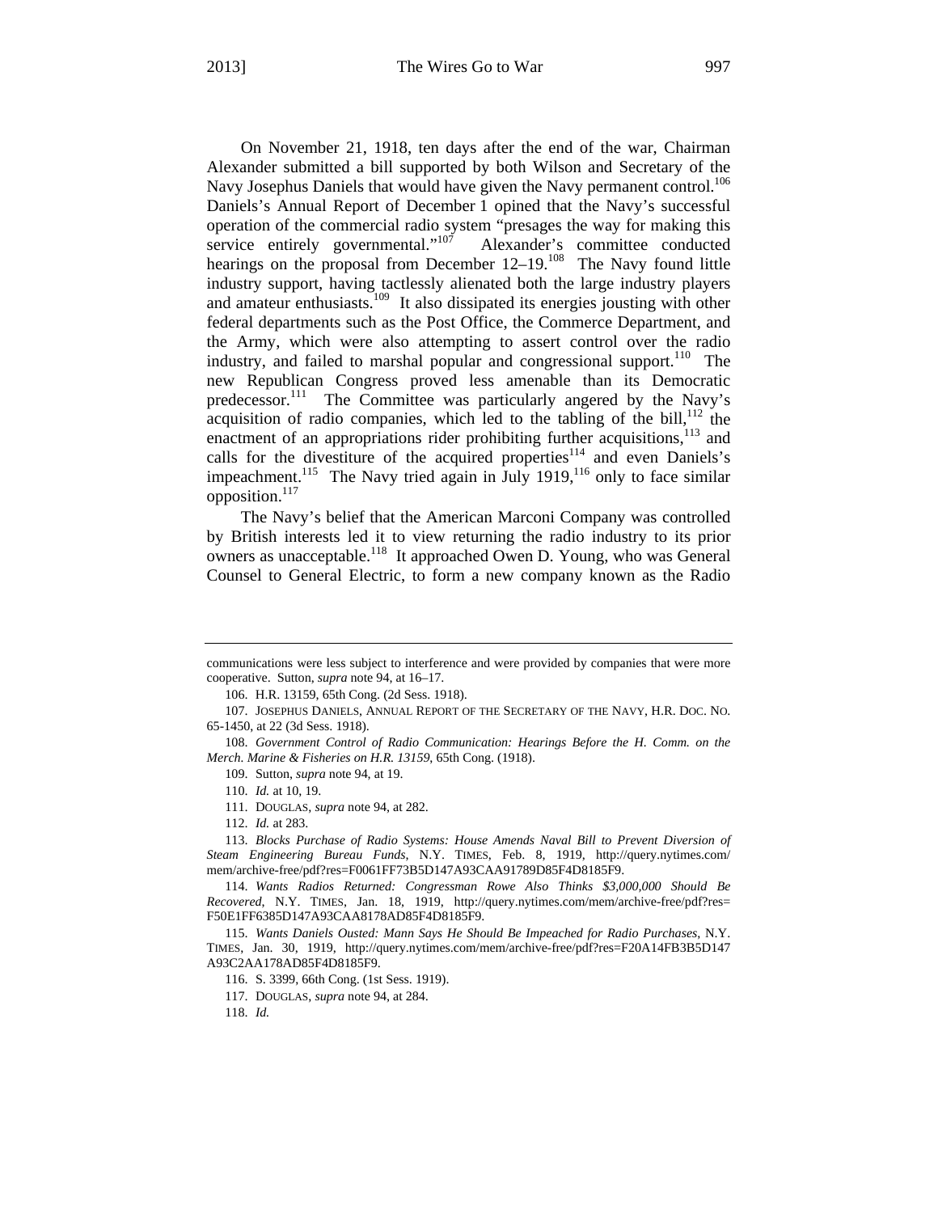On November 21, 1918, ten days after the end of the war, Chairman Alexander submitted a bill supported by both Wilson and Secretary of the Navy Josephus Daniels that would have given the Navy permanent control.[106] Daniels's Annual Report of December 1 opined that the Navy's successful operation of the commercial radio system "presages the way for making this service entirely governmental."[107] Alexander's committee conducted hearings on the proposal from December 12–19.[108] The Navy found little industry support, having tactlessly alienated both the large industry players and amateur enthusiasts.[109] It also dissipated its energies jousting with other federal departments such as the Post Office, the Commerce Department, and the Army, which were also attempting to assert control over the radio industry, and failed to marshal popular and congressional support.[110] The new Republican Congress proved less amenable than its Democratic predecessor.[111] The Committee was particularly angered by the Navy's acquisition of radio companies, which led to the tabling of the bill,[112] the enactment of an appropriations rider prohibiting further acquisitions,[113] and calls for the divestiture of the acquired properties[114] and even Daniels's impeachment.[115] The Navy tried again in July 1919,[116] only to face similar opposition.[117]

The Navy's belief that the American Marconi Company was controlled by British interests led it to view returning the radio industry to its prior owners as unacceptable.[118] It approached Owen D. Young, who was General Counsel to General Electric, to form a new company known as the Radio

---

communications were less subject to interference and were provided by companies that were more cooperative. Sutton, *supra* note 94, at 16–17.

106. H.R. 13159, 65th Cong. (2d Sess. 1918).

107. JOSEPHUS DANIELS, ANNUAL REPORT OF THE SECRETARY OF THE NAVY, H.R. DOC. NO. 65-1450, at 22 (3d Sess. 1918).

108. *Government Control of Radio Communication: Hearings Before the H. Comm. on the Merch. Marine & Fisheries on H.R. 13159*, 65th Cong. (1918).

109. Sutton, *supra* note 94, at 19.

110. *Id.* at 10, 19.

111. DOUGLAS, *supra* note 94, at 282.

112. *Id.* at 283.

113. *Blocks Purchase of Radio Systems: House Amends Naval Bill to Prevent Diversion of Steam Engineering Bureau Funds*, N.Y. TIMES, Feb. 8, 1919, http://query.nytimes.com/mem/archive-free/pdf?res=F0061FF73B5D147A93CAA91789D85F4D8185F9.

114. *Wants Radios Returned: Congressman Rowe Also Thinks $3,000,000 Should Be Recovered*, N.Y. TIMES, Jan. 18, 1919, http://query.nytimes.com/mem/archive-free/pdf?res=F50E1FF6385D147A93CAA8178AD85F4D8185F9.

115. *Wants Daniels Ousted: Mann Says He Should Be Impeached for Radio Purchases*, N.Y. TIMES, Jan. 30, 1919, http://query.nytimes.com/mem/archive-free/pdf?res=F20A14FB3B5D147A93C2AA178AD85F4D8185F9.

116. S. 3399, 66th Cong. (1st Sess. 1919).

117. DOUGLAS, *supra* note 94, at 284.

118. *Id.*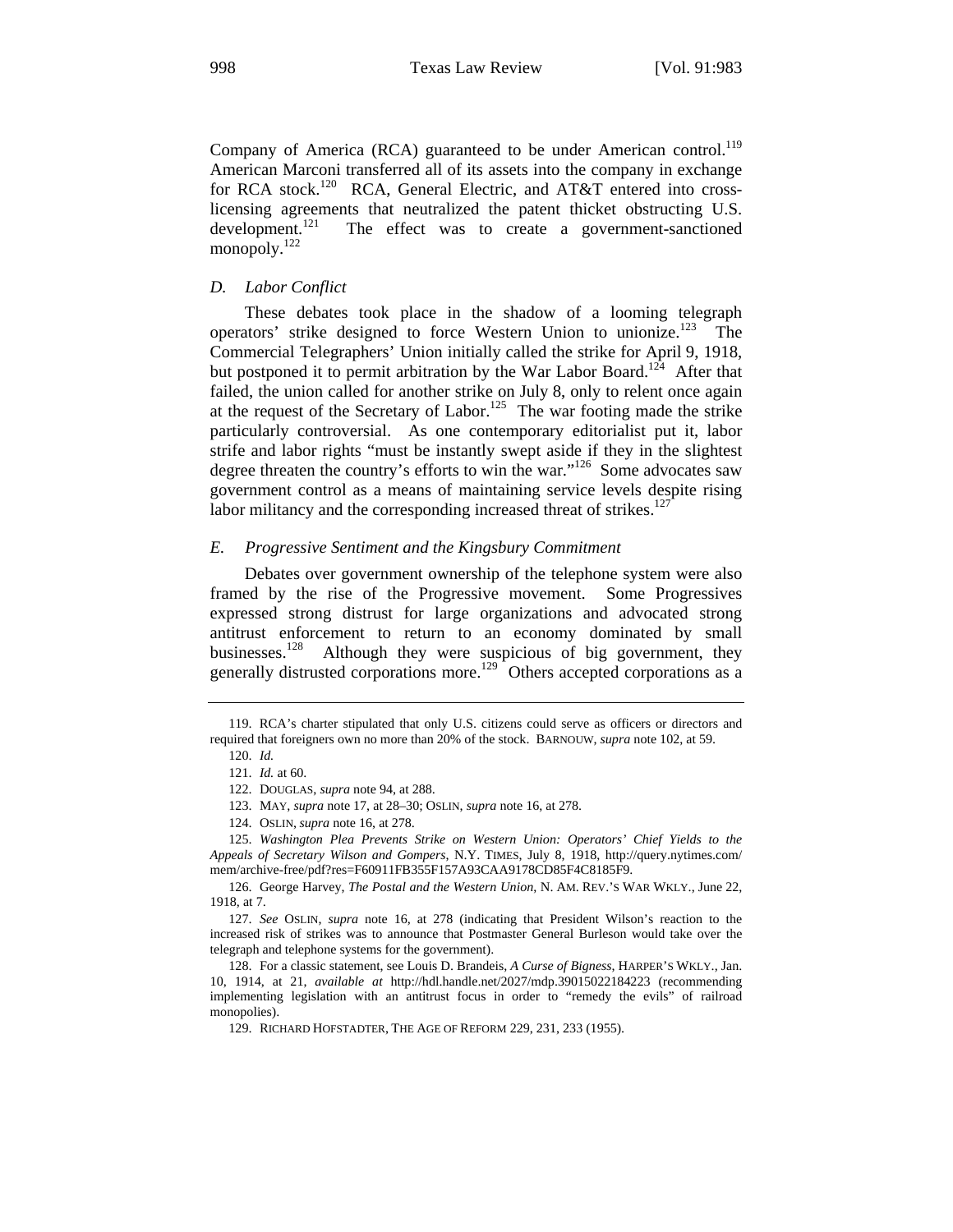Company of America (RCA) guaranteed to be under American control.[119] American Marconi transferred all of its assets into the company in exchange for RCA stock.[120] RCA, General Electric, and AT&T entered into cross-licensing agreements that neutralized the patent thicket obstructing U.S. development.[121] The effect was to create a government-sanctioned monopoly.[122]

### *D. Labor Conflict*

These debates took place in the shadow of a looming telegraph operators' strike designed to force Western Union to unionize.[123] The Commercial Telegraphers' Union initially called the strike for April 9, 1918, but postponed it to permit arbitration by the War Labor Board.[124] After that failed, the union called for another strike on July 8, only to relent once again at the request of the Secretary of Labor.[125] The war footing made the strike particularly controversial. As one contemporary editorialist put it, labor strife and labor rights "must be instantly swept aside if they in the slightest degree threaten the country's efforts to win the war."[126] Some advocates saw government control as a means of maintaining service levels despite rising labor militancy and the corresponding increased threat of strikes.[127]

### *E. Progressive Sentiment and the Kingsbury Commitment*

Debates over government ownership of the telephone system were also framed by the rise of the Progressive movement. Some Progressives expressed strong distrust for large organizations and advocated strong antitrust enforcement to return to an economy dominated by small businesses.[128] Although they were suspicious of big government, they generally distrusted corporations more.[129] Others accepted corporations as a

---

119. RCA's charter stipulated that only U.S. citizens could serve as officers or directors and required that foreigners own no more than 20% of the stock. BARNOUW, *supra* note 102, at 59.

120. *Id.*

121. *Id.* at 60.

122. DOUGLAS, *supra* note 94, at 288.

123. MAY, *supra* note 17, at 28–30; OSLIN, *supra* note 16, at 278.

124. OSLIN, *supra* note 16, at 278.

125. *Washington Plea Prevents Strike on Western Union: Operators' Chief Yields to the Appeals of Secretary Wilson and Gompers*, N.Y. TIMES, July 8, 1918, http://query.nytimes.com/mem/archive-free/pdf?res=F60911FB355F157A93CAA9178CD85F4C8185F9.

126. George Harvey, *The Postal and the Western Union*, N. AM. REV.'S WAR WKLY., June 22, 1918, at 7.

127. *See* OSLIN, *supra* note 16, at 278 (indicating that President Wilson's reaction to the increased risk of strikes was to announce that Postmaster General Burleson would take over the telegraph and telephone systems for the government).

128. For a classic statement, see Louis D. Brandeis, *A Curse of Bigness*, HARPER'S WKLY., Jan. 10, 1914, at 21, *available at* http://hdl.handle.net/2027/mdp.39015022184223 (recommending implementing legislation with an antitrust focus in order to "remedy the evils" of railroad monopolies).

129. RICHARD HOFSTADTER, THE AGE OF REFORM 229, 231, 233 (1955).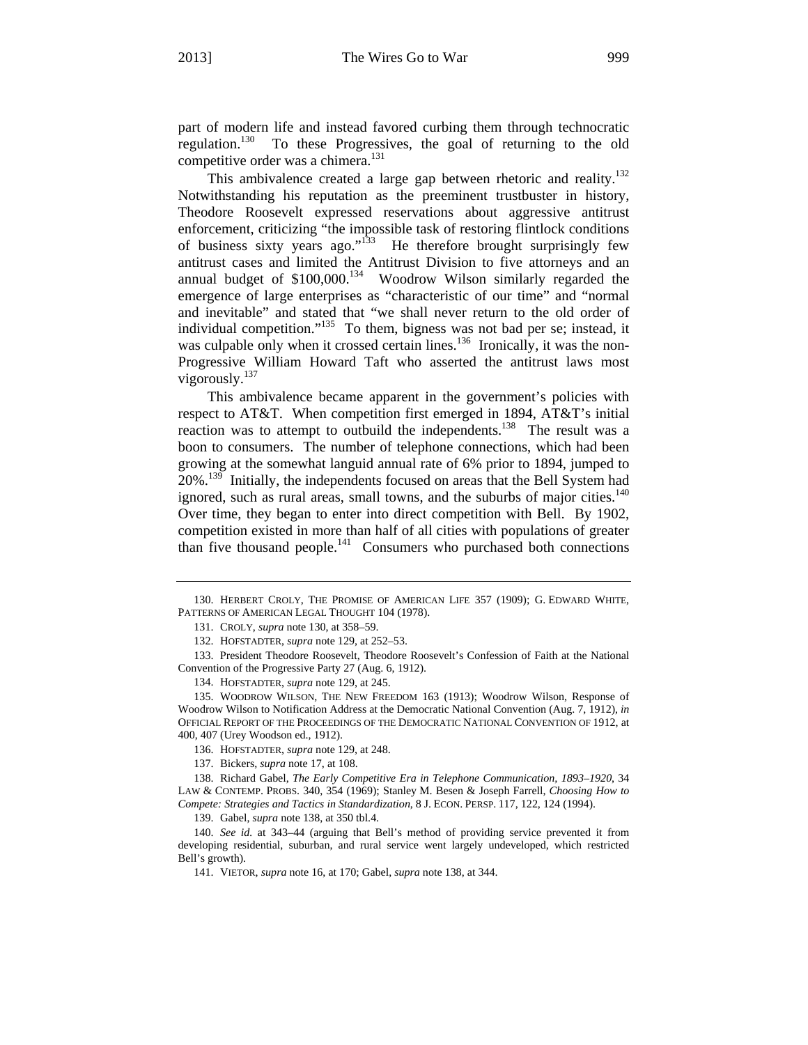part of modern life and instead favored curbing them through technocratic regulation.[130] To these Progressives, the goal of returning to the old competitive order was a chimera.[131]

This ambivalence created a large gap between rhetoric and reality.[132] Notwithstanding his reputation as the preeminent trustbuster in history, Theodore Roosevelt expressed reservations about aggressive antitrust enforcement, criticizing "the impossible task of restoring flintlock conditions of business sixty years ago."[133] He therefore brought surprisingly few antitrust cases and limited the Antitrust Division to five attorneys and an annual budget of $100,000.[134] Woodrow Wilson similarly regarded the emergence of large enterprises as "characteristic of our time" and "normal and inevitable" and stated that "we shall never return to the old order of individual competition."[135] To them, bigness was not bad per se; instead, it was culpable only when it crossed certain lines.[136] Ironically, it was the non-Progressive William Howard Taft who asserted the antitrust laws most vigorously.[137]

This ambivalence became apparent in the government's policies with respect to AT&T. When competition first emerged in 1894, AT&T's initial reaction was to attempt to outbuild the independents.[138] The result was a boon to consumers. The number of telephone connections, which had been growing at the somewhat languid annual rate of 6% prior to 1894, jumped to 20%.[139] Initially, the independents focused on areas that the Bell System had ignored, such as rural areas, small towns, and the suburbs of major cities.[140] Over time, they began to enter into direct competition with Bell. By 1902, competition existed in more than half of all cities with populations of greater than five thousand people.[141] Consumers who purchased both connections

---

130. HERBERT CROLY, THE PROMISE OF AMERICAN LIFE 357 (1909); G. EDWARD WHITE, PATTERNS OF AMERICAN LEGAL THOUGHT 104 (1978).

131. CROLY, *supra* note 130, at 358–59.

132. HOFSTADTER, *supra* note 129, at 252–53.

133. President Theodore Roosevelt, Theodore Roosevelt's Confession of Faith at the National Convention of the Progressive Party 27 (Aug. 6, 1912).

134. HOFSTADTER, *supra* note 129, at 245.

135. WOODROW WILSON, THE NEW FREEDOM 163 (1913); Woodrow Wilson, Response of Woodrow Wilson to Notification Address at the Democratic National Convention (Aug. 7, 1912), *in* OFFICIAL REPORT OF THE PROCEEDINGS OF THE DEMOCRATIC NATIONAL CONVENTION OF 1912, at 400, 407 (Urey Woodson ed., 1912).

136. HOFSTADTER, *supra* note 129, at 248.

137. Bickers, *supra* note 17, at 108.

138. Richard Gabel, *The Early Competitive Era in Telephone Communication, 1893–1920*, 34 LAW & CONTEMP. PROBS. 340, 354 (1969); Stanley M. Besen & Joseph Farrell, *Choosing How to Compete: Strategies and Tactics in Standardization*, 8 J. ECON. PERSP. 117, 122, 124 (1994).

139. Gabel, *supra* note 138, at 350 tbl.4.

140. *See id.* at 343–44 (arguing that Bell's method of providing service prevented it from developing residential, suburban, and rural service went largely undeveloped, which restricted Bell's growth).

141. VIETOR, *supra* note 16, at 170; Gabel, *supra* note 138, at 344.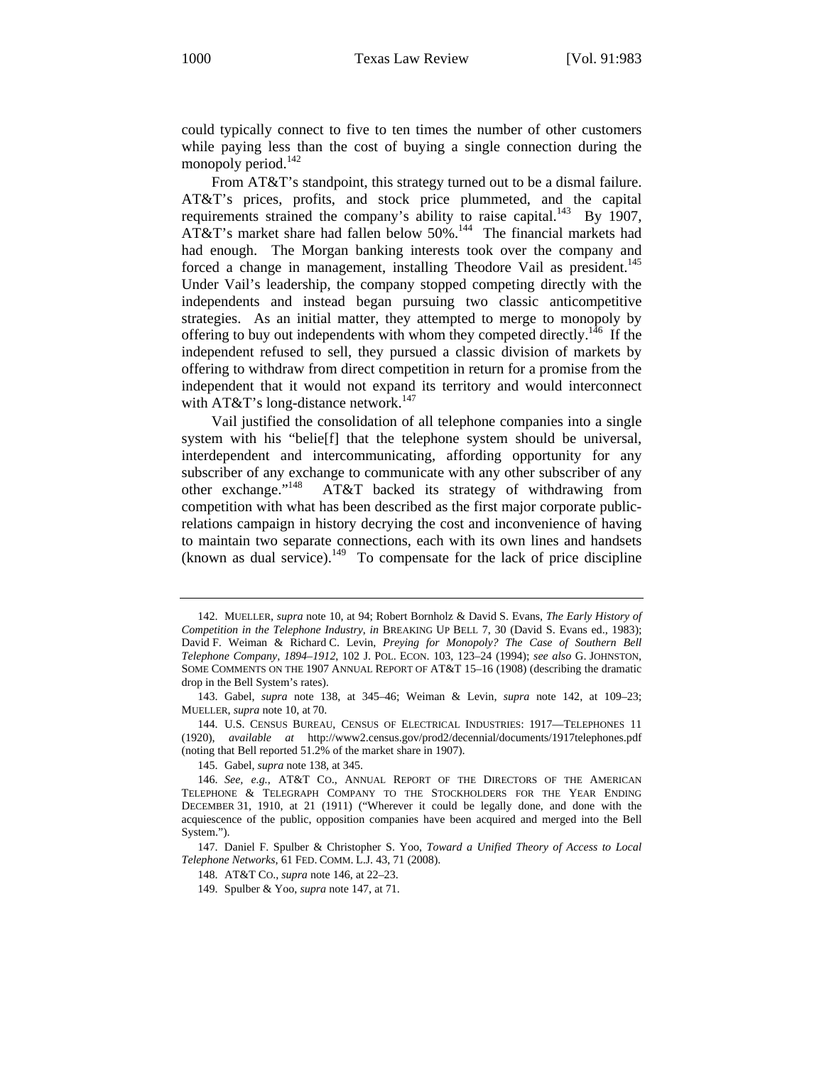could typically connect to five to ten times the number of other customers while paying less than the cost of buying a single connection during the monopoly period.[142]

From AT&T's standpoint, this strategy turned out to be a dismal failure. AT&T's prices, profits, and stock price plummeted, and the capital requirements strained the company's ability to raise capital.[143] By 1907, AT&T's market share had fallen below 50%.[144] The financial markets had had enough. The Morgan banking interests took over the company and forced a change in management, installing Theodore Vail as president.[145] Under Vail's leadership, the company stopped competing directly with the independents and instead began pursuing two classic anticompetitive strategies. As an initial matter, they attempted to merge to monopoly by offering to buy out independents with whom they competed directly.[146] If the independent refused to sell, they pursued a classic division of markets by offering to withdraw from direct competition in return for a promise from the independent that it would not expand its territory and would interconnect with AT&T's long-distance network.[147]

Vail justified the consolidation of all telephone companies into a single system with his "belie[f] that the telephone system should be universal, interdependent and intercommunicating, affording opportunity for any subscriber of any exchange to communicate with any other subscriber of any other exchange."[148] AT&T backed its strategy of withdrawing from competition with what has been described as the first major corporate public-relations campaign in history decrying the cost and inconvenience of having to maintain two separate connections, each with its own lines and handsets (known as dual service).[149] To compensate for the lack of price discipline

---

142. MUELLER, *supra* note 10, at 94; Robert Bornholz & David S. Evans, *The Early History of Competition in the Telephone Industry*, *in* BREAKING UP BELL 7, 30 (David S. Evans ed., 1983); David F. Weiman & Richard C. Levin, *Preying for Monopoly? The Case of Southern Bell Telephone Company, 1894–1912*, 102 J. POL. ECON. 103, 123–24 (1994); *see also* G. JOHNSTON, SOME COMMENTS ON THE 1907 ANNUAL REPORT OF AT&T 15–16 (1908) (describing the dramatic drop in the Bell System's rates).

143. Gabel, *supra* note 138, at 345–46; Weiman & Levin, *supra* note 142, at 109–23; MUELLER, *supra* note 10, at 70.

144. U.S. CENSUS BUREAU, CENSUS OF ELECTRICAL INDUSTRIES: 1917—TELEPHONES 11 (1920), *available at* http://www2.census.gov/prod2/decennial/documents/1917telephones.pdf (noting that Bell reported 51.2% of the market share in 1907).

145. Gabel, *supra* note 138, at 345.

146. *See, e.g.*, AT&T CO., ANNUAL REPORT OF THE DIRECTORS OF THE AMERICAN TELEPHONE & TELEGRAPH COMPANY TO THE STOCKHOLDERS FOR THE YEAR ENDING DECEMBER 31, 1910, at 21 (1911) ("Wherever it could be legally done, and done with the acquiescence of the public, opposition companies have been acquired and merged into the Bell System.").

147. Daniel F. Spulber & Christopher S. Yoo, *Toward a Unified Theory of Access to Local Telephone Networks*, 61 FED. COMM. L.J. 43, 71 (2008).

148. AT&T CO., *supra* note 146, at 22–23.

149. Spulber & Yoo, *supra* note 147, at 71.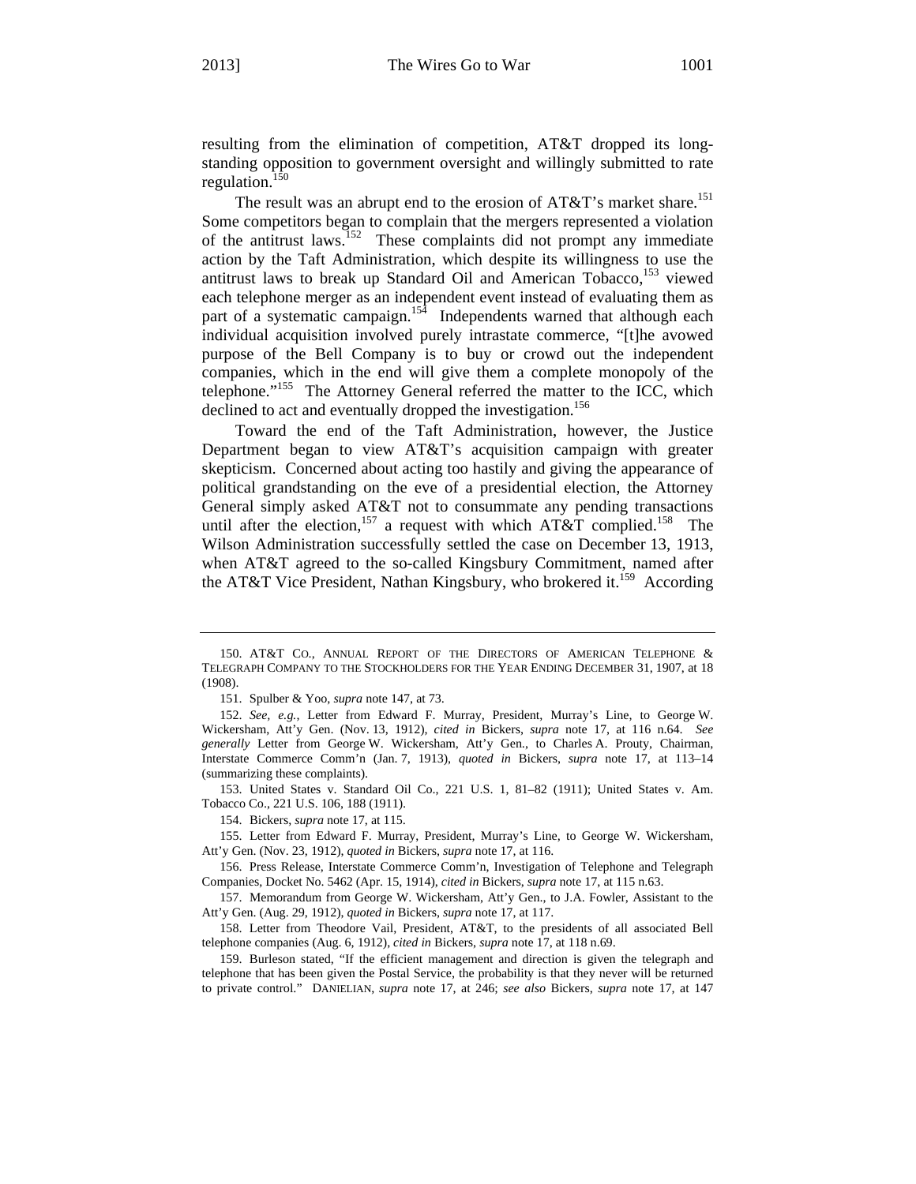resulting from the elimination of competition, AT&T dropped its long-standing opposition to government oversight and willingly submitted to rate regulation.[150]

The result was an abrupt end to the erosion of AT&T's market share.[151] Some competitors began to complain that the mergers represented a violation of the antitrust laws.[152] These complaints did not prompt any immediate action by the Taft Administration, which despite its willingness to use the antitrust laws to break up Standard Oil and American Tobacco,[153] viewed each telephone merger as an independent event instead of evaluating them as part of a systematic campaign.[154] Independents warned that although each individual acquisition involved purely intrastate commerce, "[t]he avowed purpose of the Bell Company is to buy or crowd out the independent companies, which in the end will give them a complete monopoly of the telephone."[155] The Attorney General referred the matter to the ICC, which declined to act and eventually dropped the investigation.[156]

Toward the end of the Taft Administration, however, the Justice Department began to view AT&T's acquisition campaign with greater skepticism. Concerned about acting too hastily and giving the appearance of political grandstanding on the eve of a presidential election, the Attorney General simply asked AT&T not to consummate any pending transactions until after the election,[157] a request with which AT&T complied.[158] The Wilson Administration successfully settled the case on December 13, 1913, when AT&T agreed to the so-called Kingsbury Commitment, named after the AT&T Vice President, Nathan Kingsbury, who brokered it.[159] According

---

150. AT&T CO., ANNUAL REPORT OF THE DIRECTORS OF AMERICAN TELEPHONE & TELEGRAPH COMPANY TO THE STOCKHOLDERS FOR THE YEAR ENDING DECEMBER 31, 1907, at 18 (1908).

151. Spulber & Yoo, *supra* note 147, at 73.

152. *See, e.g.*, Letter from Edward F. Murray, President, Murray's Line, to George W. Wickersham, Att'y Gen. (Nov. 13, 1912), *cited in* Bickers, *supra* note 17, at 116 n.64. *See generally* Letter from George W. Wickersham, Att'y Gen., to Charles A. Prouty, Chairman, Interstate Commerce Comm'n (Jan. 7, 1913), *quoted in* Bickers, *supra* note 17, at 113–14 (summarizing these complaints).

153. United States v. Standard Oil Co., 221 U.S. 1, 81–82 (1911); United States v. Am. Tobacco Co., 221 U.S. 106, 188 (1911).

154. Bickers, *supra* note 17, at 115.

155. Letter from Edward F. Murray, President, Murray's Line, to George W. Wickersham, Att'y Gen. (Nov. 23, 1912), *quoted in* Bickers, *supra* note 17, at 116.

156. Press Release, Interstate Commerce Comm'n, Investigation of Telephone and Telegraph Companies, Docket No. 5462 (Apr. 15, 1914), *cited in* Bickers, *supra* note 17, at 115 n.63.

157. Memorandum from George W. Wickersham, Att'y Gen., to J.A. Fowler, Assistant to the Att'y Gen. (Aug. 29, 1912), *quoted in* Bickers, *supra* note 17, at 117.

158. Letter from Theodore Vail, President, AT&T, to the presidents of all associated Bell telephone companies (Aug. 6, 1912), *cited in* Bickers, *supra* note 17, at 118 n.69.

159. Burleson stated, "If the efficient management and direction is given the telegraph and telephone that has been given the Postal Service, the probability is that they never will be returned to private control." DANIELIAN, *supra* note 17, at 246; *see also* Bickers, *supra* note 17, at 147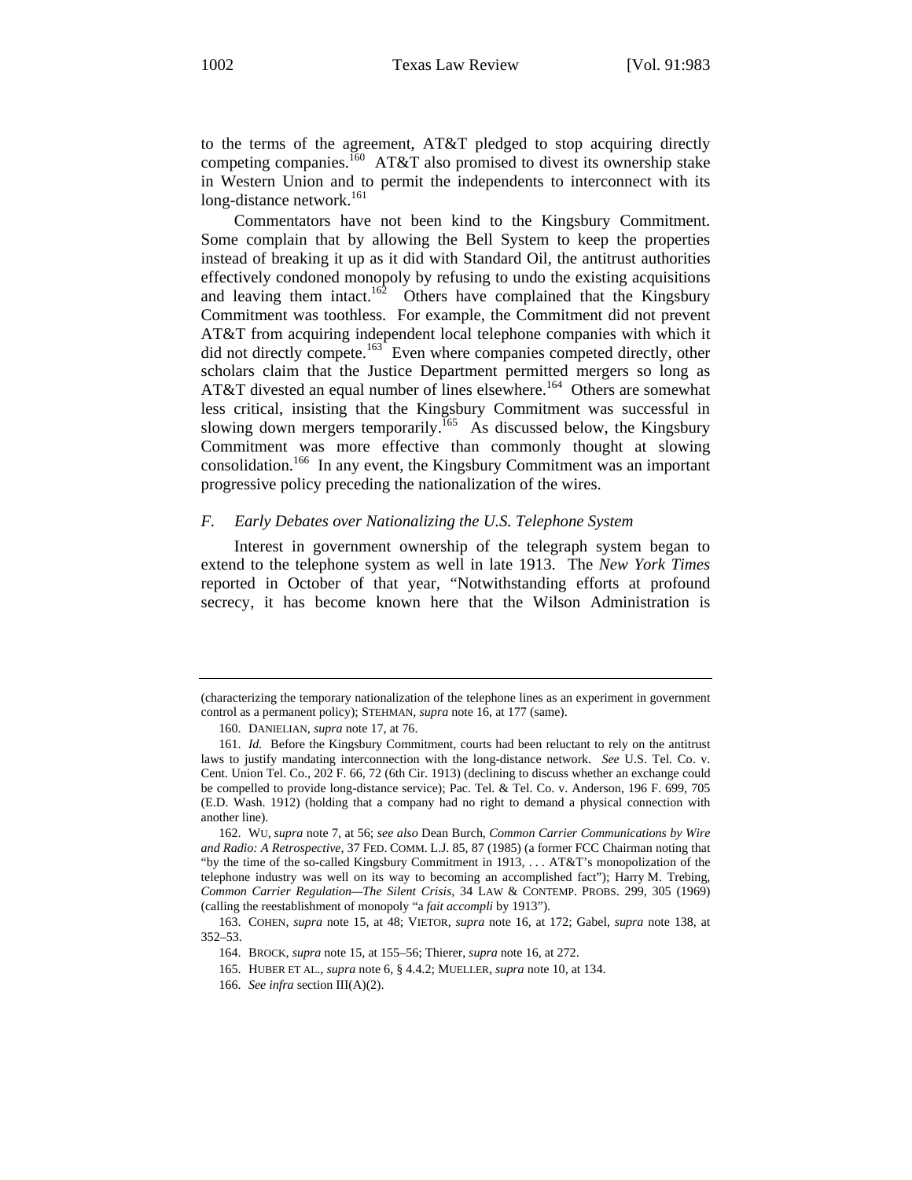to the terms of the agreement, AT&T pledged to stop acquiring directly competing companies.[160] AT&T also promised to divest its ownership stake in Western Union and to permit the independents to interconnect with its long-distance network.[161]

Commentators have not been kind to the Kingsbury Commitment. Some complain that by allowing the Bell System to keep the properties instead of breaking it up as it did with Standard Oil, the antitrust authorities effectively condoned monopoly by refusing to undo the existing acquisitions and leaving them intact.[162] Others have complained that the Kingsbury Commitment was toothless. For example, the Commitment did not prevent AT&T from acquiring independent local telephone companies with which it did not directly compete.[163] Even where companies competed directly, other scholars claim that the Justice Department permitted mergers so long as AT&T divested an equal number of lines elsewhere.[164] Others are somewhat less critical, insisting that the Kingsbury Commitment was successful in slowing down mergers temporarily.[165] As discussed below, the Kingsbury Commitment was more effective than commonly thought at slowing consolidation.[166] In any event, the Kingsbury Commitment was an important progressive policy preceding the nationalization of the wires.

### *F. Early Debates over Nationalizing the U.S. Telephone System*

Interest in government ownership of the telegraph system began to extend to the telephone system as well in late 1913. The *New York Times* reported in October of that year, "Notwithstanding efforts at profound secrecy, it has become known here that the Wilson Administration is

---

(characterizing the temporary nationalization of the telephone lines as an experiment in government control as a permanent policy); STEHMAN, *supra* note 16, at 177 (same).

160. DANIELIAN, *supra* note 17, at 76.

161. *Id.* Before the Kingsbury Commitment, courts had been reluctant to rely on the antitrust laws to justify mandating interconnection with the long-distance network. *See* U.S. Tel. Co. v. Cent. Union Tel. Co., 202 F. 66, 72 (6th Cir. 1913) (declining to discuss whether an exchange could be compelled to provide long-distance service); Pac. Tel. & Tel. Co. v. Anderson, 196 F. 699, 705 (E.D. Wash. 1912) (holding that a company had no right to demand a physical connection with another line).

162. WU, *supra* note 7, at 56; *see also* Dean Burch, *Common Carrier Communications by Wire and Radio: A Retrospective*, 37 FED. COMM. L.J. 85, 87 (1985) (a former FCC Chairman noting that "by the time of the so-called Kingsbury Commitment in 1913, . . . AT&T's monopolization of the telephone industry was well on its way to becoming an accomplished fact"); Harry M. Trebing, *Common Carrier Regulation—The Silent Crisis*, 34 LAW & CONTEMP. PROBS. 299, 305 (1969) (calling the reestablishment of monopoly "a *fait accompli* by 1913").

163. COHEN, *supra* note 15, at 48; VIETOR, *supra* note 16, at 172; Gabel, *supra* note 138, at 352–53.

164. BROCK, *supra* note 15, at 155–56; Thierer, *supra* note 16, at 272.

165. HUBER ET AL., *supra* note 6, § 4.4.2; MUELLER, *supra* note 10, at 134.

166. *See infra* section III(A)(2).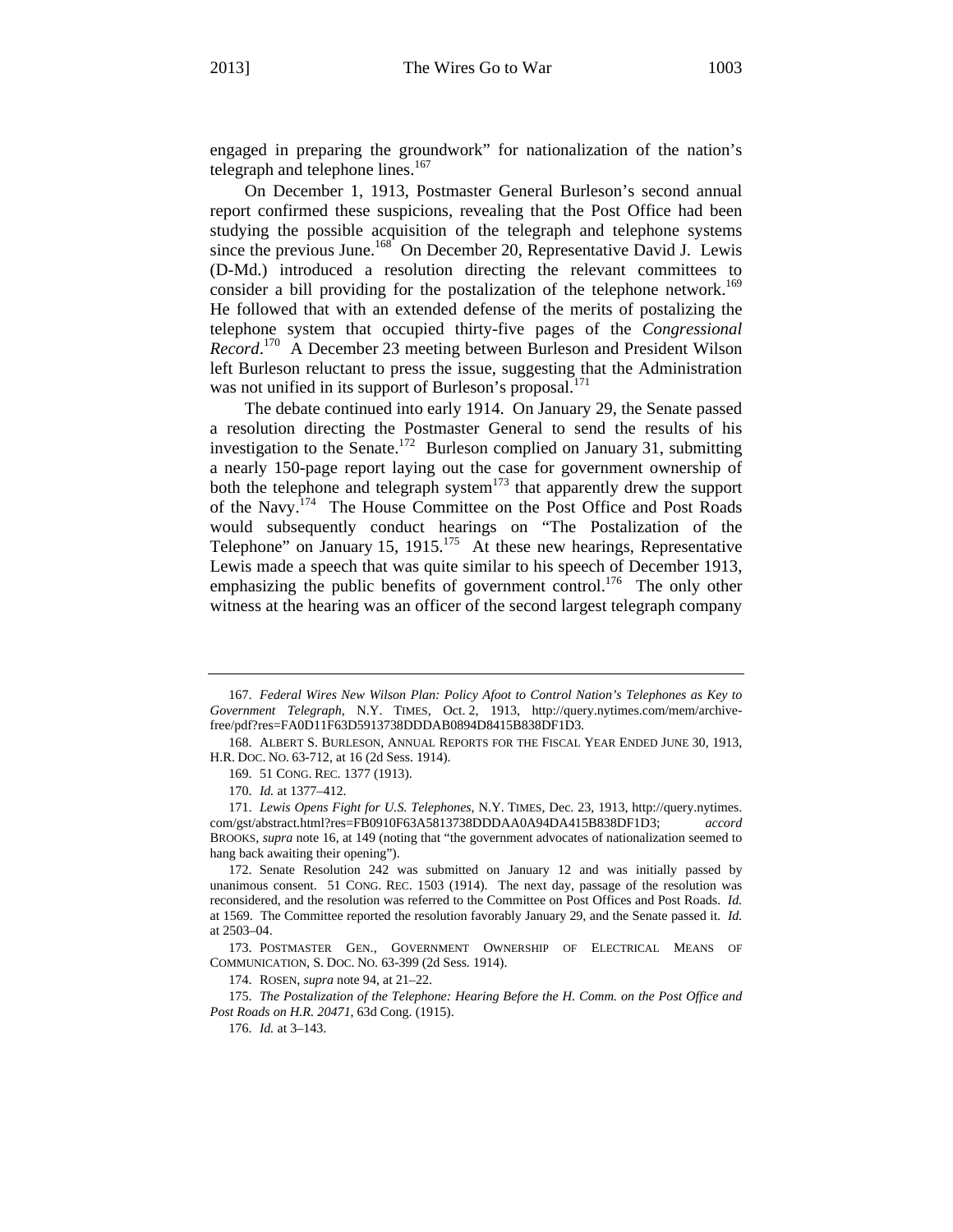engaged in preparing the groundwork" for nationalization of the nation's telegraph and telephone lines.[167]

On December 1, 1913, Postmaster General Burleson's second annual report confirmed these suspicions, revealing that the Post Office had been studying the possible acquisition of the telegraph and telephone systems since the previous June.[168] On December 20, Representative David J. Lewis (D-Md.) introduced a resolution directing the relevant committees to consider a bill providing for the postalization of the telephone network.[169] He followed that with an extended defense of the merits of postalizing the telephone system that occupied thirty-five pages of the *Congressional Record*.[170] A December 23 meeting between Burleson and President Wilson left Burleson reluctant to press the issue, suggesting that the Administration was not unified in its support of Burleson's proposal.[171]

The debate continued into early 1914. On January 29, the Senate passed a resolution directing the Postmaster General to send the results of his investigation to the Senate.[172] Burleson complied on January 31, submitting a nearly 150-page report laying out the case for government ownership of both the telephone and telegraph system[173] that apparently drew the support of the Navy.[174] The House Committee on the Post Office and Post Roads would subsequently conduct hearings on "The Postalization of the Telephone" on January 15, 1915.[175] At these new hearings, Representative Lewis made a speech that was quite similar to his speech of December 1913, emphasizing the public benefits of government control.[176] The only other witness at the hearing was an officer of the second largest telegraph company

---

167. *Federal Wires New Wilson Plan: Policy Afoot to Control Nation's Telephones as Key to Government Telegraph*, N.Y. TIMES, Oct. 2, 1913, http://query.nytimes.com/mem/archive-free/pdf?res=FA0D11F63D5913738DDDAB0894D8415B838DF1D3.

168. ALBERT S. BURLESON, ANNUAL REPORTS FOR THE FISCAL YEAR ENDED JUNE 30, 1913, H.R. DOC. NO. 63-712, at 16 (2d Sess. 1914).

169. 51 CONG. REC. 1377 (1913).

170. *Id.* at 1377–412.

171. *Lewis Opens Fight for U.S. Telephones*, N.Y. TIMES, Dec. 23, 1913, http://query.nytimes.com/gst/abstract.html?res=FB0910F63A5813738DDDAA0A94DA415B838DF1D3; *accord* BROOKS, *supra* note 16, at 149 (noting that "the government advocates of nationalization seemed to hang back awaiting their opening").

172. Senate Resolution 242 was submitted on January 12 and was initially passed by unanimous consent. 51 CONG. REC. 1503 (1914). The next day, passage of the resolution was reconsidered, and the resolution was referred to the Committee on Post Offices and Post Roads. *Id.* at 1569. The Committee reported the resolution favorably January 29, and the Senate passed it. *Id.* at 2503–04.

173. POSTMASTER GEN., GOVERNMENT OWNERSHIP OF ELECTRICAL MEANS OF COMMUNICATION, S. DOC. NO. 63-399 (2d Sess. 1914).

174. ROSEN, *supra* note 94, at 21–22.

175. *The Postalization of the Telephone: Hearing Before the H. Comm. on the Post Office and Post Roads on H.R. 20471*, 63d Cong. (1915).

176. *Id.* at 3–143.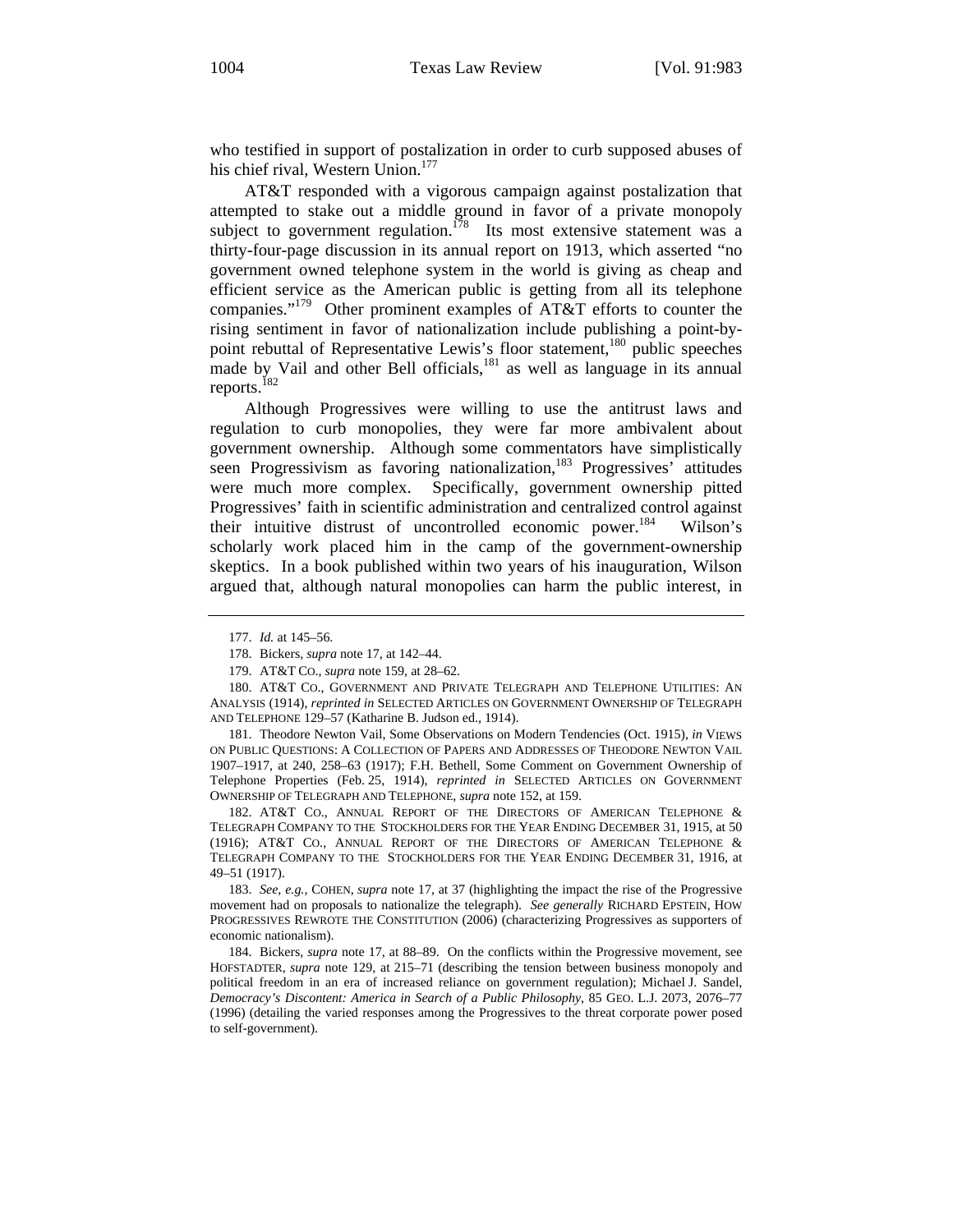who testified in support of postalization in order to curb supposed abuses of his chief rival, Western Union.[177]

AT&T responded with a vigorous campaign against postalization that attempted to stake out a middle ground in favor of a private monopoly subject to government regulation.[178] Its most extensive statement was a thirty-four-page discussion in its annual report on 1913, which asserted "no government owned telephone system in the world is giving as cheap and efficient service as the American public is getting from all its telephone companies."[179] Other prominent examples of AT&T efforts to counter the rising sentiment in favor of nationalization include publishing a point-by-point rebuttal of Representative Lewis's floor statement,[180] public speeches made by Vail and other Bell officials,[181] as well as language in its annual reports.[182]

Although Progressives were willing to use the antitrust laws and regulation to curb monopolies, they were far more ambivalent about government ownership. Although some commentators have simplistically seen Progressivism as favoring nationalization,[183] Progressives' attitudes were much more complex. Specifically, government ownership pitted Progressives' faith in scientific administration and centralized control against their intuitive distrust of uncontrolled economic power.[184] Wilson's scholarly work placed him in the camp of the government-ownership skeptics. In a book published within two years of his inauguration, Wilson argued that, although natural monopolies can harm the public interest, in

---

177. *Id.* at 145–56.

178. Bickers, *supra* note 17, at 142–44.

179. AT&T CO., *supra* note 159, at 28–62.

180. AT&T CO., GOVERNMENT AND PRIVATE TELEGRAPH AND TELEPHONE UTILITIES: AN ANALYSIS (1914), *reprinted in* SELECTED ARTICLES ON GOVERNMENT OWNERSHIP OF TELEGRAPH AND TELEPHONE 129–57 (Katharine B. Judson ed., 1914).

181. Theodore Newton Vail, Some Observations on Modern Tendencies (Oct. 1915), *in* VIEWS ON PUBLIC QUESTIONS: A COLLECTION OF PAPERS AND ADDRESSES OF THEODORE NEWTON VAIL 1907–1917, at 240, 258–63 (1917); F.H. Bethell, Some Comment on Government Ownership of Telephone Properties (Feb. 25, 1914), *reprinted in* SELECTED ARTICLES ON GOVERNMENT OWNERSHIP OF TELEGRAPH AND TELEPHONE, *supra* note 152, at 159.

182. AT&T CO., ANNUAL REPORT OF THE DIRECTORS OF AMERICAN TELEPHONE & TELEGRAPH COMPANY TO THE STOCKHOLDERS FOR THE YEAR ENDING DECEMBER 31, 1915, at 50 (1916); AT&T CO., ANNUAL REPORT OF THE DIRECTORS OF AMERICAN TELEPHONE & TELEGRAPH COMPANY TO THE STOCKHOLDERS FOR THE YEAR ENDING DECEMBER 31, 1916, at 49–51 (1917).

183. *See, e.g.*, COHEN, *supra* note 17, at 37 (highlighting the impact the rise of the Progressive movement had on proposals to nationalize the telegraph). *See generally* RICHARD EPSTEIN, HOW PROGRESSIVES REWROTE THE CONSTITUTION (2006) (characterizing Progressives as supporters of economic nationalism).

184. Bickers, *supra* note 17, at 88–89. On the conflicts within the Progressive movement, see HOFSTADTER, *supra* note 129, at 215–71 (describing the tension between business monopoly and political freedom in an era of increased reliance on government regulation); Michael J. Sandel, *Democracy's Discontent: America in Search of a Public Philosophy*, 85 GEO. L.J. 2073, 2076–77 (1996) (detailing the varied responses among the Progressives to the threat corporate power posed to self-government).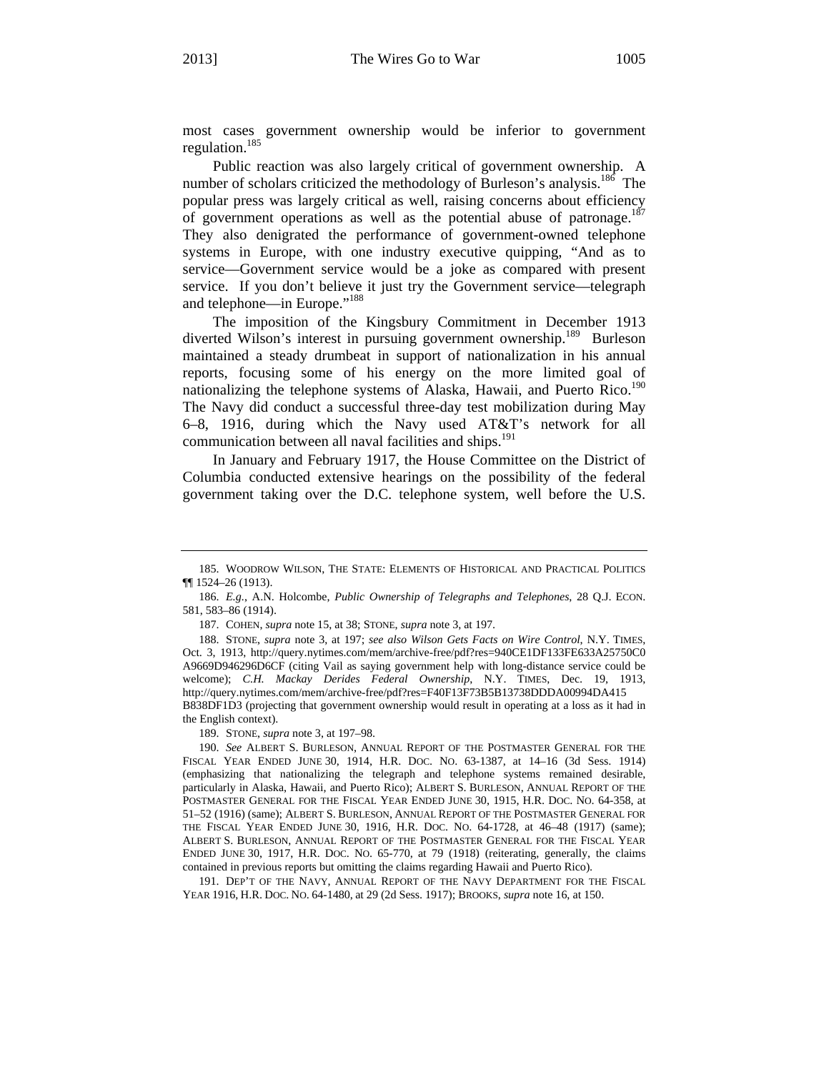most cases government ownership would be inferior to government regulation.[185]

Public reaction was also largely critical of government ownership. A number of scholars criticized the methodology of Burleson's analysis.[186] The popular press was largely critical as well, raising concerns about efficiency of government operations as well as the potential abuse of patronage.[187] They also denigrated the performance of government-owned telephone systems in Europe, with one industry executive quipping, "And as to service—Government service would be a joke as compared with present service. If you don't believe it just try the Government service—telegraph and telephone—in Europe."[188]

The imposition of the Kingsbury Commitment in December 1913 diverted Wilson's interest in pursuing government ownership.[189] Burleson maintained a steady drumbeat in support of nationalization in his annual reports, focusing some of his energy on the more limited goal of nationalizing the telephone systems of Alaska, Hawaii, and Puerto Rico.[190] The Navy did conduct a successful three-day test mobilization during May 6–8, 1916, during which the Navy used AT&T's network for all communication between all naval facilities and ships.[191]

In January and February 1917, the House Committee on the District of Columbia conducted extensive hearings on the possibility of the federal government taking over the D.C. telephone system, well before the U.S.

---

185. WOODROW WILSON, THE STATE: ELEMENTS OF HISTORICAL AND PRACTICAL POLITICS ¶¶ 1524–26 (1913).

186. *E.g.*, A.N. Holcombe, *Public Ownership of Telegraphs and Telephones*, 28 Q.J. ECON. 581, 583–86 (1914).

187. COHEN, *supra* note 15, at 38; STONE, *supra* note 3, at 197.

188. STONE, *supra* note 3, at 197; *see also Wilson Gets Facts on Wire Control*, N.Y. TIMES, Oct. 3, 1913, http://query.nytimes.com/mem/archive-free/pdf?res=940CE1DF133FE633A25750C0A9669D946296D6CF (citing Vail as saying government help with long-distance service could be welcome); *C.H. Mackay Derides Federal Ownership*, N.Y. TIMES, Dec. 19, 1913, http://query.nytimes.com/mem/archive-free/pdf?res=F40F13F73B5B13738DDDA00994DA415B838DF1D3 (projecting that government ownership would result in operating at a loss as it had in the English context).

189. STONE, *supra* note 3, at 197–98.

190. *See* ALBERT S. BURLESON, ANNUAL REPORT OF THE POSTMASTER GENERAL FOR THE FISCAL YEAR ENDED JUNE 30, 1914, H.R. DOC. NO. 63-1387, at 14–16 (3d Sess. 1914) (emphasizing that nationalizing the telegraph and telephone systems remained desirable, particularly in Alaska, Hawaii, and Puerto Rico); ALBERT S. BURLESON, ANNUAL REPORT OF THE POSTMASTER GENERAL FOR THE FISCAL YEAR ENDED JUNE 30, 1915, H.R. DOC. NO. 64-358, at 51–52 (1916) (same); ALBERT S. BURLESON, ANNUAL REPORT OF THE POSTMASTER GENERAL FOR THE FISCAL YEAR ENDED JUNE 30, 1916, H.R. DOC. NO. 64-1728, at 46–48 (1917) (same); ALBERT S. BURLESON, ANNUAL REPORT OF THE POSTMASTER GENERAL FOR THE FISCAL YEAR ENDED JUNE 30, 1917, H.R. DOC. NO. 65-770, at 79 (1918) (reiterating, generally, the claims contained in previous reports but omitting the claims regarding Hawaii and Puerto Rico).

191. DEP'T OF THE NAVY, ANNUAL REPORT OF THE NAVY DEPARTMENT FOR THE FISCAL YEAR 1916, H.R. DOC. NO. 64-1480, at 29 (2d Sess. 1917); BROOKS, *supra* note 16, at 150.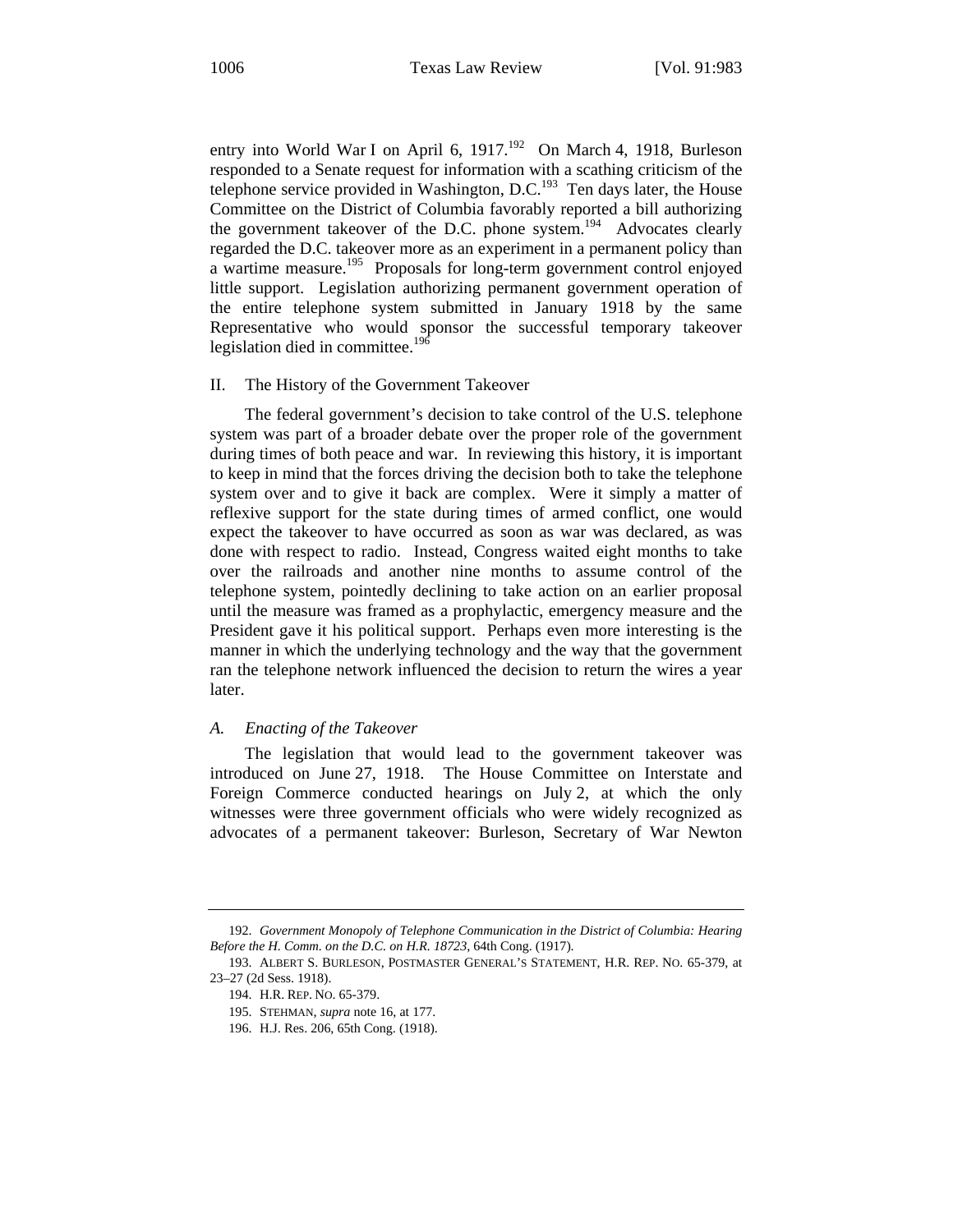entry into World War I on April 6, 1917.[192] On March 4, 1918, Burleson responded to a Senate request for information with a scathing criticism of the telephone service provided in Washington, D.C.[193] Ten days later, the House Committee on the District of Columbia favorably reported a bill authorizing the government takeover of the D.C. phone system.[194] Advocates clearly regarded the D.C. takeover more as an experiment in a permanent policy than a wartime measure.[195] Proposals for long-term government control enjoyed little support. Legislation authorizing permanent government operation of the entire telephone system submitted in January 1918 by the same Representative who would sponsor the successful temporary takeover legislation died in committee.[196]

## II. The History of the Government Takeover

The federal government's decision to take control of the U.S. telephone system was part of a broader debate over the proper role of the government during times of both peace and war. In reviewing this history, it is important to keep in mind that the forces driving the decision both to take the telephone system over and to give it back are complex. Were it simply a matter of reflexive support for the state during times of armed conflict, one would expect the takeover to have occurred as soon as war was declared, as was done with respect to radio. Instead, Congress waited eight months to take over the railroads and another nine months to assume control of the telephone system, pointedly declining to take action on an earlier proposal until the measure was framed as a prophylactic, emergency measure and the President gave it his political support. Perhaps even more interesting is the manner in which the underlying technology and the way that the government ran the telephone network influenced the decision to return the wires a year later.

### *A. Enacting of the Takeover*

The legislation that would lead to the government takeover was introduced on June 27, 1918. The House Committee on Interstate and Foreign Commerce conducted hearings on July 2, at which the only witnesses were three government officials who were widely recognized as advocates of a permanent takeover: Burleson, Secretary of War Newton

---

192. *Government Monopoly of Telephone Communication in the District of Columbia: Hearing Before the H. Comm. on the D.C. on H.R. 18723*, 64th Cong. (1917).

193. ALBERT S. BURLESON, POSTMASTER GENERAL'S STATEMENT, H.R. REP. NO. 65-379, at 23–27 (2d Sess. 1918).

194. H.R. REP. NO. 65-379.

195. STEHMAN, *supra* note 16, at 177.

196. H.J. Res. 206, 65th Cong. (1918).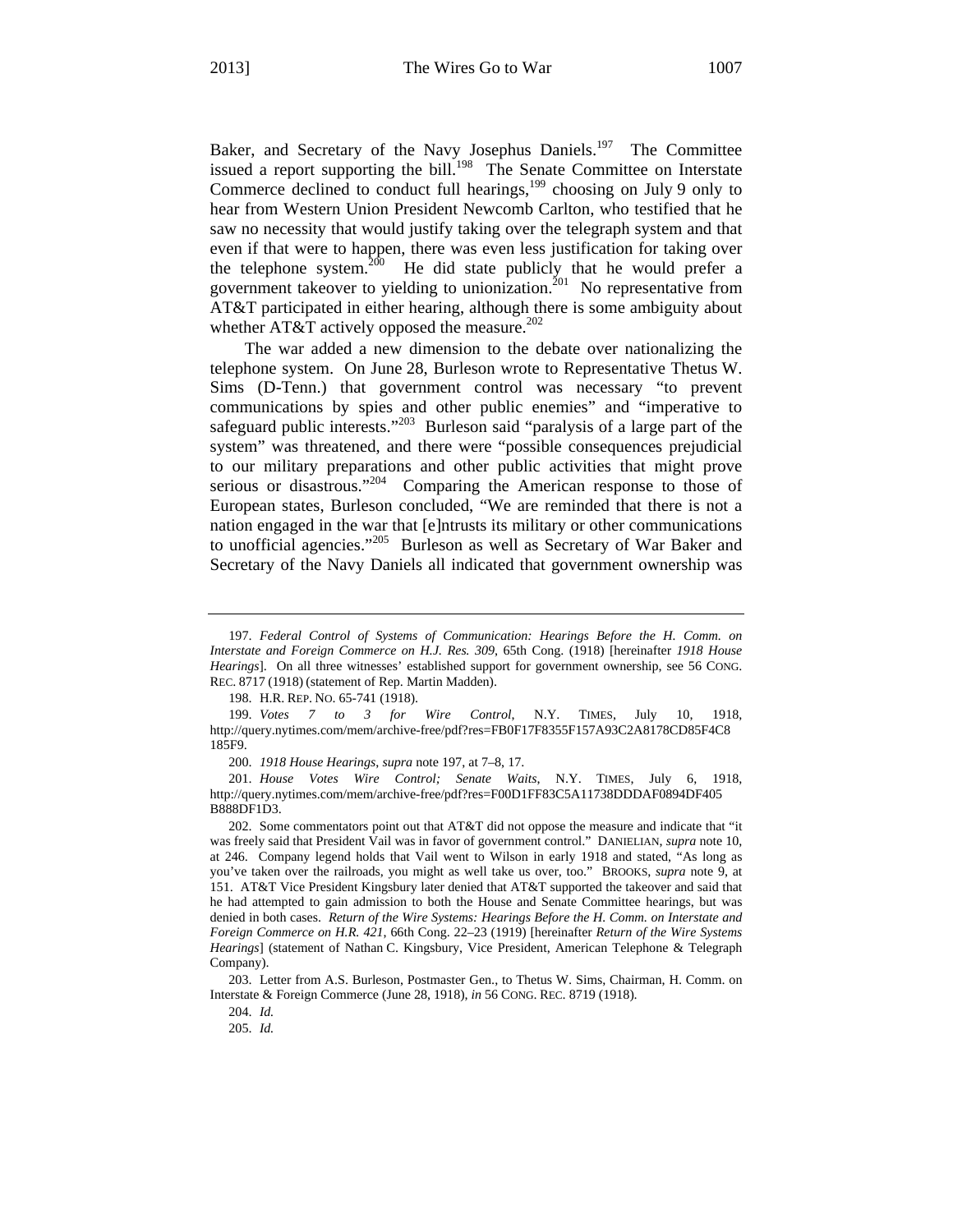Baker, and Secretary of the Navy Josephus Daniels.[197] The Committee issued a report supporting the bill.[198] The Senate Committee on Interstate Commerce declined to conduct full hearings,[199] choosing on July 9 only to hear from Western Union President Newcomb Carlton, who testified that he saw no necessity that would justify taking over the telegraph system and that even if that were to happen, there was even less justification for taking over the telephone system.[200] He did state publicly that he would prefer a government takeover to yielding to unionization.[201] No representative from AT&T participated in either hearing, although there is some ambiguity about whether AT&T actively opposed the measure.[202]

The war added a new dimension to the debate over nationalizing the telephone system. On June 28, Burleson wrote to Representative Thetus W. Sims (D-Tenn.) that government control was necessary "to prevent communications by spies and other public enemies" and "imperative to safeguard public interests."[203] Burleson said "paralysis of a large part of the system" was threatened, and there were "possible consequences prejudicial to our military preparations and other public activities that might prove serious or disastrous."[204] Comparing the American response to those of European states, Burleson concluded, "We are reminded that there is not a nation engaged in the war that [e]ntrusts its military or other communications to unofficial agencies."[205] Burleson as well as Secretary of War Baker and Secretary of the Navy Daniels all indicated that government ownership was

---

197. *Federal Control of Systems of Communication: Hearings Before the H. Comm. on Interstate and Foreign Commerce on H.J. Res. 309*, 65th Cong. (1918) [hereinafter *1918 House Hearings*]. On all three witnesses' established support for government ownership, see 56 CONG. REC. 8717 (1918) (statement of Rep. Martin Madden).

198. H.R. REP. NO. 65-741 (1918).

199. *Votes 7 to 3 for Wire Control*, N.Y. TIMES, July 10, 1918, http://query.nytimes.com/mem/archive-free/pdf?res=FB0F17F8355F157A93C2A8178CD85F4C8185F9.

200. *1918 House Hearings*, *supra* note 197, at 7–8, 17.

201. *House Votes Wire Control; Senate Waits*, N.Y. TIMES, July 6, 1918, http://query.nytimes.com/mem/archive-free/pdf?res=F00D1FF83C5A11738DDDAF0894DF405B888DF1D3.

202. Some commentators point out that AT&T did not oppose the measure and indicate that "it was freely said that President Vail was in favor of government control." DANIELIAN, *supra* note 10, at 246. Company legend holds that Vail went to Wilson in early 1918 and stated, "As long as you've taken over the railroads, you might as well take us over, too." BROOKS, *supra* note 9, at 151. AT&T Vice President Kingsbury later denied that AT&T supported the takeover and said that he had attempted to gain admission to both the House and Senate Committee hearings, but was denied in both cases. *Return of the Wire Systems: Hearings Before the H. Comm. on Interstate and Foreign Commerce on H.R. 421*, 66th Cong. 22–23 (1919) [hereinafter *Return of the Wire Systems Hearings*] (statement of Nathan C. Kingsbury, Vice President, American Telephone & Telegraph Company).

203. Letter from A.S. Burleson, Postmaster Gen., to Thetus W. Sims, Chairman, H. Comm. on Interstate & Foreign Commerce (June 28, 1918), *in* 56 CONG. REC. 8719 (1918).

204. *Id.*

205. *Id.*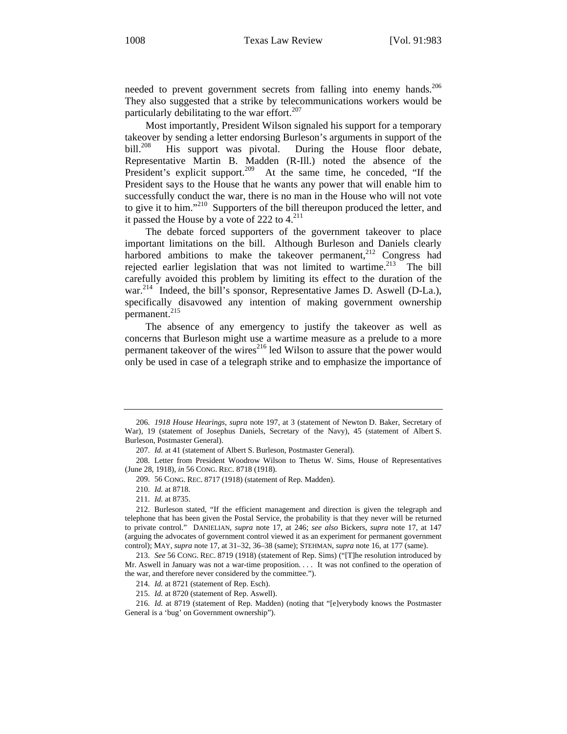needed to prevent government secrets from falling into enemy hands.[206] They also suggested that a strike by telecommunications workers would be particularly debilitating to the war effort.[207]

Most importantly, President Wilson signaled his support for a temporary takeover by sending a letter endorsing Burleson's arguments in support of the bill.[208] His support was pivotal. During the House floor debate, Representative Martin B. Madden (R-Ill.) noted the absence of the President's explicit support.[209] At the same time, he conceded, "If the President says to the House that he wants any power that will enable him to successfully conduct the war, there is no man in the House who will not vote to give it to him."[210] Supporters of the bill thereupon produced the letter, and it passed the House by a vote of 222 to 4.[211]

The debate forced supporters of the government takeover to place important limitations on the bill. Although Burleson and Daniels clearly harbored ambitions to make the takeover permanent,[212] Congress had rejected earlier legislation that was not limited to wartime.[213] The bill carefully avoided this problem by limiting its effect to the duration of the war.[214] Indeed, the bill's sponsor, Representative James D. Aswell (D-La.), specifically disavowed any intention of making government ownership permanent.[215]

The absence of any emergency to justify the takeover as well as concerns that Burleson might use a wartime measure as a prelude to a more permanent takeover of the wires[216] led Wilson to assure that the power would only be used in case of a telegraph strike and to emphasize the importance of

---

206. *1918 House Hearings*, *supra* note 197, at 3 (statement of Newton D. Baker, Secretary of War), 19 (statement of Josephus Daniels, Secretary of the Navy), 45 (statement of Albert S. Burleson, Postmaster General).

207. *Id.* at 41 (statement of Albert S. Burleson, Postmaster General).

208. Letter from President Woodrow Wilson to Thetus W. Sims, House of Representatives (June 28, 1918), *in* 56 CONG. REC. 8718 (1918).

209. 56 CONG. REC. 8717 (1918) (statement of Rep. Madden).

210. *Id.* at 8718.

211. *Id.* at 8735.

212. Burleson stated, "If the efficient management and direction is given the telegraph and telephone that has been given the Postal Service, the probability is that they never will be returned to private control." DANIELIAN, *supra* note 17, at 246; *see also* Bickers, *supra* note 17, at 147 (arguing the advocates of government control viewed it as an experiment for permanent government control); MAY, *supra* note 17, at 31–32, 36–38 (same); STEHMAN, *supra* note 16, at 177 (same).

213. *See* 56 CONG. REC. 8719 (1918) (statement of Rep. Sims) ("[T]he resolution introduced by Mr. Aswell in January was not a war-time proposition. . . . It was not confined to the operation of the war, and therefore never considered by the committee.").

214. *Id.* at 8721 (statement of Rep. Esch).

215. *Id.* at 8720 (statement of Rep. Aswell).

216. *Id.* at 8719 (statement of Rep. Madden) (noting that "[e]verybody knows the Postmaster General is a 'bug' on Government ownership").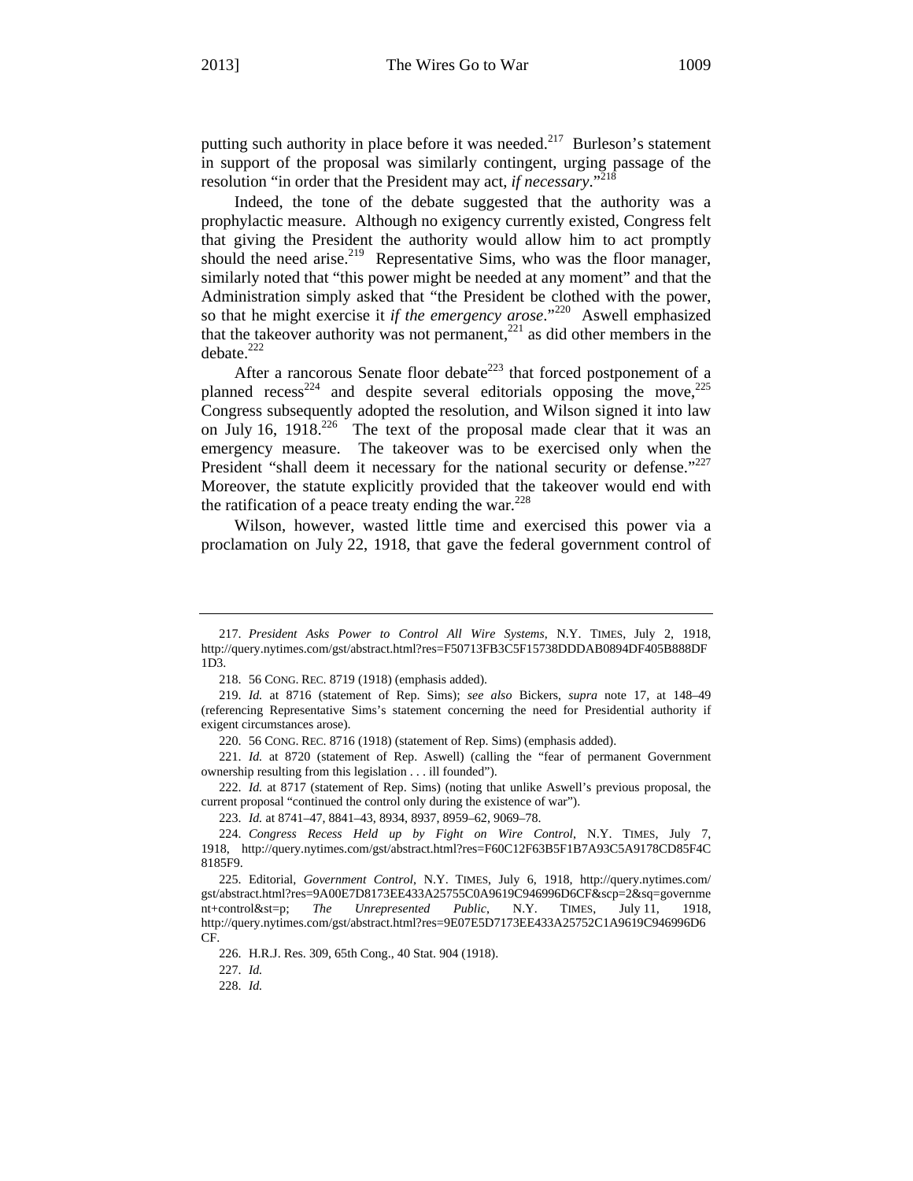putting such authority in place before it was needed.[217] Burleson's statement in support of the proposal was similarly contingent, urging passage of the resolution "in order that the President may act, *if necessary*."[218]

Indeed, the tone of the debate suggested that the authority was a prophylactic measure. Although no exigency currently existed, Congress felt that giving the President the authority would allow him to act promptly should the need arise.[219] Representative Sims, who was the floor manager, similarly noted that "this power might be needed at any moment" and that the Administration simply asked that "the President be clothed with the power, so that he might exercise it *if the emergency arose*."[220] Aswell emphasized that the takeover authority was not permanent,[221] as did other members in the debate.[222]

After a rancorous Senate floor debate[223] that forced postponement of a planned recess[224] and despite several editorials opposing the move,[225] Congress subsequently adopted the resolution, and Wilson signed it into law on July 16, 1918.[226] The text of the proposal made clear that it was an emergency measure. The takeover was to be exercised only when the President "shall deem it necessary for the national security or defense."[227] Moreover, the statute explicitly provided that the takeover would end with the ratification of a peace treaty ending the war.[228]

Wilson, however, wasted little time and exercised this power via a proclamation on July 22, 1918, that gave the federal government control of

---

217. *President Asks Power to Control All Wire Systems*, N.Y. TIMES, July 2, 1918, http://query.nytimes.com/gst/abstract.html?res=F50713FB3C5F15738DDDAB0894DF405B888DF1D3.

218. 56 CONG. REC. 8719 (1918) (emphasis added).

219. *Id.* at 8716 (statement of Rep. Sims); *see also* Bickers, *supra* note 17, at 148–49 (referencing Representative Sims's statement concerning the need for Presidential authority if exigent circumstances arose).

220. 56 CONG. REC. 8716 (1918) (statement of Rep. Sims) (emphasis added).

221. *Id.* at 8720 (statement of Rep. Aswell) (calling the "fear of permanent Government ownership resulting from this legislation . . . ill founded").

222. *Id.* at 8717 (statement of Rep. Sims) (noting that unlike Aswell's previous proposal, the current proposal "continued the control only during the existence of war").

223. *Id.* at 8741–47, 8841–43, 8934, 8937, 8959–62, 9069–78.

224. *Congress Recess Held up by Fight on Wire Control*, N.Y. TIMES, July 7, 1918, http://query.nytimes.com/gst/abstract.html?res=F60C12F63B5F1B7A93C5A9178CD85F4C8185F9.

225. Editorial, *Government Control*, N.Y. TIMES, July 6, 1918, http://query.nytimes.com/gst/abstract.html?res=9A00E7D8173EE433A25755C0A9619C946996D6CF&scp=2&sq=government+control&st=p; *The Unrepresented Public*, N.Y. TIMES, July 11, 1918, http://query.nytimes.com/gst/abstract.html?res=9E07E5D7173EE433A25752C1A9619C946996D6CF.

226. H.R.J. Res. 309, 65th Cong., 40 Stat. 904 (1918).

227. *Id.*

228. *Id.*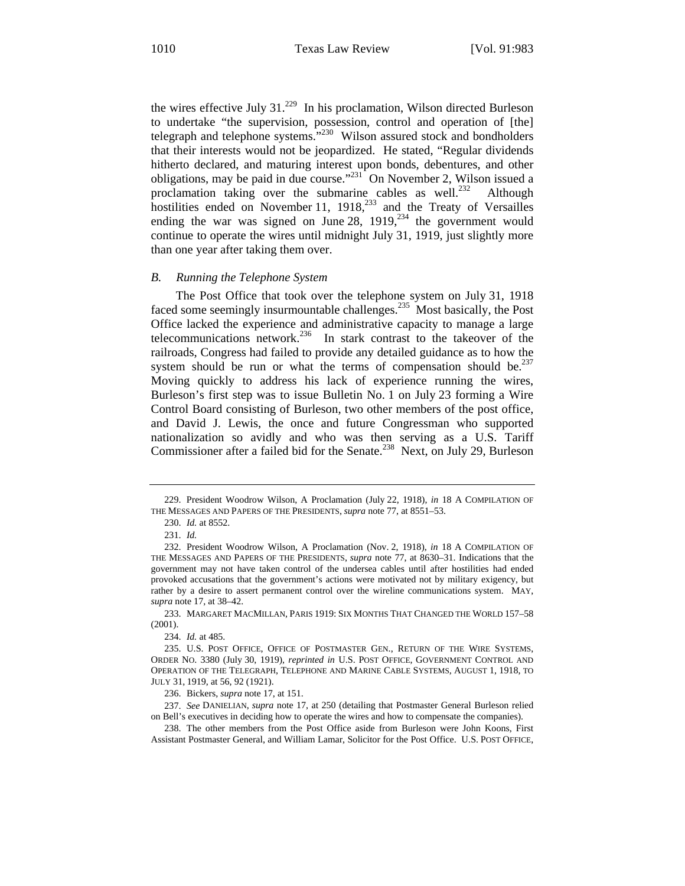the wires effective July 31.[229] In his proclamation, Wilson directed Burleson to undertake "the supervision, possession, control and operation of [the] telegraph and telephone systems."[230] Wilson assured stock and bondholders that their interests would not be jeopardized. He stated, "Regular dividends hitherto declared, and maturing interest upon bonds, debentures, and other obligations, may be paid in due course."[231] On November 2, Wilson issued a proclamation taking over the submarine cables as well.[232] Although hostilities ended on November 11, 1918,[233] and the Treaty of Versailles ending the war was signed on June 28, 1919,[234] the government would continue to operate the wires until midnight July 31, 1919, just slightly more than one year after taking them over.

### *B. Running the Telephone System*

The Post Office that took over the telephone system on July 31, 1918 faced some seemingly insurmountable challenges.[235] Most basically, the Post Office lacked the experience and administrative capacity to manage a large telecommunications network.[236] In stark contrast to the takeover of the railroads, Congress had failed to provide any detailed guidance as to how the system should be run or what the terms of compensation should be.[237] Moving quickly to address his lack of experience running the wires, Burleson's first step was to issue Bulletin No. 1 on July 23 forming a Wire Control Board consisting of Burleson, two other members of the post office, and David J. Lewis, the once and future Congressman who supported nationalization so avidly and who was then serving as a U.S. Tariff Commissioner after a failed bid for the Senate.[238] Next, on July 29, Burleson

---

229. President Woodrow Wilson, A Proclamation (July 22, 1918), *in* 18 A COMPILATION OF THE MESSAGES AND PAPERS OF THE PRESIDENTS, *supra* note 77, at 8551–53.

230. *Id.* at 8552.

231. *Id.*

232. President Woodrow Wilson, A Proclamation (Nov. 2, 1918), *in* 18 A COMPILATION OF THE MESSAGES AND PAPERS OF THE PRESIDENTS, *supra* note 77, at 8630–31. Indications that the government may not have taken control of the undersea cables until after hostilities had ended provoked accusations that the government's actions were motivated not by military exigency, but rather by a desire to assert permanent control over the wireline communications system. MAY, *supra* note 17, at 38–42.

233. MARGARET MACMILLAN, PARIS 1919: SIX MONTHS THAT CHANGED THE WORLD 157–58 (2001).

234. *Id.* at 485.

235. U.S. POST OFFICE, OFFICE OF POSTMASTER GEN., RETURN OF THE WIRE SYSTEMS, ORDER NO. 3380 (July 30, 1919), *reprinted in* U.S. POST OFFICE, GOVERNMENT CONTROL AND OPERATION OF THE TELEGRAPH, TELEPHONE AND MARINE CABLE SYSTEMS, AUGUST 1, 1918, TO JULY 31, 1919, at 56, 92 (1921).

236. Bickers, *supra* note 17, at 151.

237. *See* DANIELIAN, *supra* note 17, at 250 (detailing that Postmaster General Burleson relied on Bell's executives in deciding how to operate the wires and how to compensate the companies).

238. The other members from the Post Office aside from Burleson were John Koons, First Assistant Postmaster General, and William Lamar, Solicitor for the Post Office. U.S. POST OFFICE,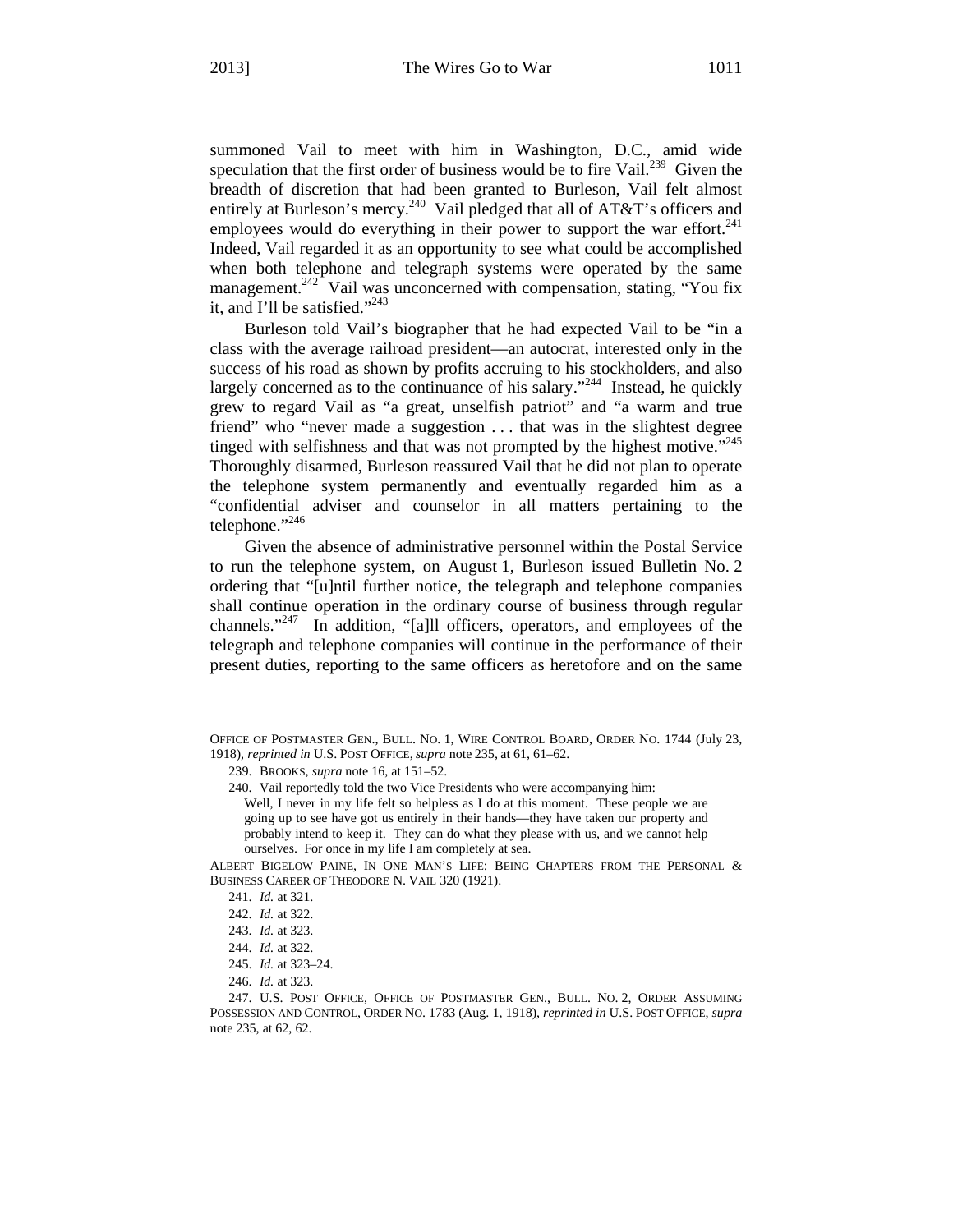summoned Vail to meet with him in Washington, D.C., amid wide speculation that the first order of business would be to fire Vail.[239] Given the breadth of discretion that had been granted to Burleson, Vail felt almost entirely at Burleson's mercy.[240] Vail pledged that all of AT&T's officers and employees would do everything in their power to support the war effort.[241] Indeed, Vail regarded it as an opportunity to see what could be accomplished when both telephone and telegraph systems were operated by the same management.[242] Vail was unconcerned with compensation, stating, "You fix it, and I'll be satisfied."[243]

Burleson told Vail's biographer that he had expected Vail to be "in a class with the average railroad president—an autocrat, interested only in the success of his road as shown by profits accruing to his stockholders, and also largely concerned as to the continuance of his salary."[244] Instead, he quickly grew to regard Vail as "a great, unselfish patriot" and "a warm and true friend" who "never made a suggestion . . . that was in the slightest degree tinged with selfishness and that was not prompted by the highest motive."[245] Thoroughly disarmed, Burleson reassured Vail that he did not plan to operate the telephone system permanently and eventually regarded him as a "confidential adviser and counselor in all matters pertaining to the telephone."[246]

Given the absence of administrative personnel within the Postal Service to run the telephone system, on August 1, Burleson issued Bulletin No. 2 ordering that "[u]ntil further notice, the telegraph and telephone companies shall continue operation in the ordinary course of business through regular channels."[247] In addition, "[a]ll officers, operators, and employees of the telegraph and telephone companies will continue in the performance of their present duties, reporting to the same officers as heretofore and on the same

---

OFFICE OF POSTMASTER GEN., BULL. NO. 1, WIRE CONTROL BOARD, ORDER NO. 1744 (July 23, 1918), *reprinted in* U.S. POST OFFICE, *supra* note 235, at 61, 61–62.

239. BROOKS, *supra* note 16, at 151–52.

240. Vail reportedly told the two Vice Presidents who were accompanying him:

> Well, I never in my life felt so helpless as I do at this moment. These people we are going up to see have got us entirely in their hands—they have taken our property and probably intend to keep it. They can do what they please with us, and we cannot help ourselves. For once in my life I am completely at sea.

ALBERT BIGELOW PAINE, IN ONE MAN'S LIFE: BEING CHAPTERS FROM THE PERSONAL & BUSINESS CAREER OF THEODORE N. VAIL 320 (1921).

241. *Id.* at 321.

242. *Id.* at 322.

243. *Id.* at 323.

244. *Id.* at 322.

245. *Id.* at 323–24.

246. *Id.* at 323.

247. U.S. POST OFFICE, OFFICE OF POSTMASTER GEN., BULL. NO. 2, ORDER ASSUMING POSSESSION AND CONTROL, ORDER NO. 1783 (Aug. 1, 1918), *reprinted in* U.S. POST OFFICE, *supra* note 235, at 62, 62.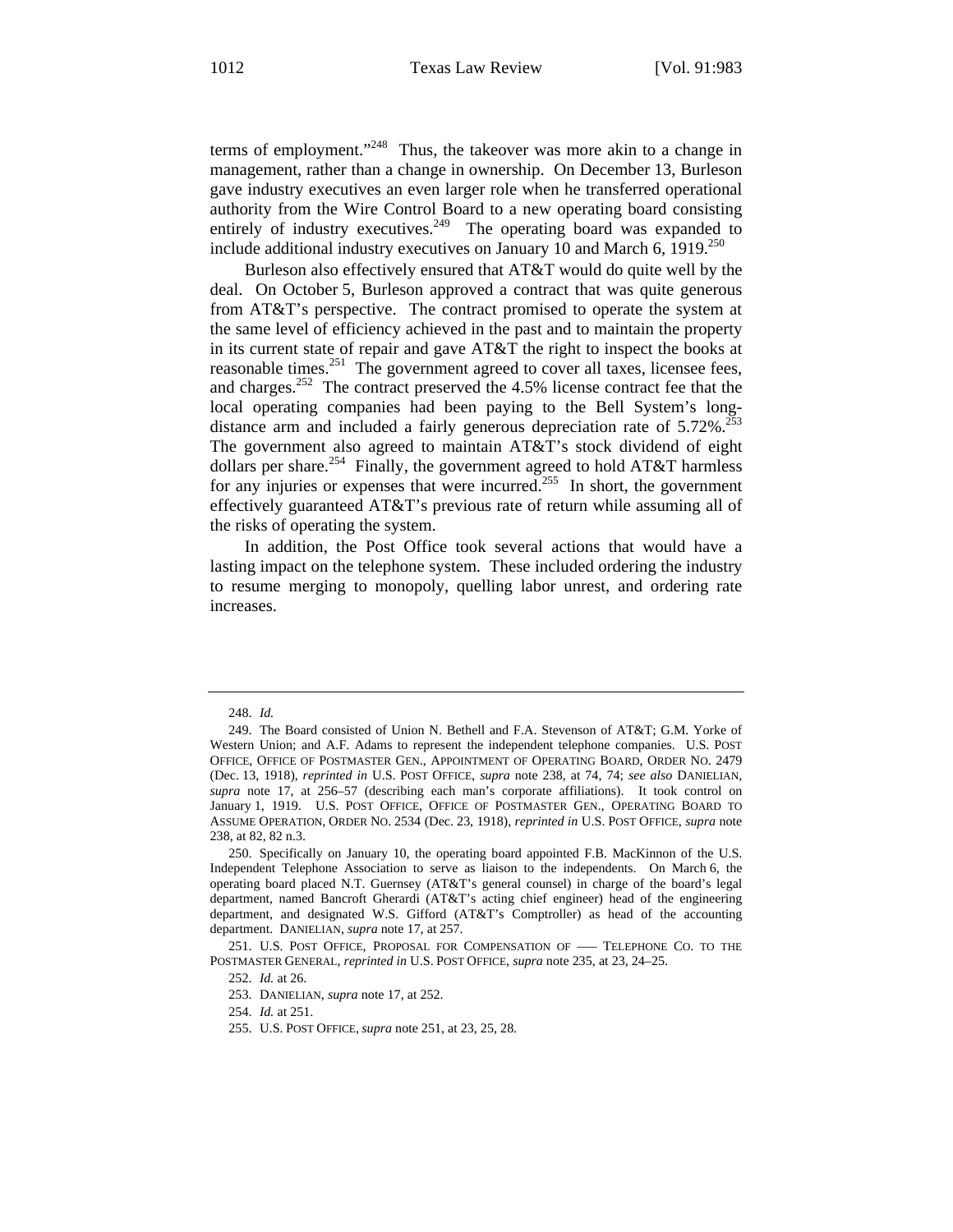terms of employment."[248] Thus, the takeover was more akin to a change in management, rather than a change in ownership. On December 13, Burleson gave industry executives an even larger role when he transferred operational authority from the Wire Control Board to a new operating board consisting entirely of industry executives.[249] The operating board was expanded to include additional industry executives on January 10 and March 6, 1919.[250]

Burleson also effectively ensured that AT&T would do quite well by the deal. On October 5, Burleson approved a contract that was quite generous from AT&T's perspective. The contract promised to operate the system at the same level of efficiency achieved in the past and to maintain the property in its current state of repair and gave AT&T the right to inspect the books at reasonable times.[251] The government agreed to cover all taxes, licensee fees, and charges.[252] The contract preserved the 4.5% license contract fee that the local operating companies had been paying to the Bell System's long-distance arm and included a fairly generous depreciation rate of 5.72%.[253] The government also agreed to maintain AT&T's stock dividend of eight dollars per share.[254] Finally, the government agreed to hold AT&T harmless for any injuries or expenses that were incurred.[255] In short, the government effectively guaranteed AT&T's previous rate of return while assuming all of the risks of operating the system.

In addition, the Post Office took several actions that would have a lasting impact on the telephone system. These included ordering the industry to resume merging to monopoly, quelling labor unrest, and ordering rate increases.

---

248. *Id.*

249. The Board consisted of Union N. Bethell and F.A. Stevenson of AT&T; G.M. Yorke of Western Union; and A.F. Adams to represent the independent telephone companies. U.S. POST OFFICE, OFFICE OF POSTMASTER GEN., APPOINTMENT OF OPERATING BOARD, ORDER NO. 2479 (Dec. 13, 1918), *reprinted in* U.S. POST OFFICE, *supra* note 238, at 74, 74; *see also* DANIELIAN, *supra* note 17, at 256–57 (describing each man's corporate affiliations). It took control on January 1, 1919. U.S. POST OFFICE, OFFICE OF POSTMASTER GEN., OPERATING BOARD TO ASSUME OPERATION, ORDER NO. 2534 (Dec. 23, 1918), *reprinted in* U.S. POST OFFICE, *supra* note 238, at 82, 82 n.3.

250. Specifically on January 10, the operating board appointed F.B. MacKinnon of the U.S. Independent Telephone Association to serve as liaison to the independents. On March 6, the operating board placed N.T. Guernsey (AT&T's general counsel) in charge of the board's legal department, named Bancroft Gherardi (AT&T's acting chief engineer) head of the engineering department, and designated W.S. Gifford (AT&T's Comptroller) as head of the accounting department. DANIELIAN, *supra* note 17, at 257.

251. U.S. POST OFFICE, PROPOSAL FOR COMPENSATION OF —— TELEPHONE CO. TO THE POSTMASTER GENERAL, *reprinted in* U.S. POST OFFICE, *supra* note 235, at 23, 24–25.

252. *Id.* at 26.

253. DANIELIAN, *supra* note 17, at 252.

254. *Id.* at 251.

255. U.S. POST OFFICE, *supra* note 251, at 23, 25, 28.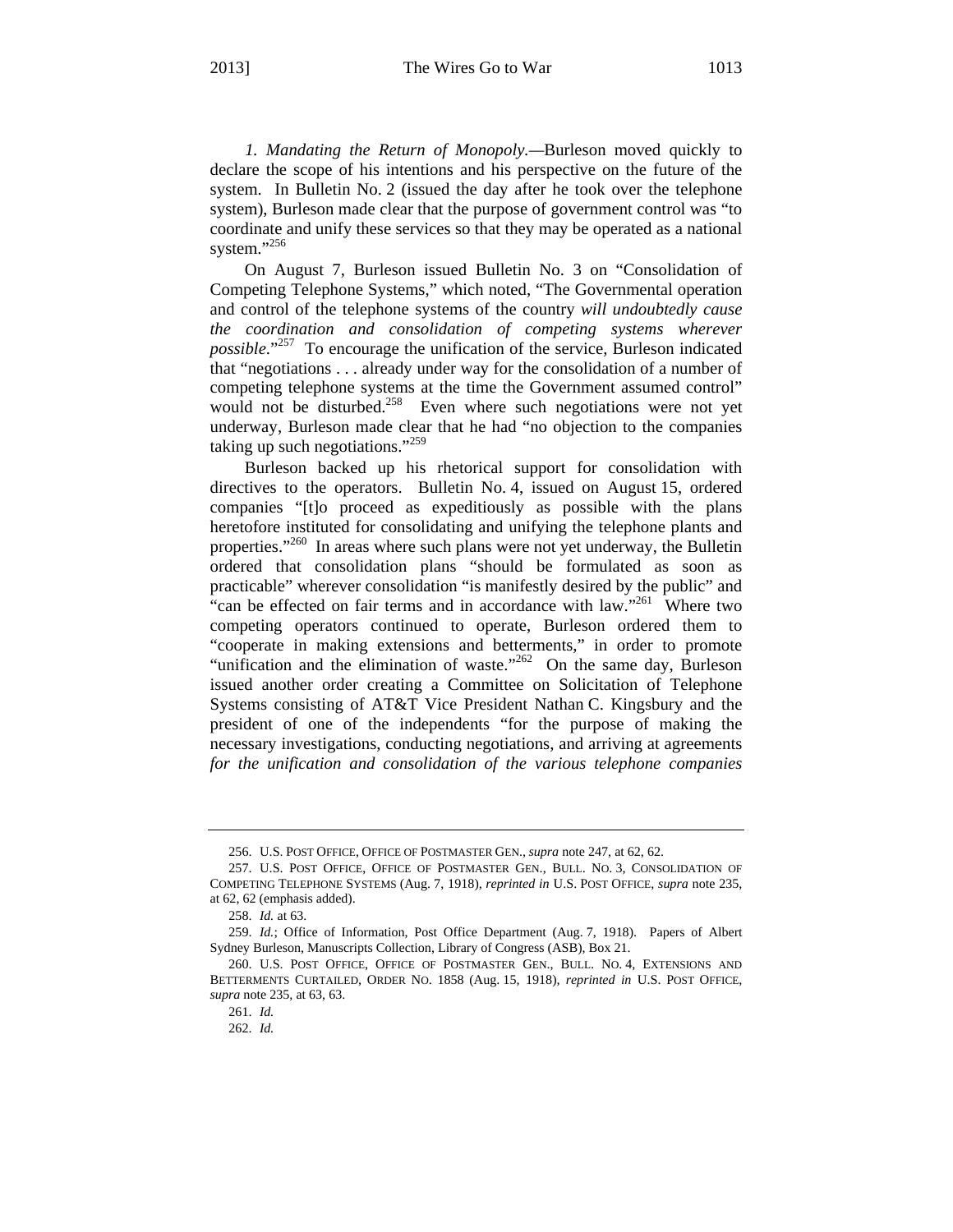*1. Mandating the Return of Monopoly.*—Burleson moved quickly to declare the scope of his intentions and his perspective on the future of the system. In Bulletin No. 2 (issued the day after he took over the telephone system), Burleson made clear that the purpose of government control was "to coordinate and unify these services so that they may be operated as a national system."[256]

On August 7, Burleson issued Bulletin No. 3 on "Consolidation of Competing Telephone Systems," which noted, "The Governmental operation and control of the telephone systems of the country *will undoubtedly cause the coordination and consolidation of competing systems wherever possible*."[257] To encourage the unification of the service, Burleson indicated that "negotiations . . . already under way for the consolidation of a number of competing telephone systems at the time the Government assumed control" would not be disturbed.[258] Even where such negotiations were not yet underway, Burleson made clear that he had "no objection to the companies taking up such negotiations."[259]

Burleson backed up his rhetorical support for consolidation with directives to the operators. Bulletin No. 4, issued on August 15, ordered companies "[t]o proceed as expeditiously as possible with the plans heretofore instituted for consolidating and unifying the telephone plants and properties."[260] In areas where such plans were not yet underway, the Bulletin ordered that consolidation plans "should be formulated as soon as practicable" wherever consolidation "is manifestly desired by the public" and "can be effected on fair terms and in accordance with law."[261] Where two competing operators continued to operate, Burleson ordered them to "cooperate in making extensions and betterments," in order to promote "unification and the elimination of waste."[262] On the same day, Burleson issued another order creating a Committee on Solicitation of Telephone Systems consisting of AT&T Vice President Nathan C. Kingsbury and the president of one of the independents "for the purpose of making the necessary investigations, conducting negotiations, and arriving at agreements *for the unification and consolidation of the various telephone companies*

---

256. U.S. POST OFFICE, OFFICE OF POSTMASTER GEN., *supra* note 247, at 62, 62.

257. U.S. POST OFFICE, OFFICE OF POSTMASTER GEN., BULL. NO. 3, CONSOLIDATION OF COMPETING TELEPHONE SYSTEMS (Aug. 7, 1918), *reprinted in* U.S. POST OFFICE, *supra* note 235, at 62, 62 (emphasis added).

258. *Id.* at 63.

259. *Id.*; Office of Information, Post Office Department (Aug. 7, 1918). Papers of Albert Sydney Burleson, Manuscripts Collection, Library of Congress (ASB), Box 21.

260. U.S. POST OFFICE, OFFICE OF POSTMASTER GEN., BULL. NO. 4, EXTENSIONS AND BETTERMENTS CURTAILED, ORDER NO. 1858 (Aug. 15, 1918), *reprinted in* U.S. POST OFFICE, *supra* note 235, at 63, 63.

261. *Id.*

262. *Id.*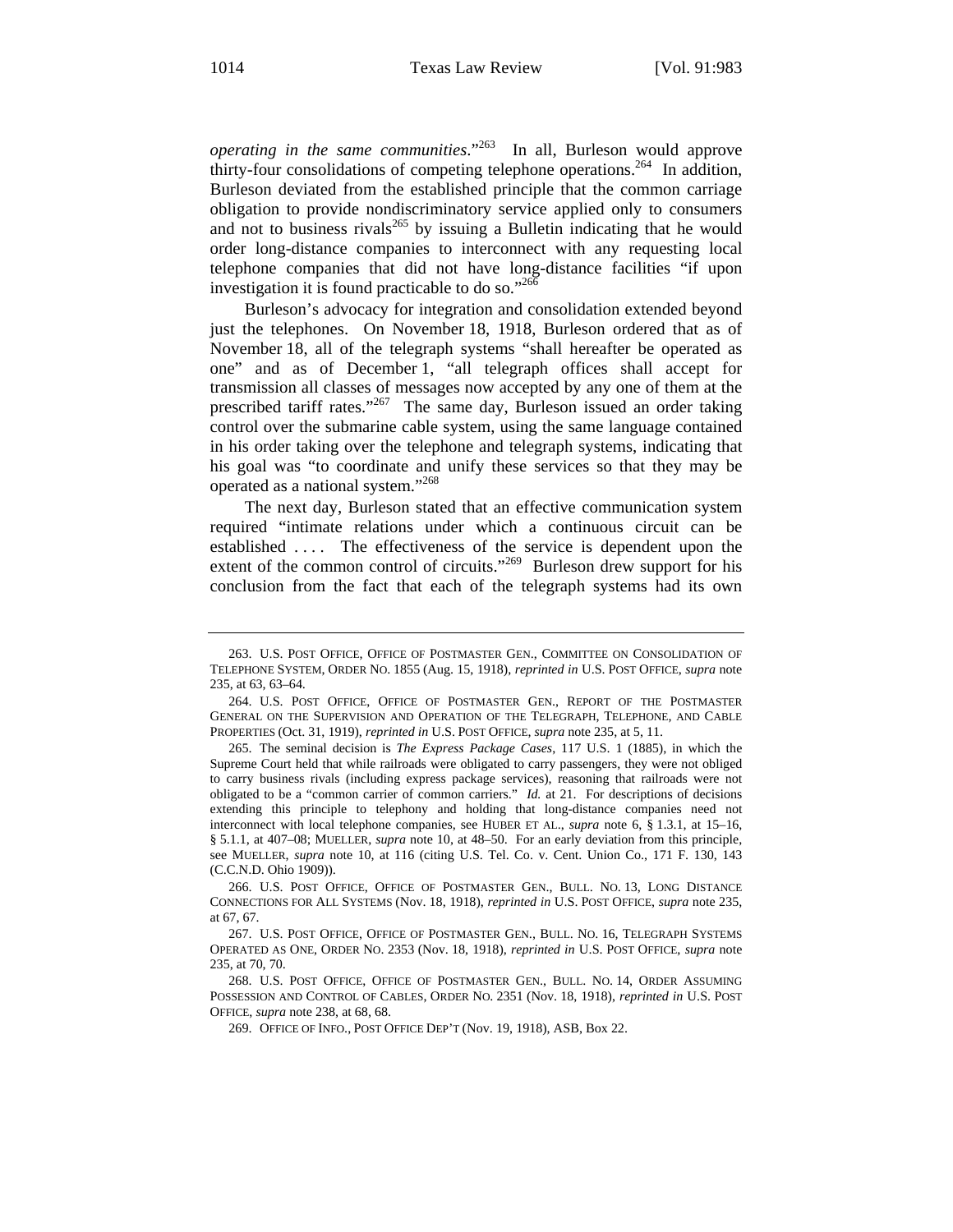*operating in the same communities*."[263] In all, Burleson would approve thirty-four consolidations of competing telephone operations.[264] In addition, Burleson deviated from the established principle that the common carriage obligation to provide nondiscriminatory service applied only to consumers and not to business rivals[265] by issuing a Bulletin indicating that he would order long-distance companies to interconnect with any requesting local telephone companies that did not have long-distance facilities "if upon investigation it is found practicable to do so."[266]

Burleson's advocacy for integration and consolidation extended beyond just the telephones. On November 18, 1918, Burleson ordered that as of November 18, all of the telegraph systems "shall hereafter be operated as one" and as of December 1, "all telegraph offices shall accept for transmission all classes of messages now accepted by any one of them at the prescribed tariff rates."[267] The same day, Burleson issued an order taking control over the submarine cable system, using the same language contained in his order taking over the telephone and telegraph systems, indicating that his goal was "to coordinate and unify these services so that they may be operated as a national system."[268]

The next day, Burleson stated that an effective communication system required "intimate relations under which a continuous circuit can be established . . . . The effectiveness of the service is dependent upon the extent of the common control of circuits."[269] Burleson drew support for his conclusion from the fact that each of the telegraph systems had its own

---

263. U.S. POST OFFICE, OFFICE OF POSTMASTER GEN., COMMITTEE ON CONSOLIDATION OF TELEPHONE SYSTEM, ORDER NO. 1855 (Aug. 15, 1918), *reprinted in* U.S. POST OFFICE, *supra* note 235, at 63, 63–64.

264. U.S. POST OFFICE, OFFICE OF POSTMASTER GEN., REPORT OF THE POSTMASTER GENERAL ON THE SUPERVISION AND OPERATION OF THE TELEGRAPH, TELEPHONE, AND CABLE PROPERTIES (Oct. 31, 1919), *reprinted in* U.S. POST OFFICE, *supra* note 235, at 5, 11.

265. The seminal decision is *The Express Package Cases*, 117 U.S. 1 (1885), in which the Supreme Court held that while railroads were obligated to carry passengers, they were not obliged to carry business rivals (including express package services), reasoning that railroads were not obligated to be a "common carrier of common carriers." *Id.* at 21. For descriptions of decisions extending this principle to telephony and holding that long-distance companies need not interconnect with local telephone companies, see HUBER ET AL., *supra* note 6, § 1.3.1, at 15–16, § 5.1.1, at 407–08; MUELLER, *supra* note 10, at 48–50. For an early deviation from this principle, see MUELLER, *supra* note 10, at 116 (citing U.S. Tel. Co. v. Cent. Union Co., 171 F. 130, 143 (C.C.N.D. Ohio 1909)).

266. U.S. POST OFFICE, OFFICE OF POSTMASTER GEN., BULL. NO. 13, LONG DISTANCE CONNECTIONS FOR ALL SYSTEMS (Nov. 18, 1918), *reprinted in* U.S. POST OFFICE, *supra* note 235, at 67, 67.

267. U.S. POST OFFICE, OFFICE OF POSTMASTER GEN., BULL. NO. 16, TELEGRAPH SYSTEMS OPERATED AS ONE, ORDER NO. 2353 (Nov. 18, 1918), *reprinted in* U.S. POST OFFICE, *supra* note 235, at 70, 70.

268. U.S. POST OFFICE, OFFICE OF POSTMASTER GEN., BULL. NO. 14, ORDER ASSUMING POSSESSION AND CONTROL OF CABLES, ORDER NO. 2351 (Nov. 18, 1918), *reprinted in* U.S. POST OFFICE, *supra* note 238, at 68, 68.

269. OFFICE OF INFO., POST OFFICE DEP'T (Nov. 19, 1918), ASB, Box 22.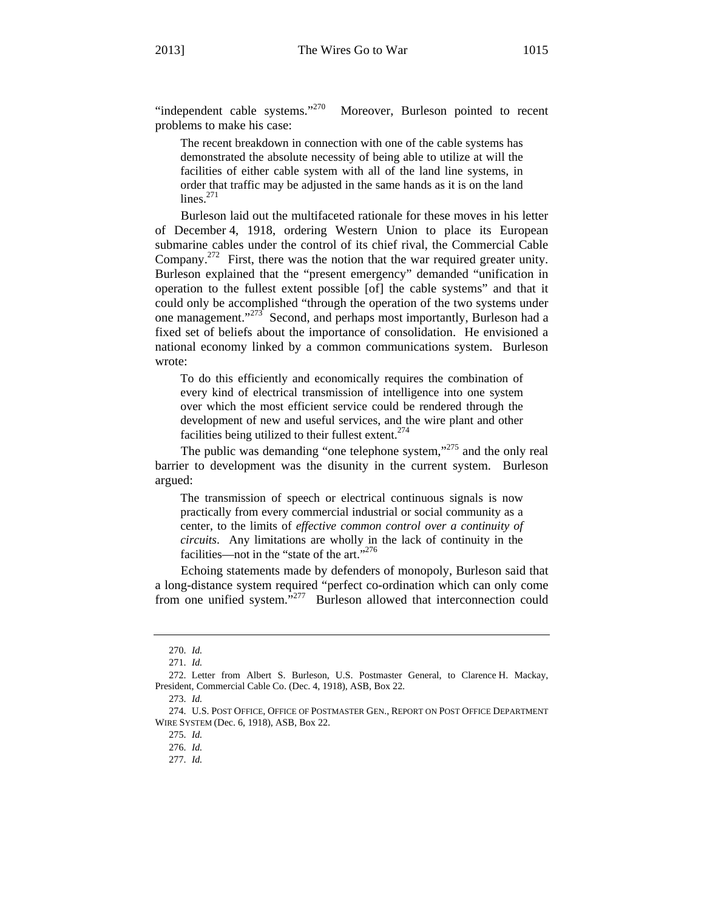"independent cable systems."[270] Moreover, Burleson pointed to recent problems to make his case:

> The recent breakdown in connection with one of the cable systems has demonstrated the absolute necessity of being able to utilize at will the facilities of either cable system with all of the land line systems, in order that traffic may be adjusted in the same hands as it is on the land lines.[271]

Burleson laid out the multifaceted rationale for these moves in his letter of December 4, 1918, ordering Western Union to place its European submarine cables under the control of its chief rival, the Commercial Cable Company.[272] First, there was the notion that the war required greater unity. Burleson explained that the "present emergency" demanded "unification in operation to the fullest extent possible [of] the cable systems" and that it could only be accomplished "through the operation of the two systems under one management."[273] Second, and perhaps most importantly, Burleson had a fixed set of beliefs about the importance of consolidation. He envisioned a national economy linked by a common communications system. Burleson wrote:

> To do this efficiently and economically requires the combination of every kind of electrical transmission of intelligence into one system over which the most efficient service could be rendered through the development of new and useful services, and the wire plant and other facilities being utilized to their fullest extent.[274]

The public was demanding "one telephone system,"[275] and the only real barrier to development was the disunity in the current system. Burleson argued:

> The transmission of speech or electrical continuous signals is now practically from every commercial industrial or social community as a center, to the limits of *effective common control over a continuity of circuits*. Any limitations are wholly in the lack of continuity in the facilities—not in the "state of the art."[276]

Echoing statements made by defenders of monopoly, Burleson said that a long-distance system required "perfect co-ordination which can only come from one unified system."[277] Burleson allowed that interconnection could

---

270. *Id.*

271. *Id.*

272. Letter from Albert S. Burleson, U.S. Postmaster General, to Clarence H. Mackay, President, Commercial Cable Co. (Dec. 4, 1918), ASB, Box 22.

273. *Id.*

274. U.S. POST OFFICE, OFFICE OF POSTMASTER GEN., REPORT ON POST OFFICE DEPARTMENT WIRE SYSTEM (Dec. 6, 1918), ASB, Box 22.

275. *Id.*

276. *Id.*

277. *Id.*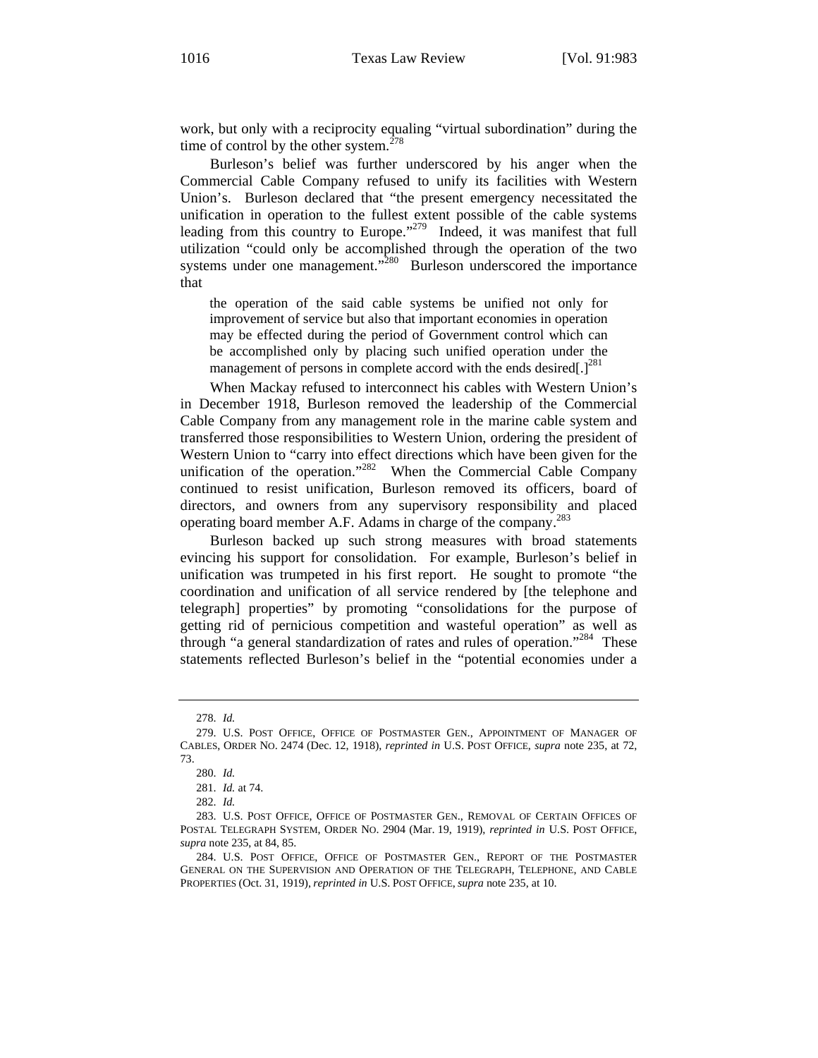work, but only with a reciprocity equaling "virtual subordination" during the time of control by the other system.[278]

Burleson's belief was further underscored by his anger when the Commercial Cable Company refused to unify its facilities with Western Union's. Burleson declared that "the present emergency necessitated the unification in operation to the fullest extent possible of the cable systems leading from this country to Europe."[279] Indeed, it was manifest that full utilization "could only be accomplished through the operation of the two systems under one management."[280] Burleson underscored the importance that

> the operation of the said cable systems be unified not only for improvement of service but also that important economies in operation may be effected during the period of Government control which can be accomplished only by placing such unified operation under the management of persons in complete accord with the ends desired[.][281]

When Mackay refused to interconnect his cables with Western Union's in December 1918, Burleson removed the leadership of the Commercial Cable Company from any management role in the marine cable system and transferred those responsibilities to Western Union, ordering the president of Western Union to "carry into effect directions which have been given for the unification of the operation."[282] When the Commercial Cable Company continued to resist unification, Burleson removed its officers, board of directors, and owners from any supervisory responsibility and placed operating board member A.F. Adams in charge of the company.[283]

Burleson backed up such strong measures with broad statements evincing his support for consolidation. For example, Burleson's belief in unification was trumpeted in his first report. He sought to promote "the coordination and unification of all service rendered by [the telephone and telegraph] properties" by promoting "consolidations for the purpose of getting rid of pernicious competition and wasteful operation" as well as through "a general standardization of rates and rules of operation."[284] These statements reflected Burleson's belief in the "potential economies under a

---

278. *Id.*

279. U.S. POST OFFICE, OFFICE OF POSTMASTER GEN., APPOINTMENT OF MANAGER OF CABLES, ORDER NO. 2474 (Dec. 12, 1918), *reprinted in* U.S. POST OFFICE, *supra* note 235, at 72, 73.

280. *Id.*

281. *Id.* at 74.

282. *Id.*

283. U.S. POST OFFICE, OFFICE OF POSTMASTER GEN., REMOVAL OF CERTAIN OFFICES OF POSTAL TELEGRAPH SYSTEM, ORDER NO. 2904 (Mar. 19, 1919), *reprinted in* U.S. POST OFFICE, *supra* note 235, at 84, 85.

284. U.S. POST OFFICE, OFFICE OF POSTMASTER GEN., REPORT OF THE POSTMASTER GENERAL ON THE SUPERVISION AND OPERATION OF THE TELEGRAPH, TELEPHONE, AND CABLE PROPERTIES (Oct. 31, 1919), *reprinted in* U.S. POST OFFICE, *supra* note 235, at 10.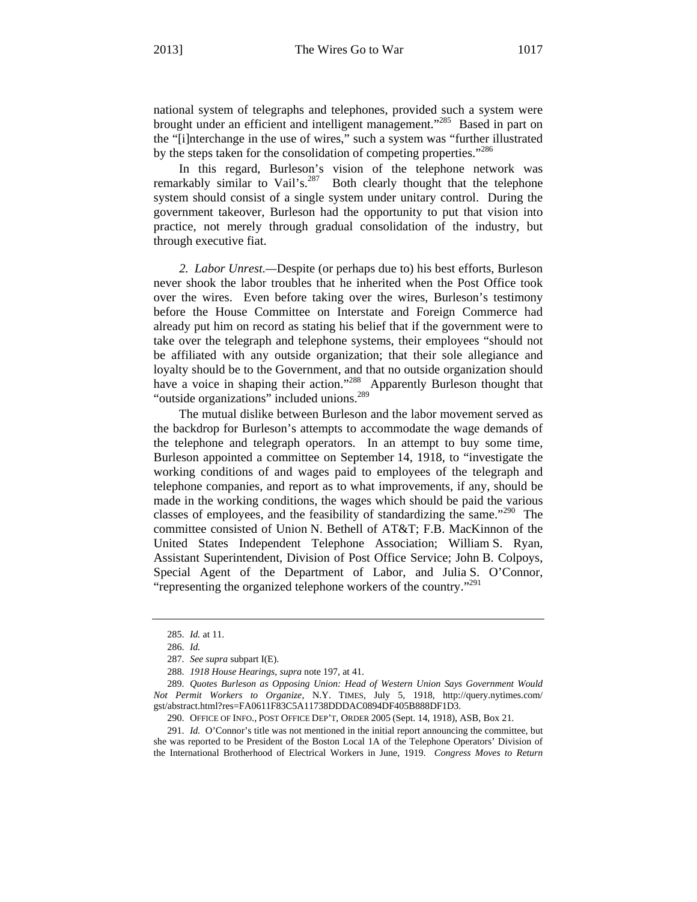national system of telegraphs and telephones, provided such a system were brought under an efficient and intelligent management."[285] Based in part on the "[i]nterchange in the use of wires," such a system was "further illustrated by the steps taken for the consolidation of competing properties."[286]

In this regard, Burleson's vision of the telephone network was remarkably similar to Vail's.[287] Both clearly thought that the telephone system should consist of a single system under unitary control. During the government takeover, Burleson had the opportunity to put that vision into practice, not merely through gradual consolidation of the industry, but through executive fiat.

*2. Labor Unrest.*—Despite (or perhaps due to) his best efforts, Burleson never shook the labor troubles that he inherited when the Post Office took over the wires. Even before taking over the wires, Burleson's testimony before the House Committee on Interstate and Foreign Commerce had already put him on record as stating his belief that if the government were to take over the telegraph and telephone systems, their employees "should not be affiliated with any outside organization; that their sole allegiance and loyalty should be to the Government, and that no outside organization should have a voice in shaping their action."[288] Apparently Burleson thought that "outside organizations" included unions.[289]

The mutual dislike between Burleson and the labor movement served as the backdrop for Burleson's attempts to accommodate the wage demands of the telephone and telegraph operators. In an attempt to buy some time, Burleson appointed a committee on September 14, 1918, to "investigate the working conditions of and wages paid to employees of the telegraph and telephone companies, and report as to what improvements, if any, should be made in the working conditions, the wages which should be paid the various classes of employees, and the feasibility of standardizing the same."[290] The committee consisted of Union N. Bethell of AT&T; F.B. MacKinnon of the United States Independent Telephone Association; William S. Ryan, Assistant Superintendent, Division of Post Office Service; John B. Colpoys, Special Agent of the Department of Labor, and Julia S. O'Connor, "representing the organized telephone workers of the country."[291]

---

285. *Id.* at 11.

286. *Id.*

287. *See supra* subpart I(E).

288. *1918 House Hearings*, *supra* note 197, at 41.

289. *Quotes Burleson as Opposing Union: Head of Western Union Says Government Would Not Permit Workers to Organize*, N.Y. TIMES, July 5, 1918, http://query.nytimes.com/gst/abstract.html?res=FA0611F83C5A11738DDDAC0894DF405B888DF1D3.

290. OFFICE OF INFO., POST OFFICE DEP'T, ORDER 2005 (Sept. 14, 1918), ASB, Box 21.

291. *Id.* O'Connor's title was not mentioned in the initial report announcing the committee, but she was reported to be President of the Boston Local 1A of the Telephone Operators' Division of the International Brotherhood of Electrical Workers in June, 1919. *Congress Moves to Return*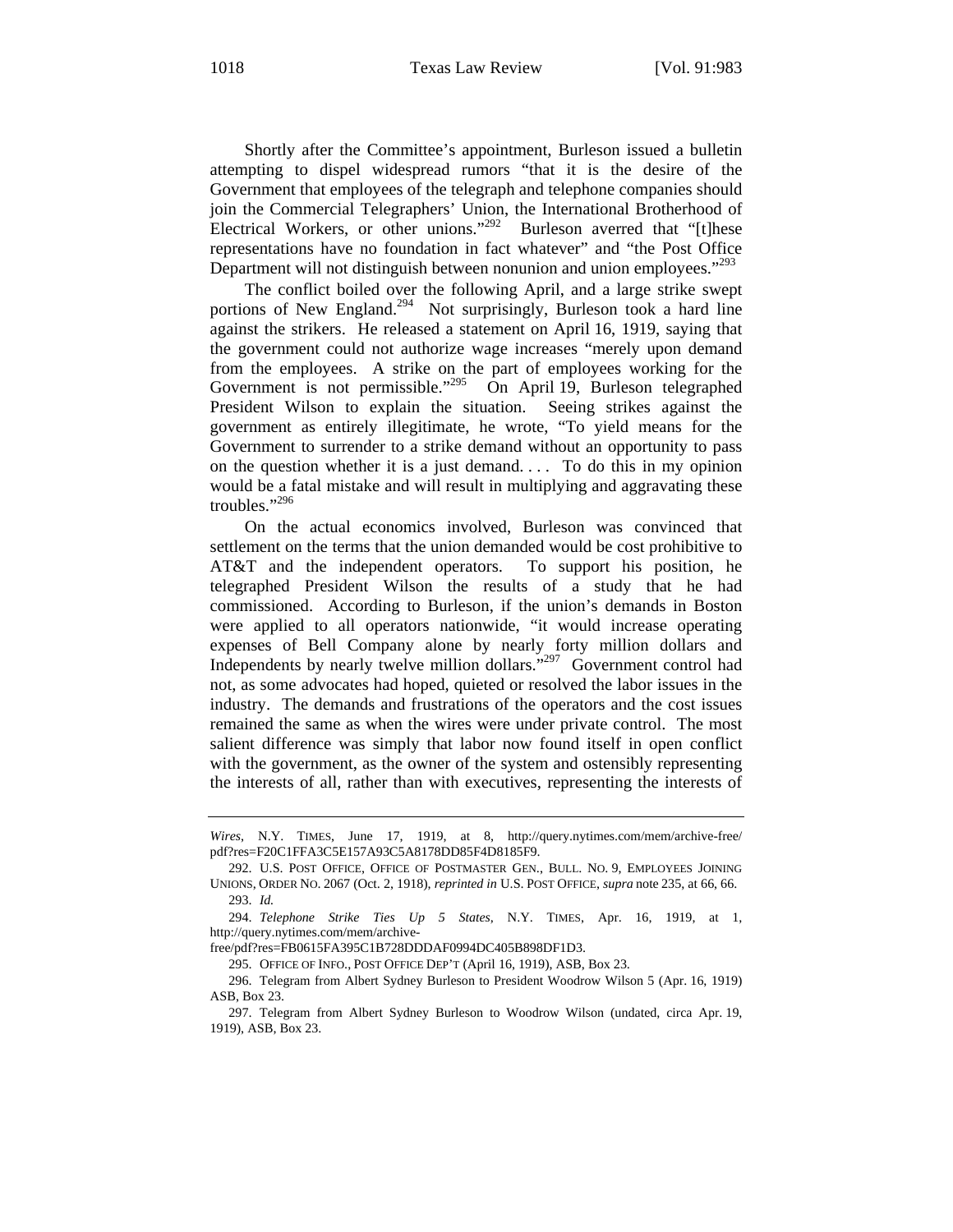Shortly after the Committee's appointment, Burleson issued a bulletin attempting to dispel widespread rumors "that it is the desire of the Government that employees of the telegraph and telephone companies should join the Commercial Telegraphers' Union, the International Brotherhood of Electrical Workers, or other unions."[292] Burleson averred that "[t]hese representations have no foundation in fact whatever" and "the Post Office Department will not distinguish between nonunion and union employees."[293]

The conflict boiled over the following April, and a large strike swept portions of New England.[294] Not surprisingly, Burleson took a hard line against the strikers. He released a statement on April 16, 1919, saying that the government could not authorize wage increases "merely upon demand from the employees. A strike on the part of employees working for the Government is not permissible."[295] On April 19, Burleson telegraphed President Wilson to explain the situation. Seeing strikes against the government as entirely illegitimate, he wrote, "To yield means for the Government to surrender to a strike demand without an opportunity to pass on the question whether it is a just demand. . . . To do this in my opinion would be a fatal mistake and will result in multiplying and aggravating these troubles."[296]

On the actual economics involved, Burleson was convinced that settlement on the terms that the union demanded would be cost prohibitive to AT&T and the independent operators. To support his position, he telegraphed President Wilson the results of a study that he had commissioned. According to Burleson, if the union's demands in Boston were applied to all operators nationwide, "it would increase operating expenses of Bell Company alone by nearly forty million dollars and Independents by nearly twelve million dollars."[297] Government control had not, as some advocates had hoped, quieted or resolved the labor issues in the industry. The demands and frustrations of the operators and the cost issues remained the same as when the wires were under private control. The most salient difference was simply that labor now found itself in open conflict with the government, as the owner of the system and ostensibly representing the interests of all, rather than with executives, representing the interests of

---

*Wires*, N.Y. TIMES, June 17, 1919, at 8, http://query.nytimes.com/mem/archive-free/pdf?res=F20C1FFA3C5E157A93C5A8178DD85F4D8185F9.

292. U.S. POST OFFICE, OFFICE OF POSTMASTER GEN., BULL. NO. 9, EMPLOYEES JOINING UNIONS, ORDER NO. 2067 (Oct. 2, 1918), *reprinted in* U.S. POST OFFICE, *supra* note 235, at 66, 66.

293. *Id.*

294. *Telephone Strike Ties Up 5 States*, N.Y. TIMES, Apr. 16, 1919, at 1, http://query.nytimes.com/mem/archive-free/pdf?res=FB0615FA395C1B728DDDAF0994DC405B898DF1D3.

295. OFFICE OF INFO., POST OFFICE DEP'T (April 16, 1919), ASB, Box 23.

296. Telegram from Albert Sydney Burleson to President Woodrow Wilson 5 (Apr. 16, 1919) ASB, Box 23.

297. Telegram from Albert Sydney Burleson to Woodrow Wilson (undated, circa Apr. 19, 1919), ASB, Box 23.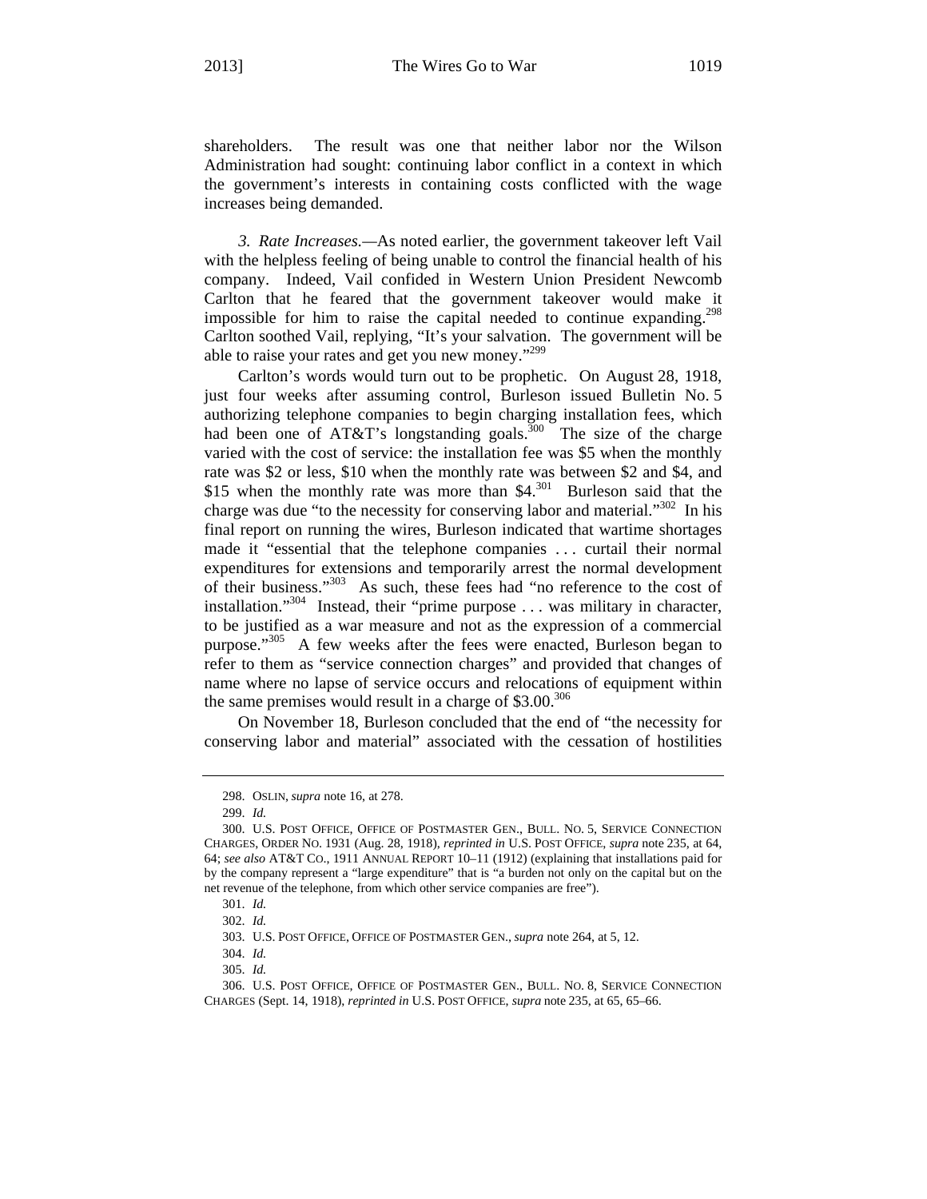shareholders. The result was one that neither labor nor the Wilson Administration had sought: continuing labor conflict in a context in which the government's interests in containing costs conflicted with the wage increases being demanded.

*3. Rate Increases.*—As noted earlier, the government takeover left Vail with the helpless feeling of being unable to control the financial health of his company. Indeed, Vail confided in Western Union President Newcomb Carlton that he feared that the government takeover would make it impossible for him to raise the capital needed to continue expanding.[298] Carlton soothed Vail, replying, "It's your salvation. The government will be able to raise your rates and get you new money."[299]

Carlton's words would turn out to be prophetic. On August 28, 1918, just four weeks after assuming control, Burleson issued Bulletin No. 5 authorizing telephone companies to begin charging installation fees, which had been one of AT&T's longstanding goals.[300] The size of the charge varied with the cost of service: the installation fee was $5 when the monthly rate was $2 or less, $10 when the monthly rate was between $2 and $4, and $15 when the monthly rate was more than $4.[301] Burleson said that the charge was due "to the necessity for conserving labor and material."[302] In his final report on running the wires, Burleson indicated that wartime shortages made it "essential that the telephone companies . . . curtail their normal expenditures for extensions and temporarily arrest the normal development of their business."[303] As such, these fees had "no reference to the cost of installation."[304] Instead, their "prime purpose . . . was military in character, to be justified as a war measure and not as the expression of a commercial purpose."[305] A few weeks after the fees were enacted, Burleson began to refer to them as "service connection charges" and provided that changes of name where no lapse of service occurs and relocations of equipment within the same premises would result in a charge of $3.00.[306]

On November 18, Burleson concluded that the end of "the necessity for conserving labor and material" associated with the cessation of hostilities

---

298. OSLIN, *supra* note 16, at 278.

299. *Id.*

300. U.S. POST OFFICE, OFFICE OF POSTMASTER GEN., BULL. NO. 5, SERVICE CONNECTION CHARGES, ORDER NO. 1931 (Aug. 28, 1918), *reprinted in* U.S. POST OFFICE, *supra* note 235, at 64, 64; *see also* AT&T CO., 1911 ANNUAL REPORT 10–11 (1912) (explaining that installations paid for by the company represent a "large expenditure" that is "a burden not only on the capital but on the net revenue of the telephone, from which other service companies are free").

301. *Id.*

302. *Id.*

303. U.S. POST OFFICE, OFFICE OF POSTMASTER GEN., *supra* note 264, at 5, 12.

304. *Id.*

305. *Id.*

306. U.S. POST OFFICE, OFFICE OF POSTMASTER GEN., BULL. NO. 8, SERVICE CONNECTION CHARGES (Sept. 14, 1918), *reprinted in* U.S. POST OFFICE, *supra* note 235, at 65, 65–66.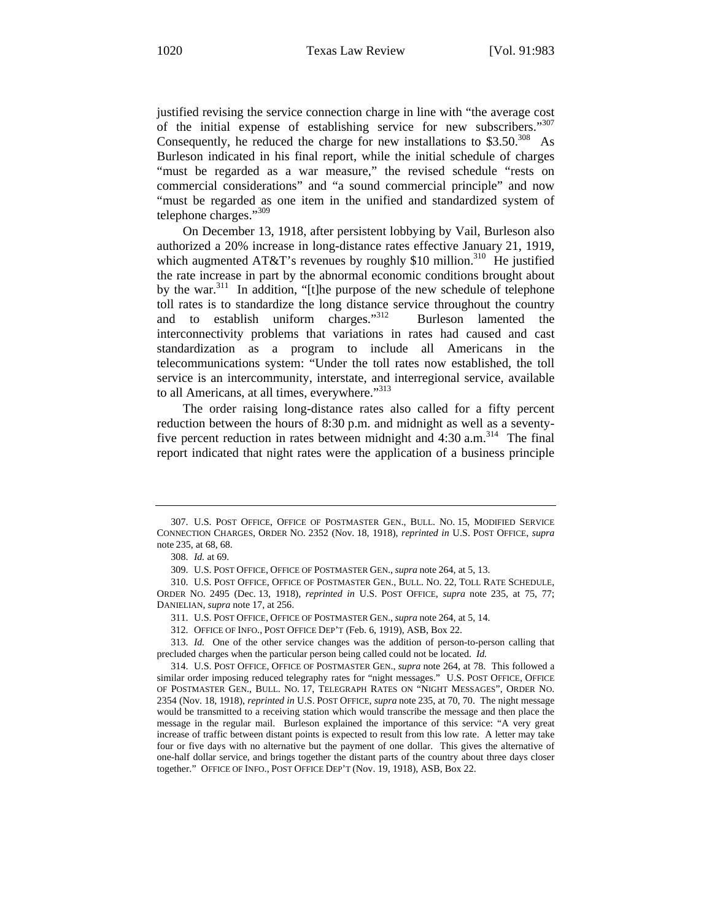justified revising the service connection charge in line with "the average cost of the initial expense of establishing service for new subscribers."[307] Consequently, he reduced the charge for new installations to $3.50.[308] As Burleson indicated in his final report, while the initial schedule of charges "must be regarded as a war measure," the revised schedule "rests on commercial considerations" and "a sound commercial principle" and now "must be regarded as one item in the unified and standardized system of telephone charges."[309]

On December 13, 1918, after persistent lobbying by Vail, Burleson also authorized a 20% increase in long-distance rates effective January 21, 1919, which augmented AT&T's revenues by roughly $10 million.[310] He justified the rate increase in part by the abnormal economic conditions brought about by the war.[311] In addition, "[t]he purpose of the new schedule of telephone toll rates is to standardize the long distance service throughout the country and to establish uniform charges."[312] Burleson lamented the interconnectivity problems that variations in rates had caused and cast standardization as a program to include all Americans in the telecommunications system: "Under the toll rates now established, the toll service is an intercommunity, interstate, and interregional service, available to all Americans, at all times, everywhere."[313]

The order raising long-distance rates also called for a fifty percent reduction between the hours of 8:30 p.m. and midnight as well as a seventy-five percent reduction in rates between midnight and 4:30 a.m.[314] The final report indicated that night rates were the application of a business principle

---

307. U.S. POST OFFICE, OFFICE OF POSTMASTER GEN., BULL. NO. 15, MODIFIED SERVICE CONNECTION CHARGES, ORDER NO. 2352 (Nov. 18, 1918), *reprinted in* U.S. POST OFFICE, *supra* note 235, at 68, 68.

308. *Id.* at 69.

309. U.S. POST OFFICE, OFFICE OF POSTMASTER GEN., *supra* note 264, at 5, 13.

310. U.S. POST OFFICE, OFFICE OF POSTMASTER GEN., BULL. NO. 22, TOLL RATE SCHEDULE, ORDER NO. 2495 (Dec. 13, 1918), *reprinted in* U.S. POST OFFICE, *supra* note 235, at 75, 77; DANIELIAN, *supra* note 17, at 256.

311. U.S. POST OFFICE, OFFICE OF POSTMASTER GEN., *supra* note 264, at 5, 14.

312. OFFICE OF INFO., POST OFFICE DEP'T (Feb. 6, 1919), ASB, Box 22.

313. *Id.* One of the other service changes was the addition of person-to-person calling that precluded charges when the particular person being called could not be located. *Id.*

314. U.S. POST OFFICE, OFFICE OF POSTMASTER GEN., *supra* note 264, at 78. This followed a similar order imposing reduced telegraphy rates for "night messages." U.S. POST OFFICE, OFFICE OF POSTMASTER GEN., BULL. NO. 17, TELEGRAPH RATES ON "NIGHT MESSAGES", ORDER NO. 2354 (Nov. 18, 1918), *reprinted in* U.S. POST OFFICE, *supra* note 235, at 70, 70. The night message would be transmitted to a receiving station which would transcribe the message and then place the message in the regular mail. Burleson explained the importance of this service: "A very great increase of traffic between distant points is expected to result from this low rate. A letter may take four or five days with no alternative but the payment of one dollar. This gives the alternative of one-half dollar service, and brings together the distant parts of the country about three days closer together." OFFICE OF INFO., POST OFFICE DEP'T (Nov. 19, 1918), ASB, Box 22.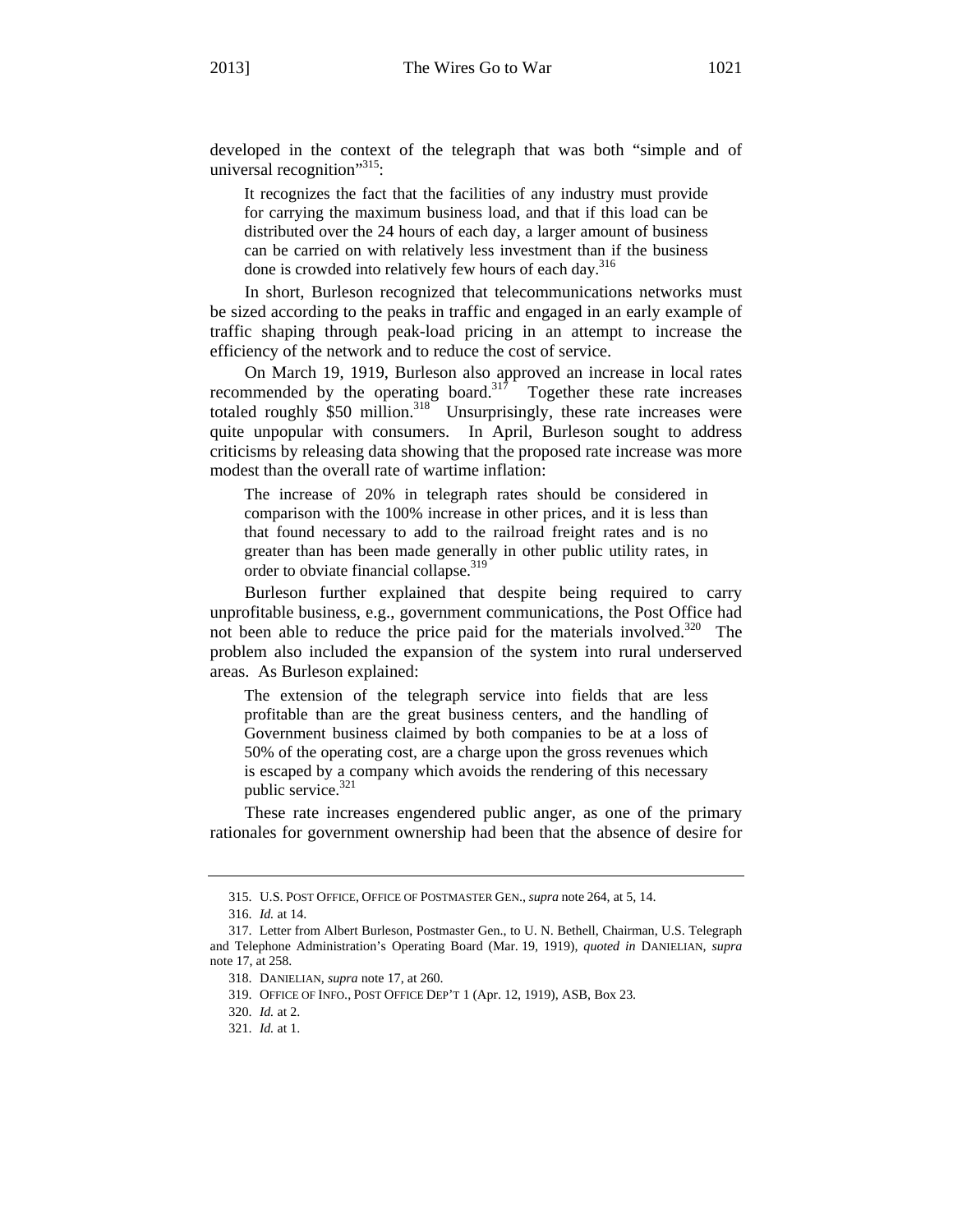developed in the context of the telegraph that was both "simple and of universal recognition"[315]:

> It recognizes the fact that the facilities of any industry must provide for carrying the maximum business load, and that if this load can be distributed over the 24 hours of each day, a larger amount of business can be carried on with relatively less investment than if the business done is crowded into relatively few hours of each day.[316]

In short, Burleson recognized that telecommunications networks must be sized according to the peaks in traffic and engaged in an early example of traffic shaping through peak-load pricing in an attempt to increase the efficiency of the network and to reduce the cost of service.

On March 19, 1919, Burleson also approved an increase in local rates recommended by the operating board.[317] Together these rate increases totaled roughly $50 million.[318] Unsurprisingly, these rate increases were quite unpopular with consumers. In April, Burleson sought to address criticisms by releasing data showing that the proposed rate increase was more modest than the overall rate of wartime inflation:

> The increase of 20% in telegraph rates should be considered in comparison with the 100% increase in other prices, and it is less than that found necessary to add to the railroad freight rates and is no greater than has been made generally in other public utility rates, in order to obviate financial collapse.[319]

Burleson further explained that despite being required to carry unprofitable business, e.g., government communications, the Post Office had not been able to reduce the price paid for the materials involved.[320] The problem also included the expansion of the system into rural underserved areas. As Burleson explained:

> The extension of the telegraph service into fields that are less profitable than are the great business centers, and the handling of Government business claimed by both companies to be at a loss of 50% of the operating cost, are a charge upon the gross revenues which is escaped by a company which avoids the rendering of this necessary public service.[321]

These rate increases engendered public anger, as one of the primary rationales for government ownership had been that the absence of desire for

---

315. U.S. POST OFFICE, OFFICE OF POSTMASTER GEN., *supra* note 264, at 5, 14.

316. *Id.* at 14.

317. Letter from Albert Burleson, Postmaster Gen., to U. N. Bethell, Chairman, U.S. Telegraph and Telephone Administration's Operating Board (Mar. 19, 1919), *quoted in* DANIELIAN, *supra* note 17, at 258.

318. DANIELIAN, *supra* note 17, at 260.

319. OFFICE OF INFO., POST OFFICE DEP'T 1 (Apr. 12, 1919), ASB, Box 23.

320. *Id.* at 2.

321. *Id.* at 1.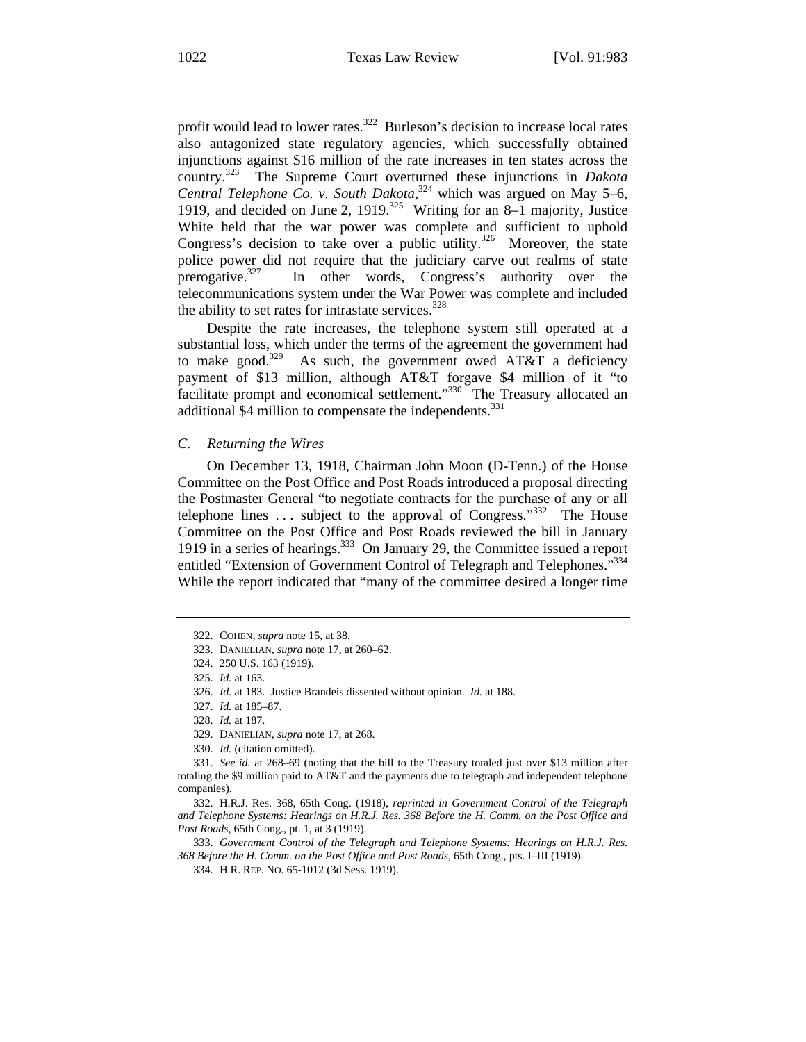profit would lead to lower rates.[322] Burleson's decision to increase local rates also antagonized state regulatory agencies, which successfully obtained injunctions against $16 million of the rate increases in ten states across the country.[323] The Supreme Court overturned these injunctions in *Dakota Central Telephone Co. v. South Dakota*,[324] which was argued on May 5–6, 1919, and decided on June 2, 1919.[325] Writing for an 8–1 majority, Justice White held that the war power was complete and sufficient to uphold Congress's decision to take over a public utility.[326] Moreover, the state police power did not require that the judiciary carve out realms of state prerogative.[327] In other words, Congress's authority over the telecommunications system under the War Power was complete and included the ability to set rates for intrastate services.[328]

Despite the rate increases, the telephone system still operated at a substantial loss, which under the terms of the agreement the government had to make good.[329] As such, the government owed AT&T a deficiency payment of $13 million, although AT&T forgave $4 million of it "to facilitate prompt and economical settlement."[330] The Treasury allocated an additional $4 million to compensate the independents.[331]

### *C. Returning the Wires*

On December 13, 1918, Chairman John Moon (D-Tenn.) of the House Committee on the Post Office and Post Roads introduced a proposal directing the Postmaster General "to negotiate contracts for the purchase of any or all telephone lines . . . subject to the approval of Congress."[332] The House Committee on the Post Office and Post Roads reviewed the bill in January 1919 in a series of hearings.[333] On January 29, the Committee issued a report entitled "Extension of Government Control of Telegraph and Telephones."[334] While the report indicated that "many of the committee desired a longer time

---

322. COHEN, *supra* note 15, at 38.

323. DANIELIAN, *supra* note 17, at 260–62.

324. 250 U.S. 163 (1919).

325. *Id.* at 163.

326. *Id.* at 183. Justice Brandeis dissented without opinion. *Id.* at 188.

327. *Id.* at 185–87.

328. *Id.* at 187.

329. DANIELIAN, *supra* note 17, at 268.

330. *Id.* (citation omitted).

331. *See id.* at 268–69 (noting that the bill to the Treasury totaled just over $13 million after totaling the $9 million paid to AT&T and the payments due to telegraph and independent telephone companies).

332. H.R.J. Res. 368, 65th Cong. (1918), *reprinted in Government Control of the Telegraph and Telephone Systems: Hearings on H.R.J. Res. 368 Before the H. Comm. on the Post Office and Post Roads*, 65th Cong., pt. 1, at 3 (1919).

333. *Government Control of the Telegraph and Telephone Systems: Hearings on H.R.J. Res. 368 Before the H. Comm. on the Post Office and Post Roads*, 65th Cong., pts. I–III (1919).

334. H.R. REP. NO. 65-1012 (3d Sess. 1919).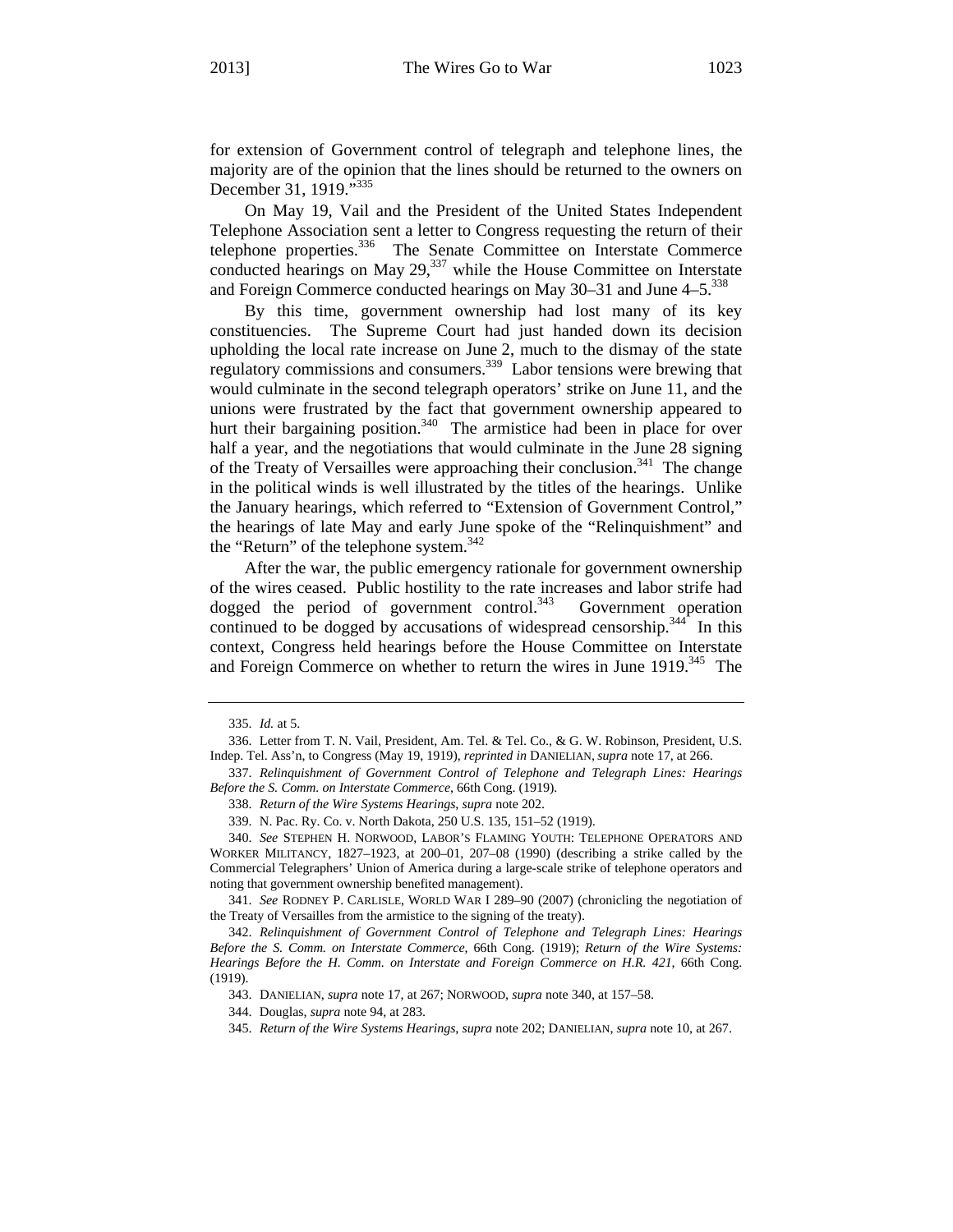for extension of Government control of telegraph and telephone lines, the majority are of the opinion that the lines should be returned to the owners on December 31, 1919."[335]

On May 19, Vail and the President of the United States Independent Telephone Association sent a letter to Congress requesting the return of their telephone properties.[336] The Senate Committee on Interstate Commerce conducted hearings on May 29,[337] while the House Committee on Interstate and Foreign Commerce conducted hearings on May 30–31 and June 4–5.[338]

By this time, government ownership had lost many of its key constituencies. The Supreme Court had just handed down its decision upholding the local rate increase on June 2, much to the dismay of the state regulatory commissions and consumers.[339] Labor tensions were brewing that would culminate in the second telegraph operators' strike on June 11, and the unions were frustrated by the fact that government ownership appeared to hurt their bargaining position.[340] The armistice had been in place for over half a year, and the negotiations that would culminate in the June 28 signing of the Treaty of Versailles were approaching their conclusion.[341] The change in the political winds is well illustrated by the titles of the hearings. Unlike the January hearings, which referred to "Extension of Government Control," the hearings of late May and early June spoke of the "Relinquishment" and the "Return" of the telephone system.[342]

After the war, the public emergency rationale for government ownership of the wires ceased. Public hostility to the rate increases and labor strife had dogged the period of government control.[343] Government operation continued to be dogged by accusations of widespread censorship.[344] In this context, Congress held hearings before the House Committee on Interstate and Foreign Commerce on whether to return the wires in June 1919.[345] The

---

335. *Id.* at 5.

336. Letter from T. N. Vail, President, Am. Tel. & Tel. Co., & G. W. Robinson, President, U.S. Indep. Tel. Ass'n, to Congress (May 19, 1919), *reprinted in* DANIELIAN, *supra* note 17, at 266.

337. *Relinquishment of Government Control of Telephone and Telegraph Lines: Hearings Before the S. Comm. on Interstate Commerce*, 66th Cong. (1919).

338. *Return of the Wire Systems Hearings*, *supra* note 202.

339. N. Pac. Ry. Co. v. North Dakota, 250 U.S. 135, 151–52 (1919).

340. *See* STEPHEN H. NORWOOD, LABOR'S FLAMING YOUTH: TELEPHONE OPERATORS AND WORKER MILITANCY, 1827–1923, at 200–01, 207–08 (1990) (describing a strike called by the Commercial Telegraphers' Union of America during a large-scale strike of telephone operators and noting that government ownership benefited management).

341. *See* RODNEY P. CARLISLE, WORLD WAR I 289–90 (2007) (chronicling the negotiation of the Treaty of Versailles from the armistice to the signing of the treaty).

342. *Relinquishment of Government Control of Telephone and Telegraph Lines: Hearings Before the S. Comm. on Interstate Commerce*, 66th Cong. (1919); *Return of the Wire Systems: Hearings Before the H. Comm. on Interstate and Foreign Commerce on H.R. 421*, 66th Cong. (1919).

343. DANIELIAN, *supra* note 17, at 267; NORWOOD, *supra* note 340, at 157–58.

344. Douglas, *supra* note 94, at 283.

345. *Return of the Wire Systems Hearings*, *supra* note 202; DANIELIAN, *supra* note 10, at 267.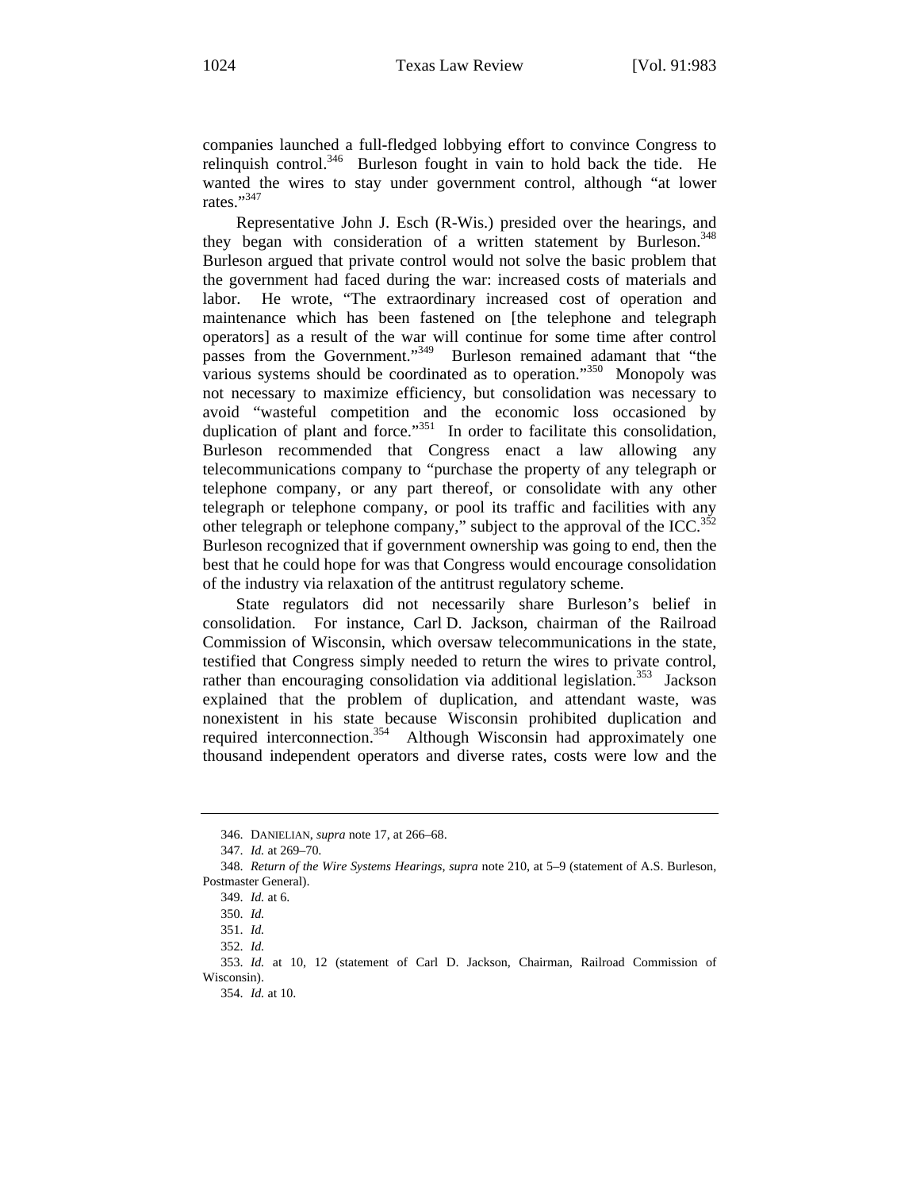companies launched a full-fledged lobbying effort to convince Congress to relinquish control.[346] Burleson fought in vain to hold back the tide. He wanted the wires to stay under government control, although "at lower rates."[347]

Representative John J. Esch (R-Wis.) presided over the hearings, and they began with consideration of a written statement by Burleson.[348] Burleson argued that private control would not solve the basic problem that the government had faced during the war: increased costs of materials and labor. He wrote, "The extraordinary increased cost of operation and maintenance which has been fastened on [the telephone and telegraph operators] as a result of the war will continue for some time after control passes from the Government."[349] Burleson remained adamant that "the various systems should be coordinated as to operation."[350] Monopoly was not necessary to maximize efficiency, but consolidation was necessary to avoid "wasteful competition and the economic loss occasioned by duplication of plant and force."[351] In order to facilitate this consolidation, Burleson recommended that Congress enact a law allowing any telecommunications company to "purchase the property of any telegraph or telephone company, or any part thereof, or consolidate with any other telegraph or telephone company, or pool its traffic and facilities with any other telegraph or telephone company," subject to the approval of the ICC.[352] Burleson recognized that if government ownership was going to end, then the best that he could hope for was that Congress would encourage consolidation of the industry via relaxation of the antitrust regulatory scheme.

State regulators did not necessarily share Burleson's belief in consolidation. For instance, Carl D. Jackson, chairman of the Railroad Commission of Wisconsin, which oversaw telecommunications in the state, testified that Congress simply needed to return the wires to private control, rather than encouraging consolidation via additional legislation.[353] Jackson explained that the problem of duplication, and attendant waste, was nonexistent in his state because Wisconsin prohibited duplication and required interconnection.[354] Although Wisconsin had approximately one thousand independent operators and diverse rates, costs were low and the

---

346. DANIELIAN, *supra* note 17, at 266–68.

347. *Id.* at 269–70.

348. *Return of the Wire Systems Hearings*, *supra* note 210, at 5–9 (statement of A.S. Burleson, Postmaster General).

349. *Id.* at 6.

350. *Id.*

351. *Id.*

352. *Id.*

353. *Id.* at 10, 12 (statement of Carl D. Jackson, Chairman, Railroad Commission of Wisconsin).

354. *Id.* at 10.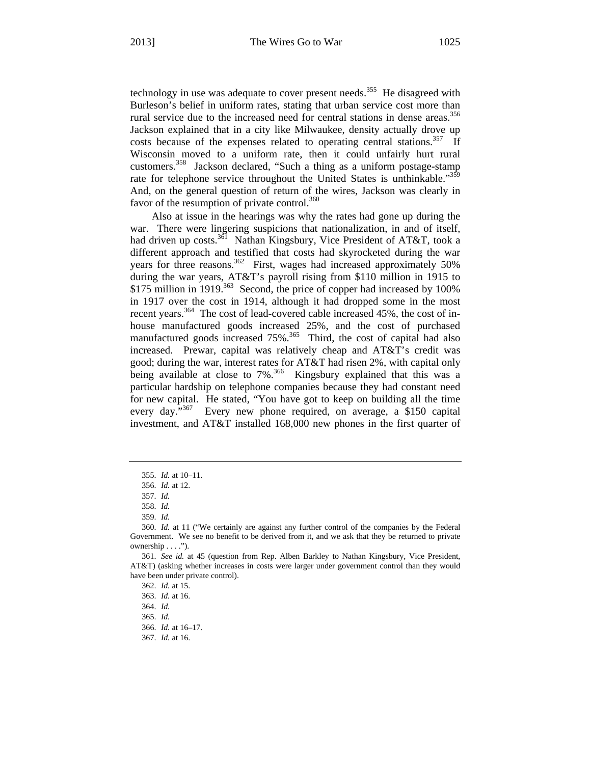technology in use was adequate to cover present needs.[355] He disagreed with Burleson's belief in uniform rates, stating that urban service cost more than rural service due to the increased need for central stations in dense areas.[356] Jackson explained that in a city like Milwaukee, density actually drove up costs because of the expenses related to operating central stations.[357] If Wisconsin moved to a uniform rate, then it could unfairly hurt rural customers.[358] Jackson declared, "Such a thing as a uniform postage-stamp rate for telephone service throughout the United States is unthinkable."[359] And, on the general question of return of the wires, Jackson was clearly in favor of the resumption of private control.[360]

Also at issue in the hearings was why the rates had gone up during the war. There were lingering suspicions that nationalization, in and of itself, had driven up costs.[361] Nathan Kingsbury, Vice President of AT&T, took a different approach and testified that costs had skyrocketed during the war years for three reasons.[362] First, wages had increased approximately 50% during the war years, AT&T's payroll rising from $110 million in 1915 to $175 million in 1919.[363] Second, the price of copper had increased by 100% in 1917 over the cost in 1914, although it had dropped some in the most recent years.[364] The cost of lead-covered cable increased 45%, the cost of in-house manufactured goods increased 25%, and the cost of purchased manufactured goods increased 75%.[365] Third, the cost of capital had also increased. Prewar, capital was relatively cheap and AT&T's credit was good; during the war, interest rates for AT&T had risen 2%, with capital only being available at close to 7%.[366] Kingsbury explained that this was a particular hardship on telephone companies because they had constant need for new capital. He stated, "You have got to keep on building all the time every day."[367] Every new phone required, on average, a $150 capital investment, and AT&T installed 168,000 new phones in the first quarter of

---

355. *Id.* at 10–11.

356. *Id.* at 12.

357. *Id.*

358. *Id.*

359. *Id.*

360. *Id.* at 11 ("We certainly are against any further control of the companies by the Federal Government. We see no benefit to be derived from it, and we ask that they be returned to private ownership . . . .").

361. *See id.* at 45 (question from Rep. Alben Barkley to Nathan Kingsbury, Vice President, AT&T) (asking whether increases in costs were larger under government control than they would have been under private control).

362. *Id.* at 15.

363. *Id.* at 16.

364. *Id.*

365. *Id.*

366. *Id.* at 16–17.

367. *Id.* at 16.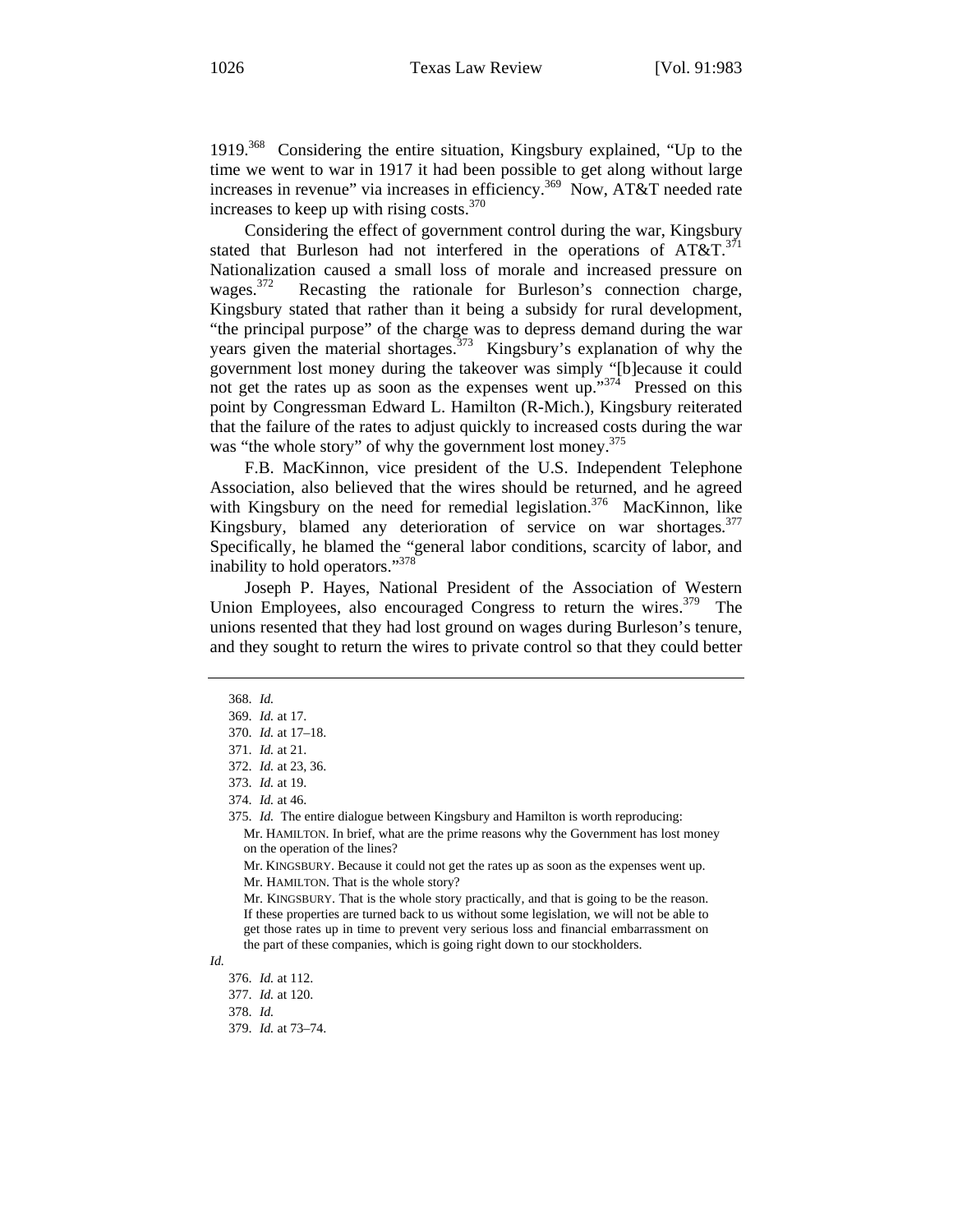1919.[368] Considering the entire situation, Kingsbury explained, "Up to the time we went to war in 1917 it had been possible to get along without large increases in revenue" via increases in efficiency.[369] Now, AT&T needed rate increases to keep up with rising costs.[370]

Considering the effect of government control during the war, Kingsbury stated that Burleson had not interfered in the operations of AT&T.[371] Nationalization caused a small loss of morale and increased pressure on wages.[372] Recasting the rationale for Burleson's connection charge, Kingsbury stated that rather than it being a subsidy for rural development, "the principal purpose" of the charge was to depress demand during the war years given the material shortages.[373] Kingsbury's explanation of why the government lost money during the takeover was simply "[b]ecause it could not get the rates up as soon as the expenses went up."[374] Pressed on this point by Congressman Edward L. Hamilton (R-Mich.), Kingsbury reiterated that the failure of the rates to adjust quickly to increased costs during the war was "the whole story" of why the government lost money.[375]

F.B. MacKinnon, vice president of the U.S. Independent Telephone Association, also believed that the wires should be returned, and he agreed with Kingsbury on the need for remedial legislation.[376] MacKinnon, like Kingsbury, blamed any deterioration of service on war shortages.[377] Specifically, he blamed the "general labor conditions, scarcity of labor, and inability to hold operators."[378]

Joseph P. Hayes, National President of the Association of Western Union Employees, also encouraged Congress to return the wires.[379] The unions resented that they had lost ground on wages during Burleson's tenure, and they sought to return the wires to private control so that they could better

---

368. *Id.*

369. *Id.* at 17.

370. *Id.* at 17–18.

371. *Id.* at 21.

372. *Id.* at 23, 36.

373. *Id.* at 19.

374. *Id.* at 46.

375. *Id.* The entire dialogue between Kingsbury and Hamilton is worth reproducing:

> Mr. HAMILTON. In brief, what are the prime reasons why the Government has lost money on the operation of the lines?
>
> Mr. KINGSBURY. Because it could not get the rates up as soon as the expenses went up.
>
> Mr. HAMILTON. That is the whole story?
>
> Mr. KINGSBURY. That is the whole story practically, and that is going to be the reason. If these properties are turned back to us without some legislation, we will not be able to get those rates up in time to prevent very serious loss and financial embarrassment on the part of these companies, which is going right down to our stockholders.

*Id.*

376. *Id.* at 112.

377. *Id.* at 120.

378. *Id.*

379. *Id.* at 73–74.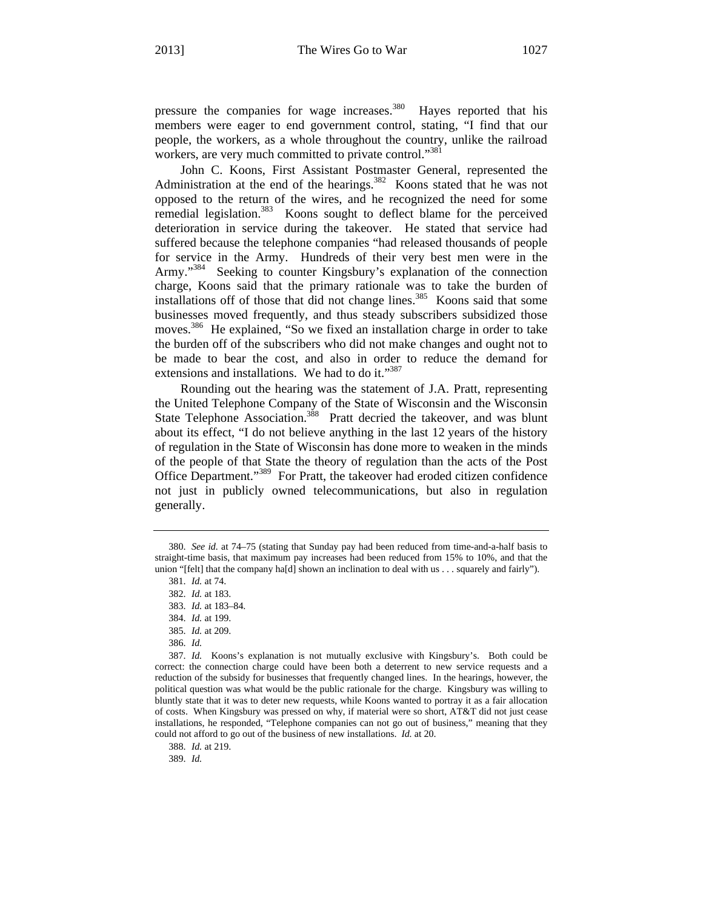pressure the companies for wage increases.[380] Hayes reported that his members were eager to end government control, stating, "I find that our people, the workers, as a whole throughout the country, unlike the railroad workers, are very much committed to private control."[381]

John C. Koons, First Assistant Postmaster General, represented the Administration at the end of the hearings.[382] Koons stated that he was not opposed to the return of the wires, and he recognized the need for some remedial legislation.[383] Koons sought to deflect blame for the perceived deterioration in service during the takeover. He stated that service had suffered because the telephone companies "had released thousands of people for service in the Army. Hundreds of their very best men were in the Army."[384] Seeking to counter Kingsbury's explanation of the connection charge, Koons said that the primary rationale was to take the burden of installations off of those that did not change lines.[385] Koons said that some businesses moved frequently, and thus steady subscribers subsidized those moves.[386] He explained, "So we fixed an installation charge in order to take the burden off of the subscribers who did not make changes and ought not to be made to bear the cost, and also in order to reduce the demand for extensions and installations. We had to do it."[387]

Rounding out the hearing was the statement of J.A. Pratt, representing the United Telephone Company of the State of Wisconsin and the Wisconsin State Telephone Association.[388] Pratt decried the takeover, and was blunt about its effect, "I do not believe anything in the last 12 years of the history of regulation in the State of Wisconsin has done more to weaken in the minds of the people of that State the theory of regulation than the acts of the Post Office Department."[389] For Pratt, the takeover had eroded citizen confidence not just in publicly owned telecommunications, but also in regulation generally.

---

380. *See id.* at 74–75 (stating that Sunday pay had been reduced from time-and-a-half basis to straight-time basis, that maximum pay increases had been reduced from 15% to 10%, and that the union "[felt] that the company ha[d] shown an inclination to deal with us . . . squarely and fairly").

381. *Id.* at 74.

382. *Id.* at 183.

383. *Id.* at 183–84.

384. *Id.* at 199.

385. *Id.* at 209.

386. *Id.*

387. *Id.* Koons's explanation is not mutually exclusive with Kingsbury's. Both could be correct: the connection charge could have been both a deterrent to new service requests and a reduction of the subsidy for businesses that frequently changed lines. In the hearings, however, the political question was what would be the public rationale for the charge. Kingsbury was willing to bluntly state that it was to deter new requests, while Koons wanted to portray it as a fair allocation of costs. When Kingsbury was pressed on why, if material were so short, AT&T did not just cease installations, he responded, "Telephone companies can not go out of business," meaning that they could not afford to go out of the business of new installations. *Id.* at 20.

388. *Id.* at 219.

389. *Id.*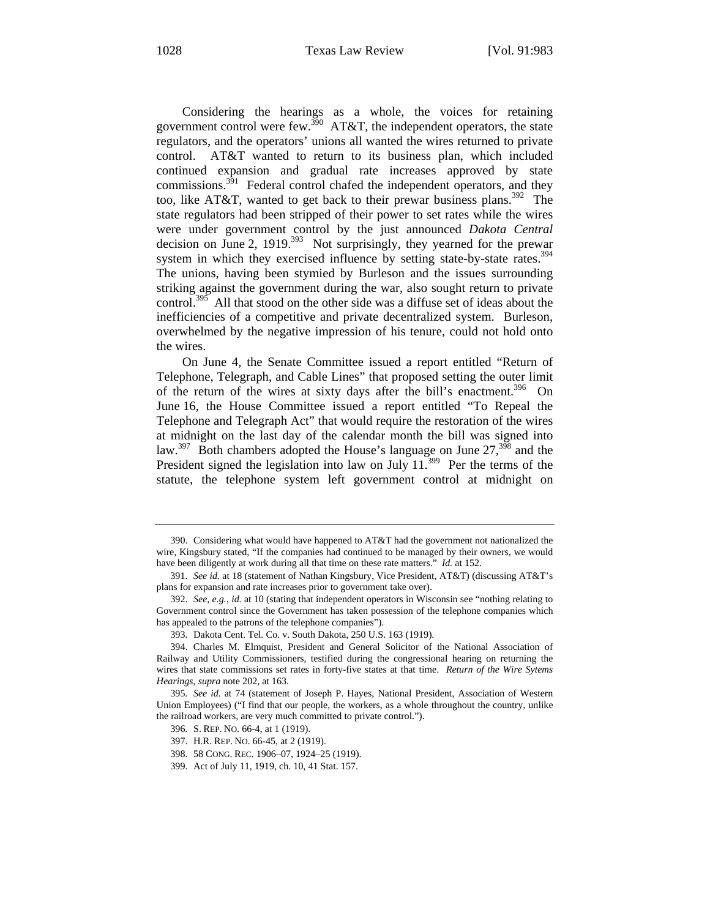Considering the hearings as a whole, the voices for retaining government control were few.[390] AT&T, the independent operators, the state regulators, and the operators' unions all wanted the wires returned to private control. AT&T wanted to return to its business plan, which included continued expansion and gradual rate increases approved by state commissions.[391] Federal control chafed the independent operators, and they too, like AT&T, wanted to get back to their prewar business plans.[392] The state regulators had been stripped of their power to set rates while the wires were under government control by the just announced *Dakota Central* decision on June 2, 1919.[393] Not surprisingly, they yearned for the prewar system in which they exercised influence by setting state-by-state rates.[394] The unions, having been stymied by Burleson and the issues surrounding striking against the government during the war, also sought return to private control.[395] All that stood on the other side was a diffuse set of ideas about the inefficiencies of a competitive and private decentralized system. Burleson, overwhelmed by the negative impression of his tenure, could not hold onto the wires.

On June 4, the Senate Committee issued a report entitled "Return of Telephone, Telegraph, and Cable Lines" that proposed setting the outer limit of the return of the wires at sixty days after the bill's enactment.[396] On June 16, the House Committee issued a report entitled "To Repeal the Telephone and Telegraph Act" that would require the restoration of the wires at midnight on the last day of the calendar month the bill was signed into law.[397] Both chambers adopted the House's language on June 27,[398] and the President signed the legislation into law on July 11.[399] Per the terms of the statute, the telephone system left government control at midnight on

---

390. Considering what would have happened to AT&T had the government not nationalized the wire, Kingsbury stated, "If the companies had continued to be managed by their owners, we would have been diligently at work during all that time on these rate matters." *Id.* at 152.

391. *See id.* at 18 (statement of Nathan Kingsbury, Vice President, AT&T) (discussing AT&T's plans for expansion and rate increases prior to government take over).

392. *See, e.g.*, *id.* at 10 (stating that independent operators in Wisconsin see "nothing relating to Government control since the Government has taken possession of the telephone companies which has appealed to the patrons of the telephone companies").

393. Dakota Cent. Tel. Co. v. South Dakota, 250 U.S. 163 (1919).

394. Charles M. Elmquist, President and General Solicitor of the National Association of Railway and Utility Commissioners, testified during the congressional hearing on returning the wires that state commissions set rates in forty-five states at that time. *Return of the Wire Sytems Hearings*, *supra* note 202, at 163.

395. *See id.* at 74 (statement of Joseph P. Hayes, National President, Association of Western Union Employees) ("I find that our people, the workers, as a whole throughout the country, unlike the railroad workers, are very much committed to private control.").

396. S. REP. NO. 66-4, at 1 (1919).

397. H.R. REP. NO. 66-45, at 2 (1919).

398. 58 CONG. REC. 1906–07, 1924–25 (1919).

399. Act of July 11, 1919, ch. 10, 41 Stat. 157.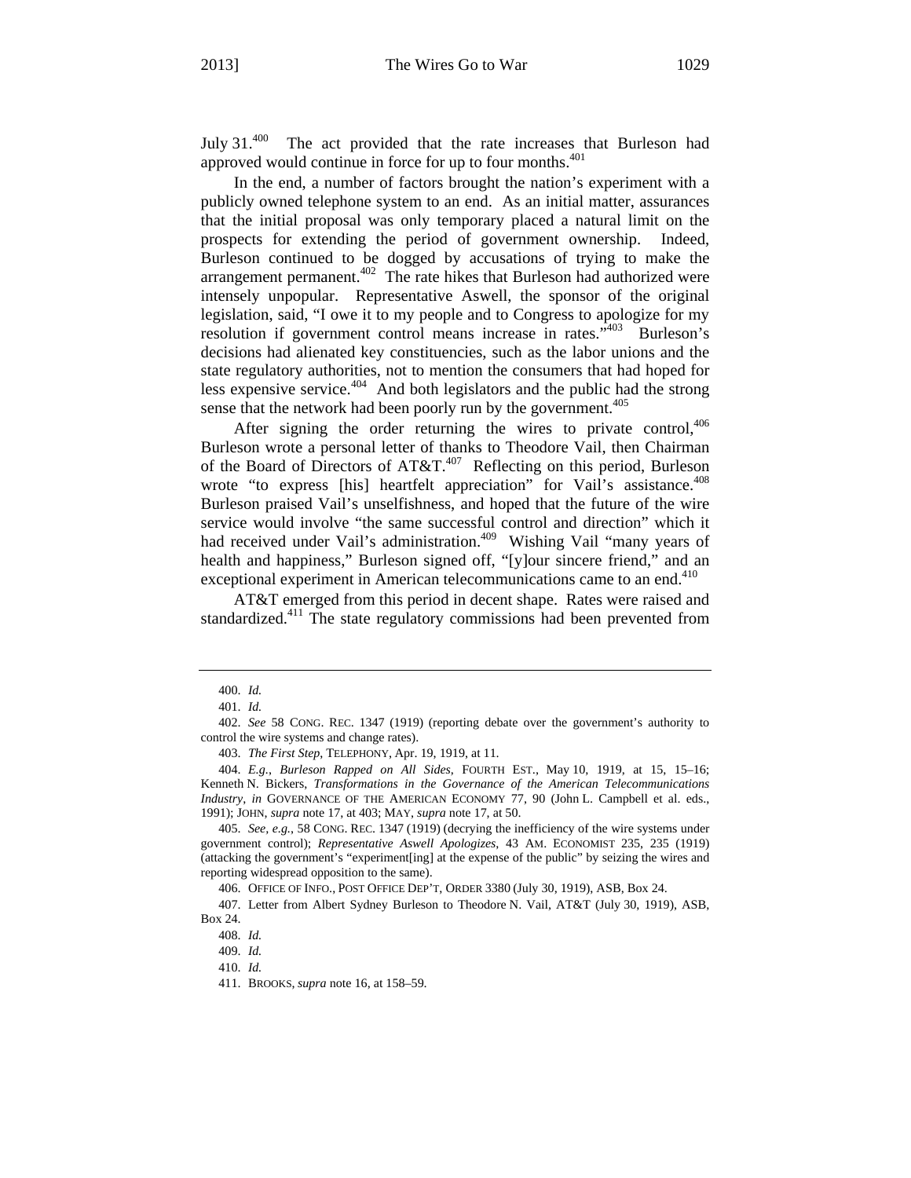July 31.[400] The act provided that the rate increases that Burleson had approved would continue in force for up to four months.[401]

In the end, a number of factors brought the nation's experiment with a publicly owned telephone system to an end. As an initial matter, assurances that the initial proposal was only temporary placed a natural limit on the prospects for extending the period of government ownership. Indeed, Burleson continued to be dogged by accusations of trying to make the arrangement permanent.[402] The rate hikes that Burleson had authorized were intensely unpopular. Representative Aswell, the sponsor of the original legislation, said, "I owe it to my people and to Congress to apologize for my resolution if government control means increase in rates."[403] Burleson's decisions had alienated key constituencies, such as the labor unions and the state regulatory authorities, not to mention the consumers that had hoped for less expensive service.[404] And both legislators and the public had the strong sense that the network had been poorly run by the government.[405]

After signing the order returning the wires to private control,[406] Burleson wrote a personal letter of thanks to Theodore Vail, then Chairman of the Board of Directors of AT&T.[407] Reflecting on this period, Burleson wrote "to express [his] heartfelt appreciation" for Vail's assistance.[408] Burleson praised Vail's unselfishness, and hoped that the future of the wire service would involve "the same successful control and direction" which it had received under Vail's administration.[409] Wishing Vail "many years of health and happiness," Burleson signed off, "[y]our sincere friend," and an exceptional experiment in American telecommunications came to an end.[410]

AT&T emerged from this period in decent shape. Rates were raised and standardized.[411] The state regulatory commissions had been prevented from

---

400. *Id.*

401. *Id.*

402. *See* 58 CONG. REC. 1347 (1919) (reporting debate over the government's authority to control the wire systems and change rates).

403. *The First Step*, TELEPHONY, Apr. 19, 1919, at 11.

404. *E.g.*, *Burleson Rapped on All Sides*, FOURTH EST., May 10, 1919, at 15, 15–16; Kenneth N. Bickers, *Transformations in the Governance of the American Telecommunications Industry*, *in* GOVERNANCE OF THE AMERICAN ECONOMY 77, 90 (John L. Campbell et al. eds., 1991); JOHN, *supra* note 17, at 403; MAY, *supra* note 17, at 50.

405. *See, e.g.*, 58 CONG. REC. 1347 (1919) (decrying the inefficiency of the wire systems under government control); *Representative Aswell Apologizes*, 43 AM. ECONOMIST 235, 235 (1919) (attacking the government's "experiment[ing] at the expense of the public" by seizing the wires and reporting widespread opposition to the same).

406. OFFICE OF INFO., POST OFFICE DEP'T, ORDER 3380 (July 30, 1919), ASB, Box 24.

407. Letter from Albert Sydney Burleson to Theodore N. Vail, AT&T (July 30, 1919), ASB, Box 24.

408. *Id.*

409. *Id.*

410. *Id.*

411. BROOKS, *supra* note 16, at 158–59.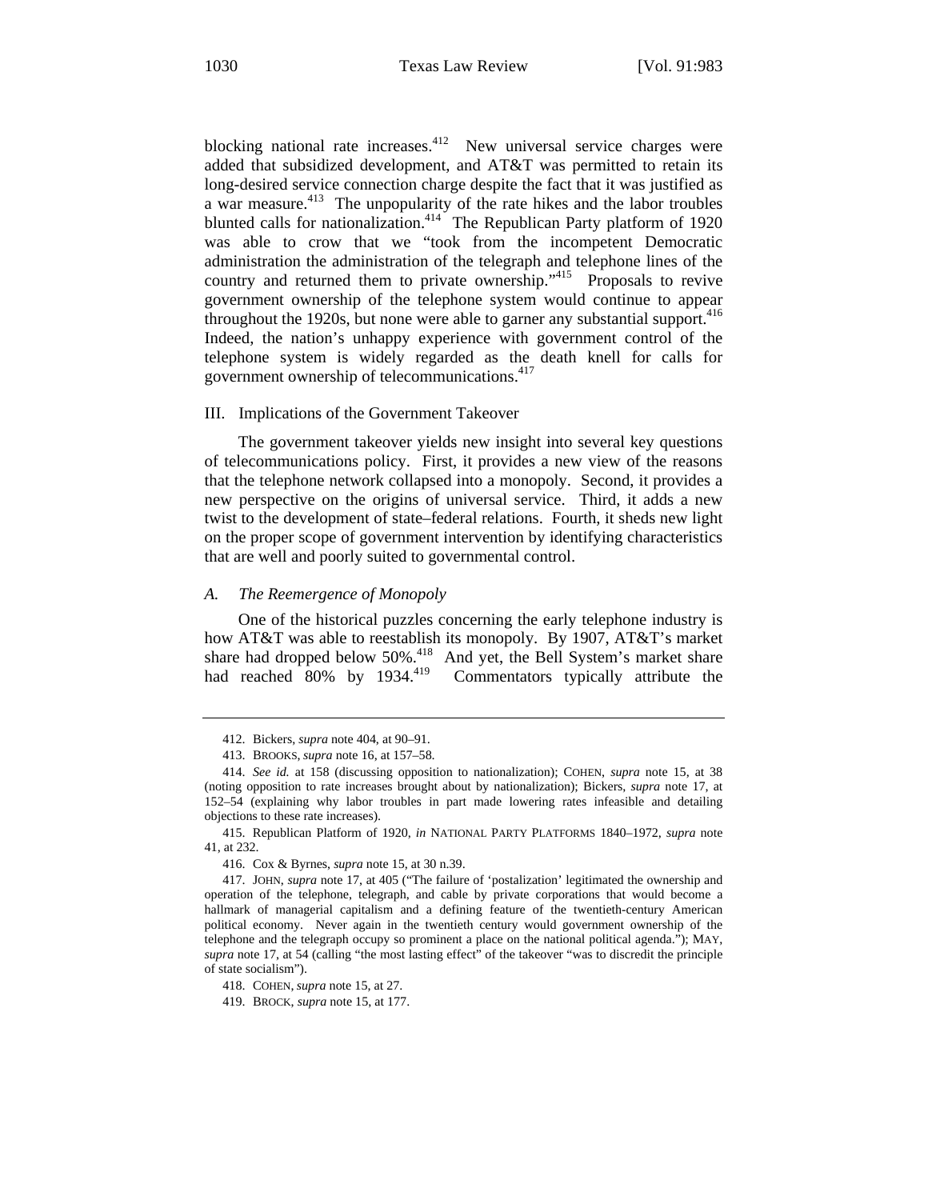blocking national rate increases.[412] New universal service charges were added that subsidized development, and AT&T was permitted to retain its long-desired service connection charge despite the fact that it was justified as a war measure.[413] The unpopularity of the rate hikes and the labor troubles blunted calls for nationalization.[414] The Republican Party platform of 1920 was able to crow that we "took from the incompetent Democratic administration the administration of the telegraph and telephone lines of the country and returned them to private ownership."[415] Proposals to revive government ownership of the telephone system would continue to appear throughout the 1920s, but none were able to garner any substantial support.[416] Indeed, the nation's unhappy experience with government control of the telephone system is widely regarded as the death knell for calls for government ownership of telecommunications.[417]

## III. Implications of the Government Takeover

The government takeover yields new insight into several key questions of telecommunications policy. First, it provides a new view of the reasons that the telephone network collapsed into a monopoly. Second, it provides a new perspective on the origins of universal service. Third, it adds a new twist to the development of state–federal relations. Fourth, it sheds new light on the proper scope of government intervention by identifying characteristics that are well and poorly suited to governmental control.

### *A. The Reemergence of Monopoly*

One of the historical puzzles concerning the early telephone industry is how AT&T was able to reestablish its monopoly. By 1907, AT&T's market share had dropped below 50%.[418] And yet, the Bell System's market share had reached 80% by 1934.[419] Commentators typically attribute the

---

412. Bickers, *supra* note 404, at 90–91.

413. BROOKS, *supra* note 16, at 157–58.

414. *See id.* at 158 (discussing opposition to nationalization); COHEN, *supra* note 15, at 38 (noting opposition to rate increases brought about by nationalization); Bickers, *supra* note 17, at 152–54 (explaining why labor troubles in part made lowering rates infeasible and detailing objections to these rate increases).

415. Republican Platform of 1920, *in* NATIONAL PARTY PLATFORMS 1840–1972, *supra* note 41, at 232.

416. Cox & Byrnes, *supra* note 15, at 30 n.39.

417. JOHN, *supra* note 17, at 405 ("The failure of 'postalization' legitimated the ownership and operation of the telephone, telegraph, and cable by private corporations that would become a hallmark of managerial capitalism and a defining feature of the twentieth-century American political economy. Never again in the twentieth century would government ownership of the telephone and the telegraph occupy so prominent a place on the national political agenda."); MAY, *supra* note 17, at 54 (calling "the most lasting effect" of the takeover "was to discredit the principle of state socialism").

418. COHEN, *supra* note 15, at 27.

419. BROCK, *supra* note 15, at 177.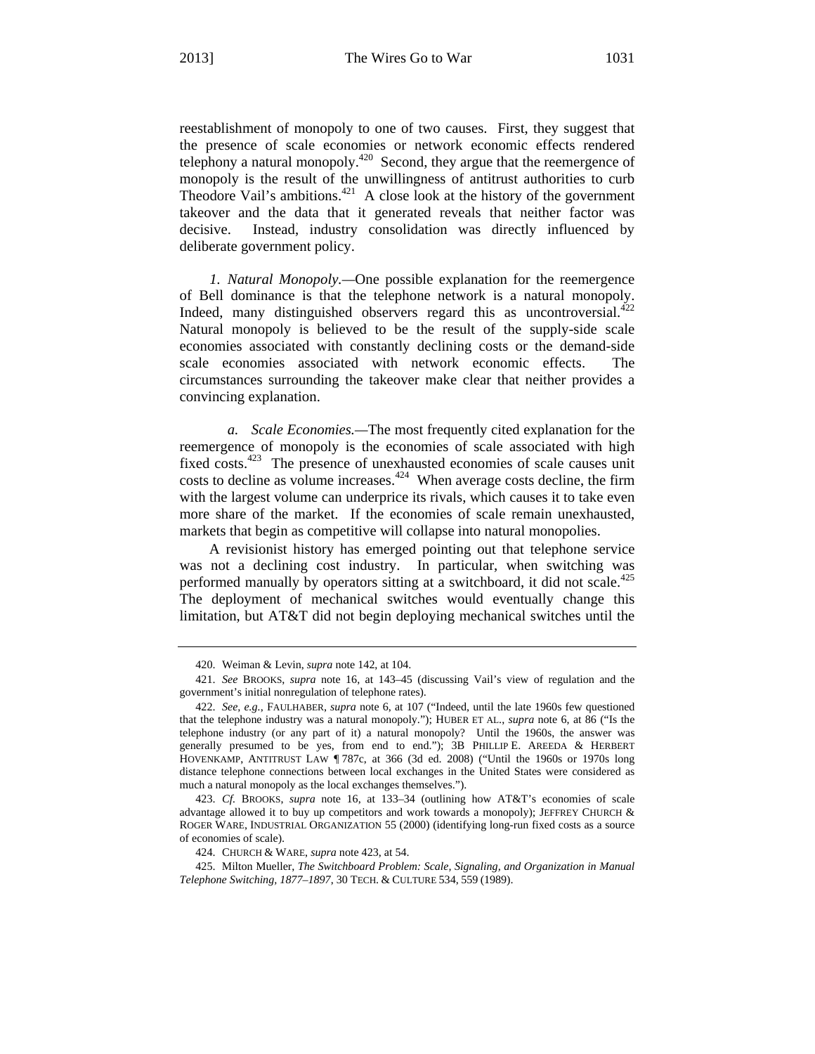reestablishment of monopoly to one of two causes. First, they suggest that the presence of scale economies or network economic effects rendered telephony a natural monopoly.[420] Second, they argue that the reemergence of monopoly is the result of the unwillingness of antitrust authorities to curb Theodore Vail's ambitions.[421] A close look at the history of the government takeover and the data that it generated reveals that neither factor was decisive. Instead, industry consolidation was directly influenced by deliberate government policy.

*1. Natural Monopoly.*—One possible explanation for the reemergence of Bell dominance is that the telephone network is a natural monopoly. Indeed, many distinguished observers regard this as uncontroversial.[422] Natural monopoly is believed to be the result of the supply-side scale economies associated with constantly declining costs or the demand-side scale economies associated with network economic effects. The circumstances surrounding the takeover make clear that neither provides a convincing explanation.

*a. Scale Economies.*—The most frequently cited explanation for the reemergence of monopoly is the economies of scale associated with high fixed costs.[423] The presence of unexhausted economies of scale causes unit costs to decline as volume increases.[424] When average costs decline, the firm with the largest volume can underprice its rivals, which causes it to take even more share of the market. If the economies of scale remain unexhausted, markets that begin as competitive will collapse into natural monopolies.

A revisionist history has emerged pointing out that telephone service was not a declining cost industry. In particular, when switching was performed manually by operators sitting at a switchboard, it did not scale.[425] The deployment of mechanical switches would eventually change this limitation, but AT&T did not begin deploying mechanical switches until the

---

420. Weiman & Levin, *supra* note 142, at 104.

421. *See* BROOKS, *supra* note 16, at 143–45 (discussing Vail's view of regulation and the government's initial nonregulation of telephone rates).

422. *See, e.g.*, FAULHABER, *supra* note 6, at 107 ("Indeed, until the late 1960s few questioned that the telephone industry was a natural monopoly."); HUBER ET AL., *supra* note 6, at 86 ("Is the telephone industry (or any part of it) a natural monopoly? Until the 1960s, the answer was generally presumed to be yes, from end to end."); 3B PHILLIP E. AREEDA & HERBERT HOVENKAMP, ANTITRUST LAW ¶ 787c, at 366 (3d ed. 2008) ("Until the 1960s or 1970s long distance telephone connections between local exchanges in the United States were considered as much a natural monopoly as the local exchanges themselves.").

423. *Cf.* BROOKS, *supra* note 16, at 133–34 (outlining how AT&T's economies of scale advantage allowed it to buy up competitors and work towards a monopoly); JEFFREY CHURCH & ROGER WARE, INDUSTRIAL ORGANIZATION 55 (2000) (identifying long-run fixed costs as a source of economies of scale).

424. CHURCH & WARE, *supra* note 423, at 54.

425. Milton Mueller, *The Switchboard Problem: Scale, Signaling, and Organization in Manual Telephone Switching, 1877–1897*, 30 TECH. & CULTURE 534, 559 (1989).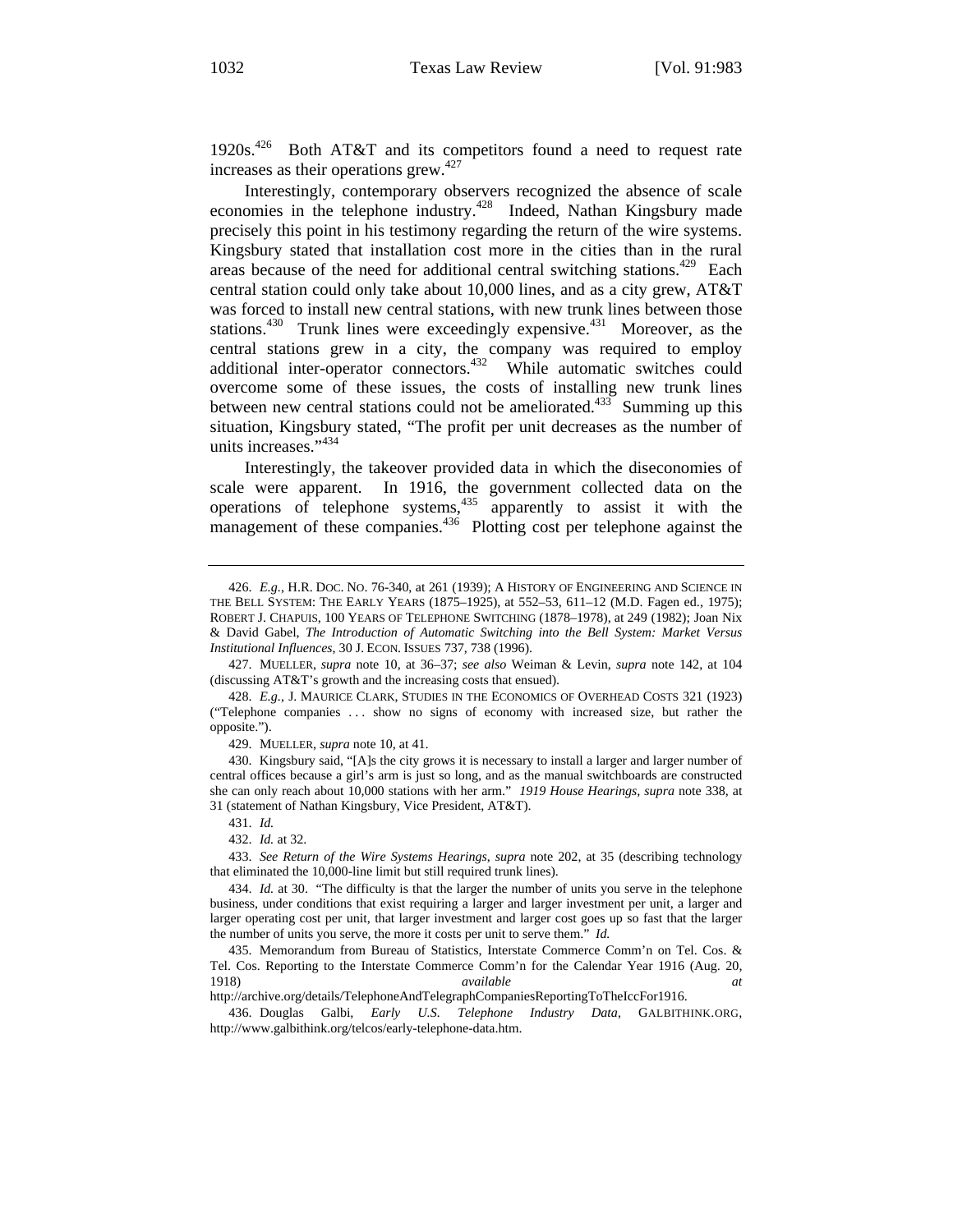1920s.[426] Both AT&T and its competitors found a need to request rate increases as their operations grew.[427]

Interestingly, contemporary observers recognized the absence of scale economies in the telephone industry.[428] Indeed, Nathan Kingsbury made precisely this point in his testimony regarding the return of the wire systems. Kingsbury stated that installation cost more in the cities than in the rural areas because of the need for additional central switching stations.[429] Each central station could only take about 10,000 lines, and as a city grew, AT&T was forced to install new central stations, with new trunk lines between those stations.[430] Trunk lines were exceedingly expensive.[431] Moreover, as the central stations grew in a city, the company was required to employ additional inter-operator connectors.[432] While automatic switches could overcome some of these issues, the costs of installing new trunk lines between new central stations could not be ameliorated.[433] Summing up this situation, Kingsbury stated, "The profit per unit decreases as the number of units increases."[434]

Interestingly, the takeover provided data in which the diseconomies of scale were apparent. In 1916, the government collected data on the operations of telephone systems,[435] apparently to assist it with the management of these companies.[436] Plotting cost per telephone against the

---

426. *E.g.*, H.R. DOC. NO. 76-340, at 261 (1939); A HISTORY OF ENGINEERING AND SCIENCE IN THE BELL SYSTEM: THE EARLY YEARS (1875–1925), at 552–53, 611–12 (M.D. Fagen ed., 1975); ROBERT J. CHAPUIS, 100 YEARS OF TELEPHONE SWITCHING (1878–1978), at 249 (1982); Joan Nix & David Gabel, *The Introduction of Automatic Switching into the Bell System: Market Versus Institutional Influences*, 30 J. ECON. ISSUES 737, 738 (1996).

427. MUELLER, *supra* note 10, at 36–37; *see also* Weiman & Levin, *supra* note 142, at 104 (discussing AT&T's growth and the increasing costs that ensued).

428. *E.g.*, J. MAURICE CLARK, STUDIES IN THE ECONOMICS OF OVERHEAD COSTS 321 (1923) ("Telephone companies . . . show no signs of economy with increased size, but rather the opposite.").

429. MUELLER, *supra* note 10, at 41.

430. Kingsbury said, "[A]s the city grows it is necessary to install a larger and larger number of central offices because a girl's arm is just so long, and as the manual switchboards are constructed she can only reach about 10,000 stations with her arm." *1919 House Hearings*, *supra* note 338, at 31 (statement of Nathan Kingsbury, Vice President, AT&T).

431. *Id.*

432. *Id.* at 32.

433. *See Return of the Wire Systems Hearings*, *supra* note 202, at 35 (describing technology that eliminated the 10,000-line limit but still required trunk lines).

434. *Id.* at 30. "The difficulty is that the larger the number of units you serve in the telephone business, under conditions that exist requiring a larger and larger investment per unit, a larger and larger operating cost per unit, that larger investment and larger cost goes up so fast that the larger the number of units you serve, the more it costs per unit to serve them." *Id.*

435. Memorandum from Bureau of Statistics, Interstate Commerce Comm'n on Tel. Cos. & Tel. Cos. Reporting to the Interstate Commerce Comm'n for the Calendar Year 1916 (Aug. 20, 1918) *available at* http://archive.org/details/TelephoneAndTelegraphCompaniesReportingToTheIccFor1916.

436. Douglas Galbi, *Early U.S. Telephone Industry Data*, GALBITHINK.ORG, http://www.galbithink.org/telcos/early-telephone-data.htm.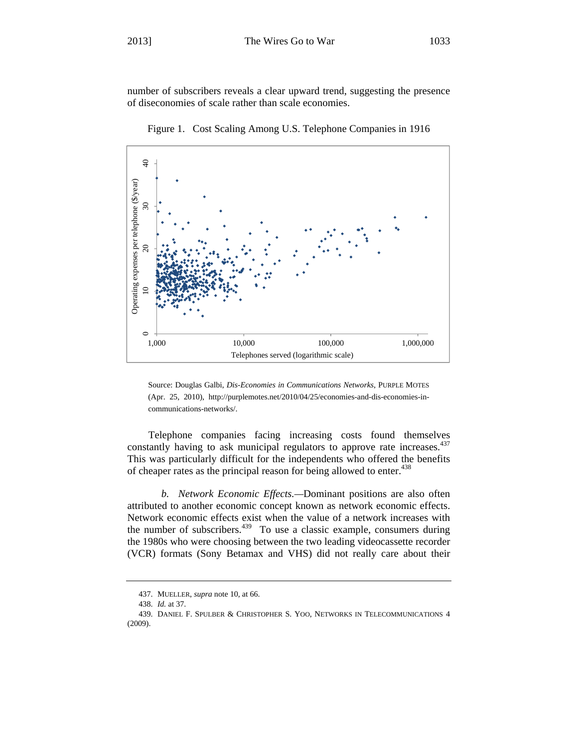number of subscribers reveals a clear upward trend, suggesting the presence of diseconomies of scale rather than scale economies.

Figure 1. Cost Scaling Among U.S. Telephone Companies in 1916

Source: Douglas Galbi, *Dis-Economies in Communications Networks*, PURPLE MOTES (Apr. 25, 2010), http://purplemotes.net/2010/04/25/economies-and-dis-economies-in-communications-networks/.

Telephone companies facing increasing costs found themselves constantly having to ask municipal regulators to approve rate increases.[437] This was particularly difficult for the independents who offered the benefits of cheaper rates as the principal reason for being allowed to enter.[438]

*b. Network Economic Effects.*—Dominant positions are also often attributed to another economic concept known as network economic effects. Network economic effects exist when the value of a network increases with the number of subscribers.[439] To use a classic example, consumers during the 1980s who were choosing between the two leading videocassette recorder (VCR) formats (Sony Betamax and VHS) did not really care about their

437. MUELLER, *supra* note 10, at 66.

438. *Id.* at 37.

439. DANIEL F. SPULBER & CHRISTOPHER S. YOO, NETWORKS IN TELECOMMUNICATIONS 4 (2009).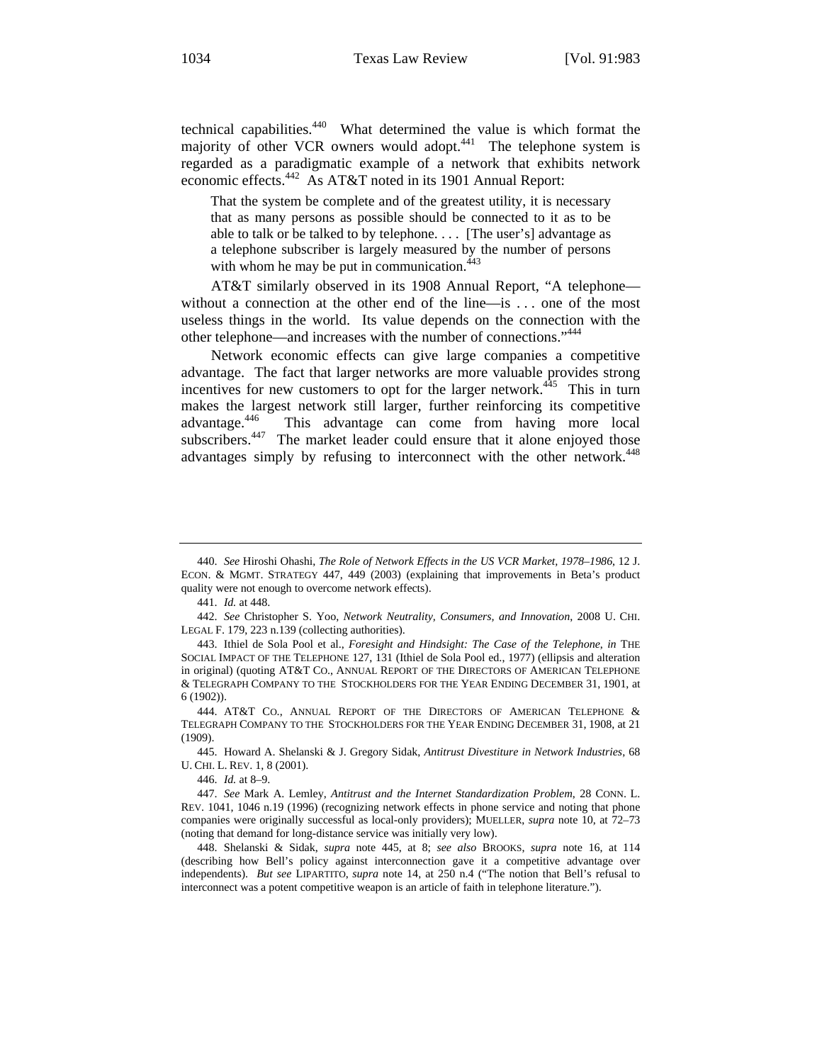technical capabilities.[440] What determined the value is which format the majority of other VCR owners would adopt.[441] The telephone system is regarded as a paradigmatic example of a network that exhibits network economic effects.[442] As AT&T noted in its 1901 Annual Report:

> That the system be complete and of the greatest utility, it is necessary that as many persons as possible should be connected to it as to be able to talk or be talked to by telephone. . . . [The user's] advantage as a telephone subscriber is largely measured by the number of persons with whom he may be put in communication.[443]

AT&T similarly observed in its 1908 Annual Report, "A telephone—without a connection at the other end of the line—is . . . one of the most useless things in the world. Its value depends on the connection with the other telephone—and increases with the number of connections."[444]

Network economic effects can give large companies a competitive advantage. The fact that larger networks are more valuable provides strong incentives for new customers to opt for the larger network.[445] This in turn makes the largest network still larger, further reinforcing its competitive advantage.[446] This advantage can come from having more local subscribers.[447] The market leader could ensure that it alone enjoyed those advantages simply by refusing to interconnect with the other network.[448]

---

440. *See* Hiroshi Ohashi, *The Role of Network Effects in the US VCR Market, 1978–1986*, 12 J. ECON. & MGMT. STRATEGY 447, 449 (2003) (explaining that improvements in Beta's product quality were not enough to overcome network effects).

441. *Id.* at 448.

442. *See* Christopher S. Yoo, *Network Neutrality, Consumers, and Innovation*, 2008 U. CHI. LEGAL F. 179, 223 n.139 (collecting authorities).

443. Ithiel de Sola Pool et al., *Foresight and Hindsight: The Case of the Telephone*, *in* THE SOCIAL IMPACT OF THE TELEPHONE 127, 131 (Ithiel de Sola Pool ed., 1977) (ellipsis and alteration in original) (quoting AT&T CO., ANNUAL REPORT OF THE DIRECTORS OF AMERICAN TELEPHONE & TELEGRAPH COMPANY TO THE STOCKHOLDERS FOR THE YEAR ENDING DECEMBER 31, 1901, at 6 (1902)).

444. AT&T CO., ANNUAL REPORT OF THE DIRECTORS OF AMERICAN TELEPHONE & TELEGRAPH COMPANY TO THE STOCKHOLDERS FOR THE YEAR ENDING DECEMBER 31, 1908, at 21 (1909).

445. Howard A. Shelanski & J. Gregory Sidak, *Antitrust Divestiture in Network Industries*, 68 U. CHI. L. REV. 1, 8 (2001).

446. *Id.* at 8–9.

447. *See* Mark A. Lemley, *Antitrust and the Internet Standardization Problem*, 28 CONN. L. REV. 1041, 1046 n.19 (1996) (recognizing network effects in phone service and noting that phone companies were originally successful as local-only providers); MUELLER, *supra* note 10, at 72–73 (noting that demand for long-distance service was initially very low).

448. Shelanski & Sidak, *supra* note 445, at 8; *see also* BROOKS, *supra* note 16, at 114 (describing how Bell's policy against interconnection gave it a competitive advantage over independents). *But see* LIPARTITO, *supra* note 14, at 250 n.4 ("The notion that Bell's refusal to interconnect was a potent competitive weapon is an article of faith in telephone literature.").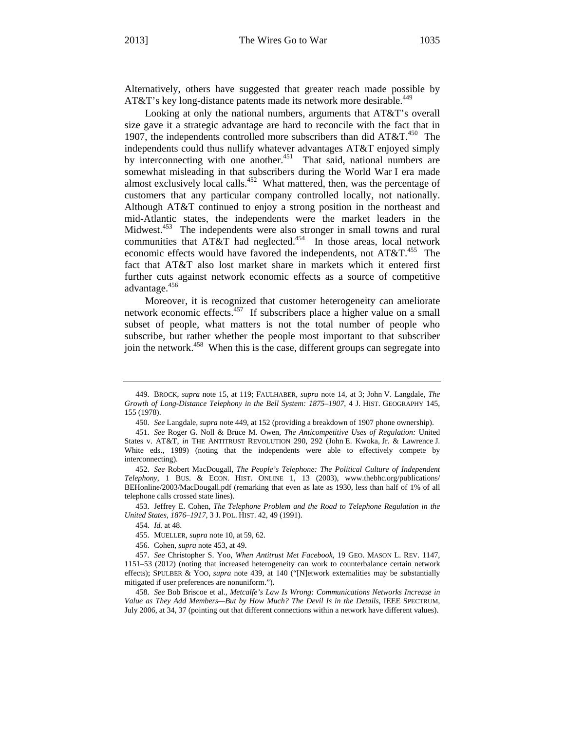Alternatively, others have suggested that greater reach made possible by AT&T's key long-distance patents made its network more desirable.[449]

Looking at only the national numbers, arguments that AT&T's overall size gave it a strategic advantage are hard to reconcile with the fact that in 1907, the independents controlled more subscribers than did AT&T.[450] The independents could thus nullify whatever advantages AT&T enjoyed simply by interconnecting with one another.[451] That said, national numbers are somewhat misleading in that subscribers during the World War I era made almost exclusively local calls.[452] What mattered, then, was the percentage of customers that any particular company controlled locally, not nationally. Although AT&T continued to enjoy a strong position in the northeast and mid-Atlantic states, the independents were the market leaders in the Midwest.[453] The independents were also stronger in small towns and rural communities that AT&T had neglected.[454] In those areas, local network economic effects would have favored the independents, not AT&T.[455] The fact that AT&T also lost market share in markets which it entered first further cuts against network economic effects as a source of competitive advantage.[456]

Moreover, it is recognized that customer heterogeneity can ameliorate network economic effects.[457] If subscribers place a higher value on a small subset of people, what matters is not the total number of people who subscribe, but rather whether the people most important to that subscriber join the network.[458] When this is the case, different groups can segregate into

---

449. BROCK, *supra* note 15, at 119; FAULHABER, *supra* note 14, at 3; John V. Langdale, *The Growth of Long-Distance Telephony in the Bell System: 1875–1907*, 4 J. HIST. GEOGRAPHY 145, 155 (1978).

450. *See* Langdale, *supra* note 449, at 152 (providing a breakdown of 1907 phone ownership).

451. *See* Roger G. Noll & Bruce M. Owen, *The Anticompetitive Uses of Regulation:* United States v. AT&T, *in* THE ANTITRUST REVOLUTION 290, 292 (John E. Kwoka, Jr. & Lawrence J. White eds., 1989) (noting that the independents were able to effectively compete by interconnecting).

452. *See* Robert MacDougall, *The People's Telephone: The Political Culture of Independent Telephony*, 1 BUS. & ECON. HIST. ONLINE 1, 13 (2003), www.thebhc.org/publications/BEHonline/2003/MacDougall.pdf (remarking that even as late as 1930, less than half of 1% of all telephone calls crossed state lines).

453. Jeffrey E. Cohen, *The Telephone Problem and the Road to Telephone Regulation in the United States, 1876–1917*, 3 J. POL. HIST. 42, 49 (1991).

454. *Id.* at 48.

455. MUELLER, *supra* note 10, at 59, 62.

456. Cohen, *supra* note 453, at 49.

457. *See* Christopher S. Yoo, *When Antitrust Met Facebook*, 19 GEO. MASON L. REV. 1147, 1151–53 (2012) (noting that increased heterogeneity can work to counterbalance certain network effects); SPULBER & YOO, *supra* note 439, at 140 ("[N]etwork externalities may be substantially mitigated if user preferences are nonuniform.").

458. *See* Bob Briscoe et al., *Metcalfe's Law Is Wrong: Communications Networks Increase in Value as They Add Members—But by How Much? The Devil Is in the Details*, IEEE SPECTRUM, July 2006, at 34, 37 (pointing out that different connections within a network have different values).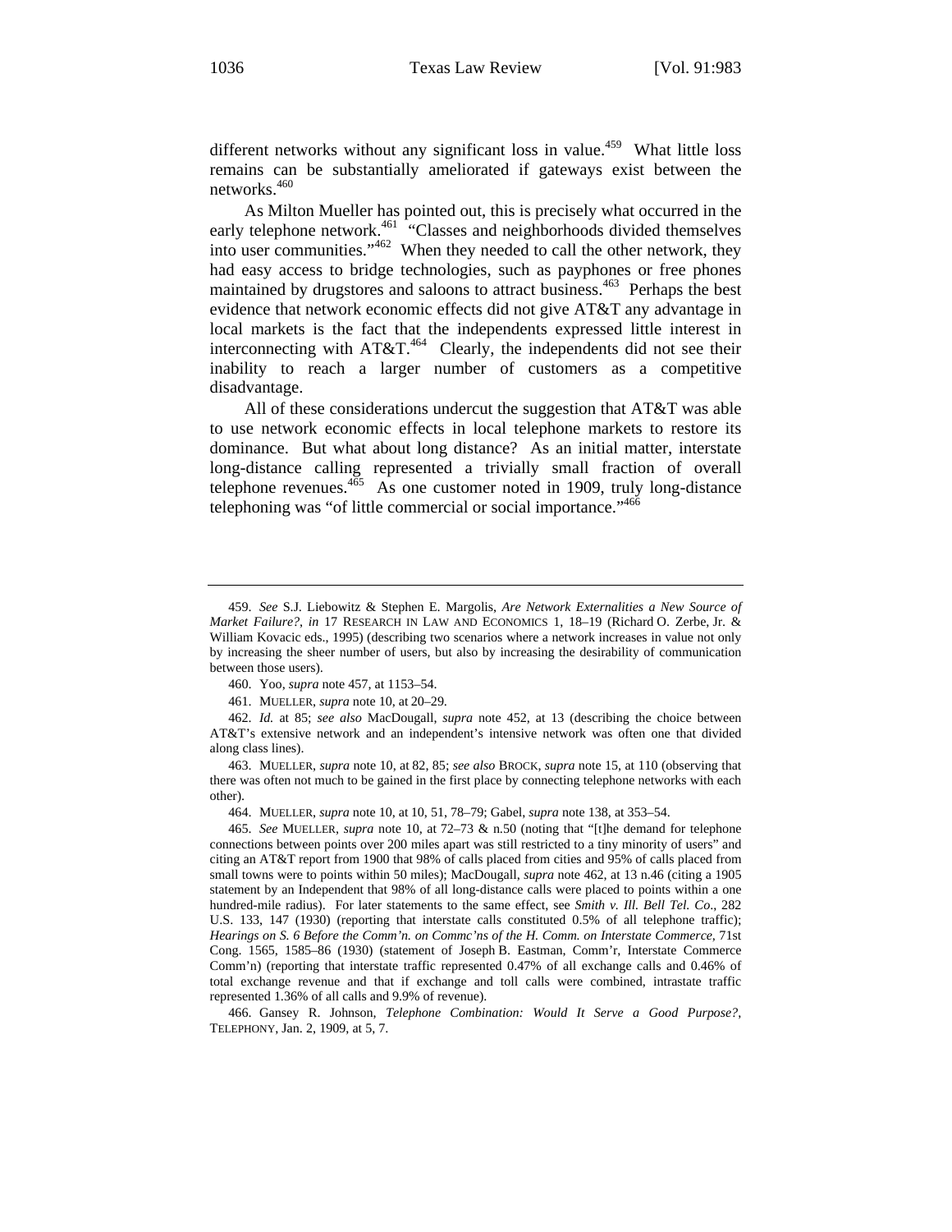different networks without any significant loss in value.[459] What little loss remains can be substantially ameliorated if gateways exist between the networks.[460]

As Milton Mueller has pointed out, this is precisely what occurred in the early telephone network.[461] "Classes and neighborhoods divided themselves into user communities."[462] When they needed to call the other network, they had easy access to bridge technologies, such as payphones or free phones maintained by drugstores and saloons to attract business.[463] Perhaps the best evidence that network economic effects did not give AT&T any advantage in local markets is the fact that the independents expressed little interest in interconnecting with AT&T.[464] Clearly, the independents did not see their inability to reach a larger number of customers as a competitive disadvantage.

All of these considerations undercut the suggestion that AT&T was able to use network economic effects in local telephone markets to restore its dominance. But what about long distance? As an initial matter, interstate long-distance calling represented a trivially small fraction of overall telephone revenues.[465] As one customer noted in 1909, truly long-distance telephoning was "of little commercial or social importance."[466]

---

459. *See* S.J. Liebowitz & Stephen E. Margolis, *Are Network Externalities a New Source of Market Failure?*, *in* 17 RESEARCH IN LAW AND ECONOMICS 1, 18–19 (Richard O. Zerbe, Jr. & William Kovacic eds., 1995) (describing two scenarios where a network increases in value not only by increasing the sheer number of users, but also by increasing the desirability of communication between those users).

460. Yoo, *supra* note 457, at 1153–54.

461. MUELLER, *supra* note 10, at 20–29.

462. *Id.* at 85; *see also* MacDougall, *supra* note 452, at 13 (describing the choice between AT&T's extensive network and an independent's intensive network was often one that divided along class lines).

463. MUELLER, *supra* note 10, at 82, 85; *see also* BROCK, *supra* note 15, at 110 (observing that there was often not much to be gained in the first place by connecting telephone networks with each other).

464. MUELLER, *supra* note 10, at 10, 51, 78–79; Gabel, *supra* note 138, at 353–54.

465. *See* MUELLER, *supra* note 10, at 72–73 & n.50 (noting that "[t]he demand for telephone connections between points over 200 miles apart was still restricted to a tiny minority of users" and citing an AT&T report from 1900 that 98% of calls placed from cities and 95% of calls placed from small towns were to points within 50 miles); MacDougall, *supra* note 462, at 13 n.46 (citing a 1905 statement by an Independent that 98% of all long-distance calls were placed to points within a one hundred-mile radius). For later statements to the same effect, see *Smith v. Ill. Bell Tel. Co*., 282 U.S. 133, 147 (1930) (reporting that interstate calls constituted 0.5% of all telephone traffic); *Hearings on S. 6 Before the Comm'n. on Commc'ns of the H. Comm. on Interstate Commerce*, 71st Cong. 1565, 1585–86 (1930) (statement of Joseph B. Eastman, Comm'r, Interstate Commerce Comm'n) (reporting that interstate traffic represented 0.47% of all exchange calls and 0.46% of total exchange revenue and that if exchange and toll calls were combined, intrastate traffic represented 1.36% of all calls and 9.9% of revenue).

466. Gansey R. Johnson, *Telephone Combination: Would It Serve a Good Purpose?*, TELEPHONY, Jan. 2, 1909, at 5, 7.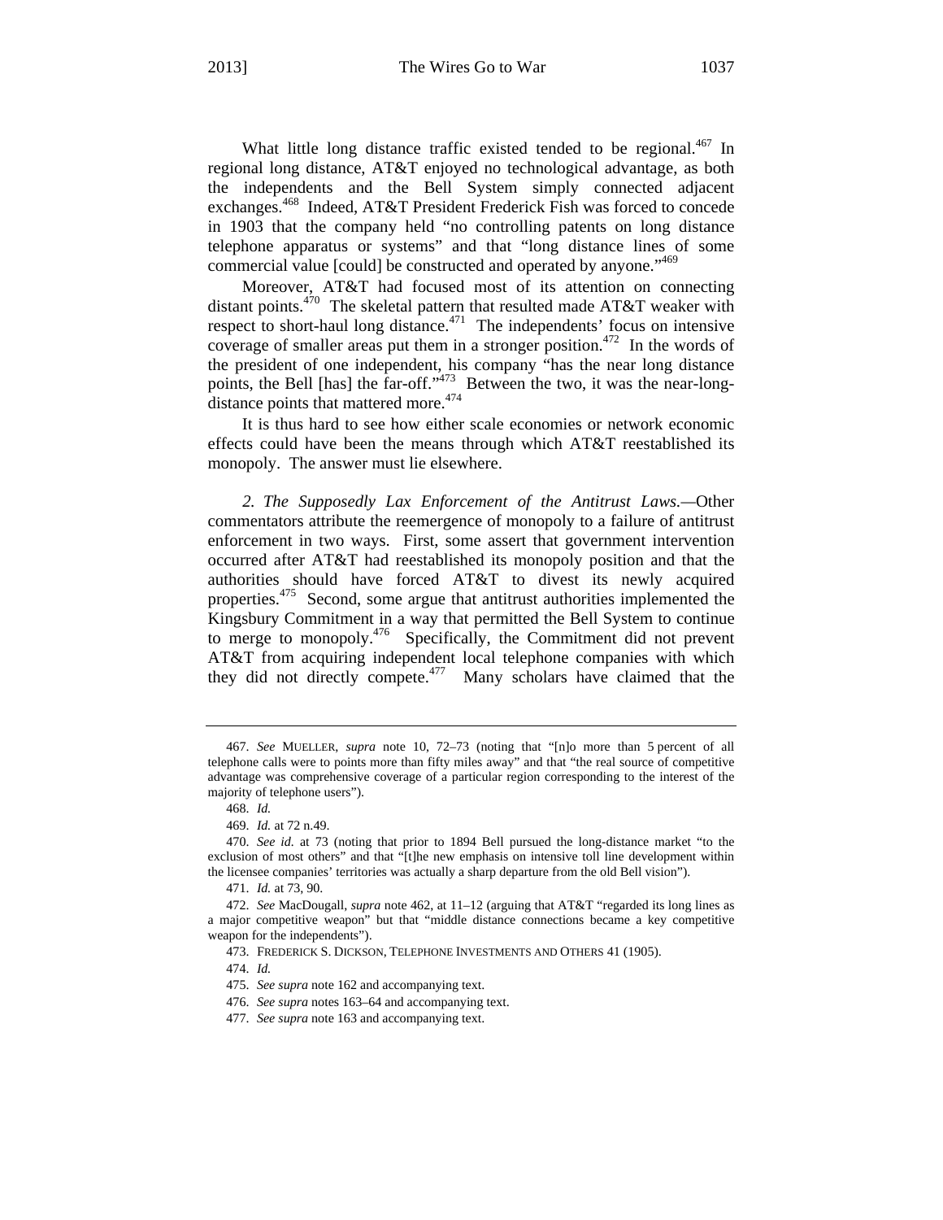What little long distance traffic existed tended to be regional.[467] In regional long distance, AT&T enjoyed no technological advantage, as both the independents and the Bell System simply connected adjacent exchanges.[468] Indeed, AT&T President Frederick Fish was forced to concede in 1903 that the company held "no controlling patents on long distance telephone apparatus or systems" and that "long distance lines of some commercial value [could] be constructed and operated by anyone."[469]

Moreover, AT&T had focused most of its attention on connecting distant points.[470] The skeletal pattern that resulted made AT&T weaker with respect to short-haul long distance.[471] The independents' focus on intensive coverage of smaller areas put them in a stronger position.[472] In the words of the president of one independent, his company "has the near long distance points, the Bell [has] the far-off."[473] Between the two, it was the near-long-distance points that mattered more.[474]

It is thus hard to see how either scale economies or network economic effects could have been the means through which AT&T reestablished its monopoly. The answer must lie elsewhere.

*2. The Supposedly Lax Enforcement of the Antitrust Laws.*—Other commentators attribute the reemergence of monopoly to a failure of antitrust enforcement in two ways. First, some assert that government intervention occurred after AT&T had reestablished its monopoly position and that the authorities should have forced AT&T to divest its newly acquired properties.[475] Second, some argue that antitrust authorities implemented the Kingsbury Commitment in a way that permitted the Bell System to continue to merge to monopoly.[476] Specifically, the Commitment did not prevent AT&T from acquiring independent local telephone companies with which they did not directly compete.[477] Many scholars have claimed that the

---

467. *See* MUELLER, *supra* note 10, 72–73 (noting that "[n]o more than 5 percent of all telephone calls were to points more than fifty miles away" and that "the real source of competitive advantage was comprehensive coverage of a particular region corresponding to the interest of the majority of telephone users").

468. *Id.*

469. *Id.* at 72 n.49.

470. *See id.* at 73 (noting that prior to 1894 Bell pursued the long-distance market "to the exclusion of most others" and that "[t]he new emphasis on intensive toll line development within the licensee companies' territories was actually a sharp departure from the old Bell vision").

471. *Id.* at 73, 90.

472. *See* MacDougall, *supra* note 462, at 11–12 (arguing that AT&T "regarded its long lines as a major competitive weapon" but that "middle distance connections became a key competitive weapon for the independents").

473. FREDERICK S. DICKSON, TELEPHONE INVESTMENTS AND OTHERS 41 (1905).

474. *Id.*

475. *See supra* note 162 and accompanying text.

476. *See supra* notes 163–64 and accompanying text.

477. *See supra* note 163 and accompanying text.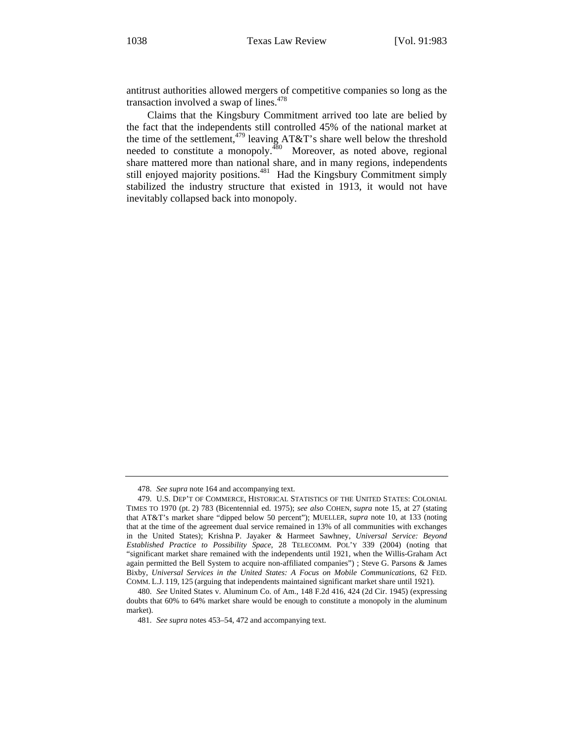antitrust authorities allowed mergers of competitive companies so long as the transaction involved a swap of lines.[478]

Claims that the Kingsbury Commitment arrived too late are belied by the fact that the independents still controlled 45% of the national market at the time of the settlement,[479] leaving AT&T's share well below the threshold needed to constitute a monopoly.[480] Moreover, as noted above, regional share mattered more than national share, and in many regions, independents still enjoyed majority positions.[481] Had the Kingsbury Commitment simply stabilized the industry structure that existed in 1913, it would not have inevitably collapsed back into monopoly.

---

478. *See supra* note 164 and accompanying text.

479. U.S. DEP'T OF COMMERCE, HISTORICAL STATISTICS OF THE UNITED STATES: COLONIAL TIMES TO 1970 (pt. 2) 783 (Bicentennial ed. 1975); *see also* COHEN, *supra* note 15, at 27 (stating that AT&T's market share "dipped below 50 percent"); MUELLER, *supra* note 10, at 133 (noting that at the time of the agreement dual service remained in 13% of all communities with exchanges in the United States); Krishna P. Jayaker & Harmeet Sawhney, *Universal Service: Beyond Established Practice to Possibility Space*, 28 TELECOMM. POL'Y 339 (2004) (noting that "significant market share remained with the independents until 1921, when the Willis-Graham Act again permitted the Bell System to acquire non-affiliated companies") ; Steve G. Parsons & James Bixby, *Universal Services in the United States: A Focus on Mobile Communications*, 62 FED. COMM. L.J. 119, 125 (arguing that independents maintained significant market share until 1921).

480. *See* United States v. Aluminum Co. of Am., 148 F.2d 416, 424 (2d Cir. 1945) (expressing doubts that 60% to 64% market share would be enough to constitute a monopoly in the aluminum market).

481. *See supra* notes 453–54, 472 and accompanying text.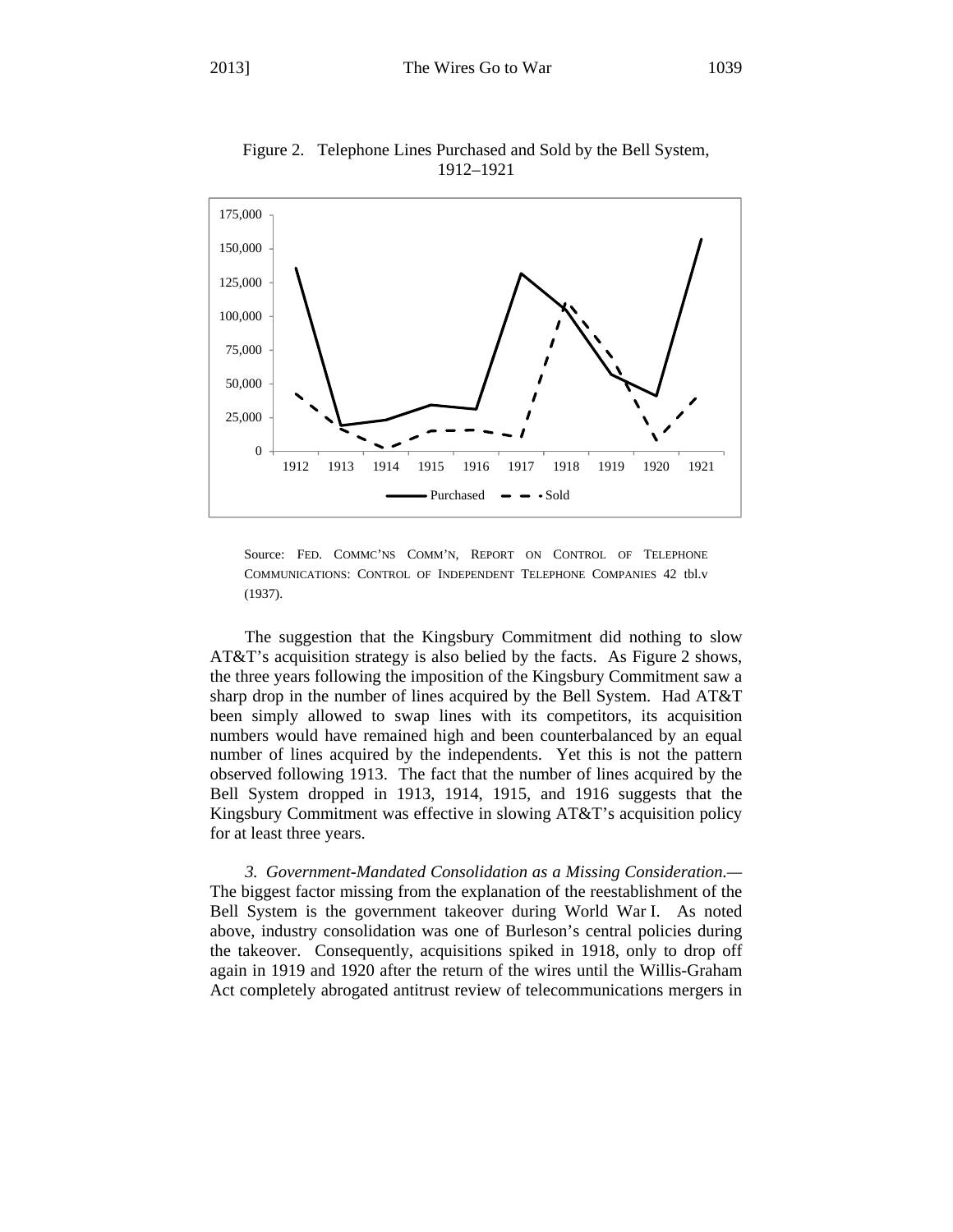Figure 2. Telephone Lines Purchased and Sold by the Bell System, 1912–1921

Source: FED. COMMC'NS COMM'N, REPORT ON CONTROL OF TELEPHONE COMMUNICATIONS: CONTROL OF INDEPENDENT TELEPHONE COMPANIES 42 tbl.v (1937).

The suggestion that the Kingsbury Commitment did nothing to slow AT&T's acquisition strategy is also belied by the facts. As Figure 2 shows, the three years following the imposition of the Kingsbury Commitment saw a sharp drop in the number of lines acquired by the Bell System. Had AT&T been simply allowed to swap lines with its competitors, its acquisition numbers would have remained high and been counterbalanced by an equal number of lines acquired by the independents. Yet this is not the pattern observed following 1913. The fact that the number of lines acquired by the Bell System dropped in 1913, 1914, 1915, and 1916 suggests that the Kingsbury Commitment was effective in slowing AT&T's acquisition policy for at least three years.

*3. Government-Mandated Consolidation as a Missing Consideration.*— The biggest factor missing from the explanation of the reestablishment of the Bell System is the government takeover during World War I. As noted above, industry consolidation was one of Burleson's central policies during the takeover. Consequently, acquisitions spiked in 1918, only to drop off again in 1919 and 1920 after the return of the wires until the Willis-Graham Act completely abrogated antitrust review of telecommunications mergers in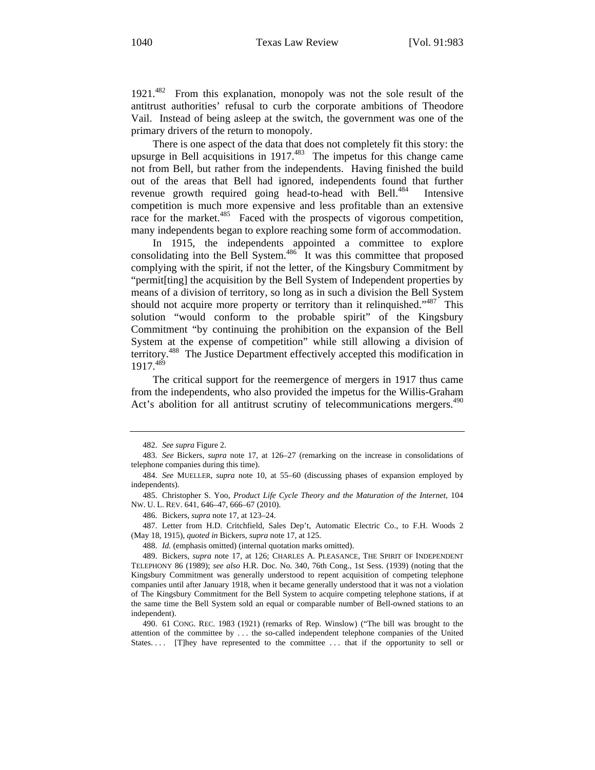1921.[482] From this explanation, monopoly was not the sole result of the antitrust authorities' refusal to curb the corporate ambitions of Theodore Vail. Instead of being asleep at the switch, the government was one of the primary drivers of the return to monopoly.

There is one aspect of the data that does not completely fit this story: the upsurge in Bell acquisitions in 1917.[483] The impetus for this change came not from Bell, but rather from the independents. Having finished the build out of the areas that Bell had ignored, independents found that further revenue growth required going head-to-head with Bell.[484] Intensive competition is much more expensive and less profitable than an extensive race for the market.[485] Faced with the prospects of vigorous competition, many independents began to explore reaching some form of accommodation.

In 1915, the independents appointed a committee to explore consolidating into the Bell System.[486] It was this committee that proposed complying with the spirit, if not the letter, of the Kingsbury Commitment by "permit[ting] the acquisition by the Bell System of Independent properties by means of a division of territory, so long as in such a division the Bell System should not acquire more property or territory than it relinquished."[487] This solution "would conform to the probable spirit" of the Kingsbury Commitment "by continuing the prohibition on the expansion of the Bell System at the expense of competition" while still allowing a division of territory.[488] The Justice Department effectively accepted this modification in 1917.[489]

The critical support for the reemergence of mergers in 1917 thus came from the independents, who also provided the impetus for the Willis-Graham Act's abolition for all antitrust scrutiny of telecommunications mergers.[490]

---

482. *See supra* Figure 2.

483. *See* Bickers, *supra* note 17, at 126–27 (remarking on the increase in consolidations of telephone companies during this time).

484. *See* MUELLER, *supra* note 10, at 55–60 (discussing phases of expansion employed by independents).

485. Christopher S. Yoo, *Product Life Cycle Theory and the Maturation of the Internet*, 104 NW. U. L. REV. 641, 646–47, 666–67 (2010).

486. Bickers, *supra* note 17, at 123–24.

487. Letter from H.D. Critchfield, Sales Dep't, Automatic Electric Co., to F.H. Woods 2 (May 18, 1915), *quoted in* Bickers, *supra* note 17, at 125.

488. *Id.* (emphasis omitted) (internal quotation marks omitted).

489. Bickers, *supra* note 17, at 126; CHARLES A. PLEASANCE, THE SPIRIT OF INDEPENDENT TELEPHONY 86 (1989); *see also* H.R. Doc. No. 340, 76th Cong., 1st Sess. (1939) (noting that the Kingsbury Commitment was generally understood to repent acquisition of competing telephone companies until after January 1918, when it became generally understood that it was not a violation of The Kingsbury Commitment for the Bell System to acquire competing telephone stations, if at the same time the Bell System sold an equal or comparable number of Bell-owned stations to an independent).

490. 61 CONG. REC. 1983 (1921) (remarks of Rep. Winslow) ("The bill was brought to the attention of the committee by . . . the so-called independent telephone companies of the United States. . . . [T]hey have represented to the committee . . . that if the opportunity to sell or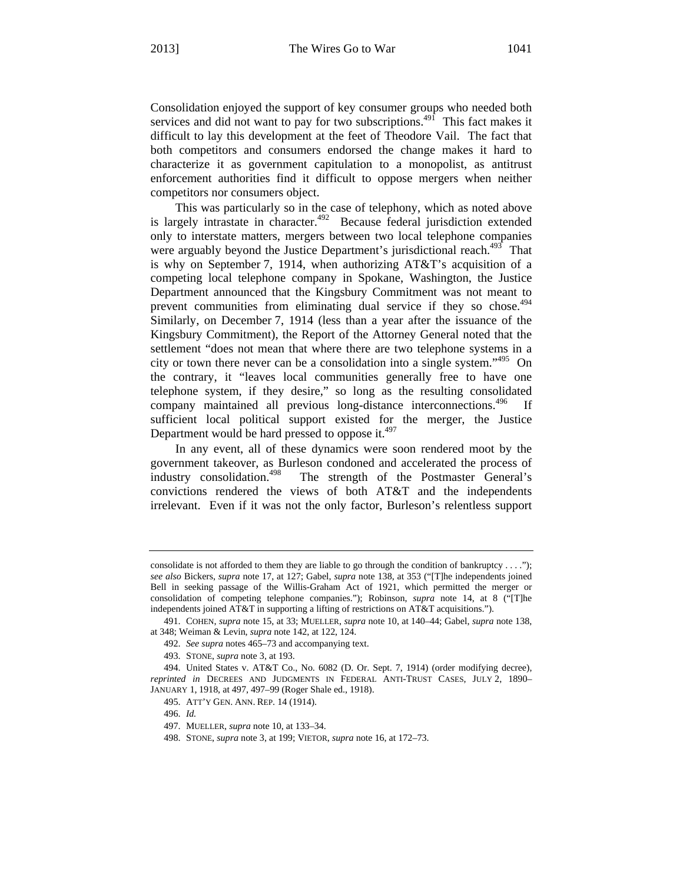Consolidation enjoyed the support of key consumer groups who needed both services and did not want to pay for two subscriptions.[491] This fact makes it difficult to lay this development at the feet of Theodore Vail. The fact that both competitors and consumers endorsed the change makes it hard to characterize it as government capitulation to a monopolist, as antitrust enforcement authorities find it difficult to oppose mergers when neither competitors nor consumers object.

This was particularly so in the case of telephony, which as noted above is largely intrastate in character.[492] Because federal jurisdiction extended only to interstate matters, mergers between two local telephone companies were arguably beyond the Justice Department's jurisdictional reach.[493] That is why on September 7, 1914, when authorizing AT&T's acquisition of a competing local telephone company in Spokane, Washington, the Justice Department announced that the Kingsbury Commitment was not meant to prevent communities from eliminating dual service if they so chose.[494] Similarly, on December 7, 1914 (less than a year after the issuance of the Kingsbury Commitment), the Report of the Attorney General noted that the settlement "does not mean that where there are two telephone systems in a city or town there never can be a consolidation into a single system."[495] On the contrary, it "leaves local communities generally free to have one telephone system, if they desire," so long as the resulting consolidated company maintained all previous long-distance interconnections.[496] If sufficient local political support existed for the merger, the Justice Department would be hard pressed to oppose it.[497]

In any event, all of these dynamics were soon rendered moot by the government takeover, as Burleson condoned and accelerated the process of industry consolidation.[498] The strength of the Postmaster General's convictions rendered the views of both AT&T and the independents irrelevant. Even if it was not the only factor, Burleson's relentless support

---

consolidate is not afforded to them they are liable to go through the condition of bankruptcy . . . ."); *see also* Bickers, *supra* note 17, at 127; Gabel, *supra* note 138, at 353 ("[T]he independents joined Bell in seeking passage of the Willis-Graham Act of 1921, which permitted the merger or consolidation of competing telephone companies."); Robinson, *supra* note 14, at 8 ("[T]he independents joined AT&T in supporting a lifting of restrictions on AT&T acquisitions.").

491. COHEN, *supra* note 15, at 33; MUELLER, *supra* note 10, at 140–44; Gabel, *supra* note 138, at 348; Weiman & Levin, *supra* note 142, at 122, 124.

492. *See supra* notes 465–73 and accompanying text.

493. STONE, *supra* note 3, at 193.

494. United States v. AT&T Co., No. 6082 (D. Or. Sept. 7, 1914) (order modifying decree), *reprinted in* DECREES AND JUDGMENTS IN FEDERAL ANTI-TRUST CASES, JULY 2, 1890–JANUARY 1, 1918, at 497, 497–99 (Roger Shale ed., 1918).

495. ATT'Y GEN. ANN. REP. 14 (1914).

496. *Id.*

497. MUELLER, *supra* note 10, at 133–34.

498. STONE, *supra* note 3, at 199; VIETOR, *supra* note 16, at 172–73.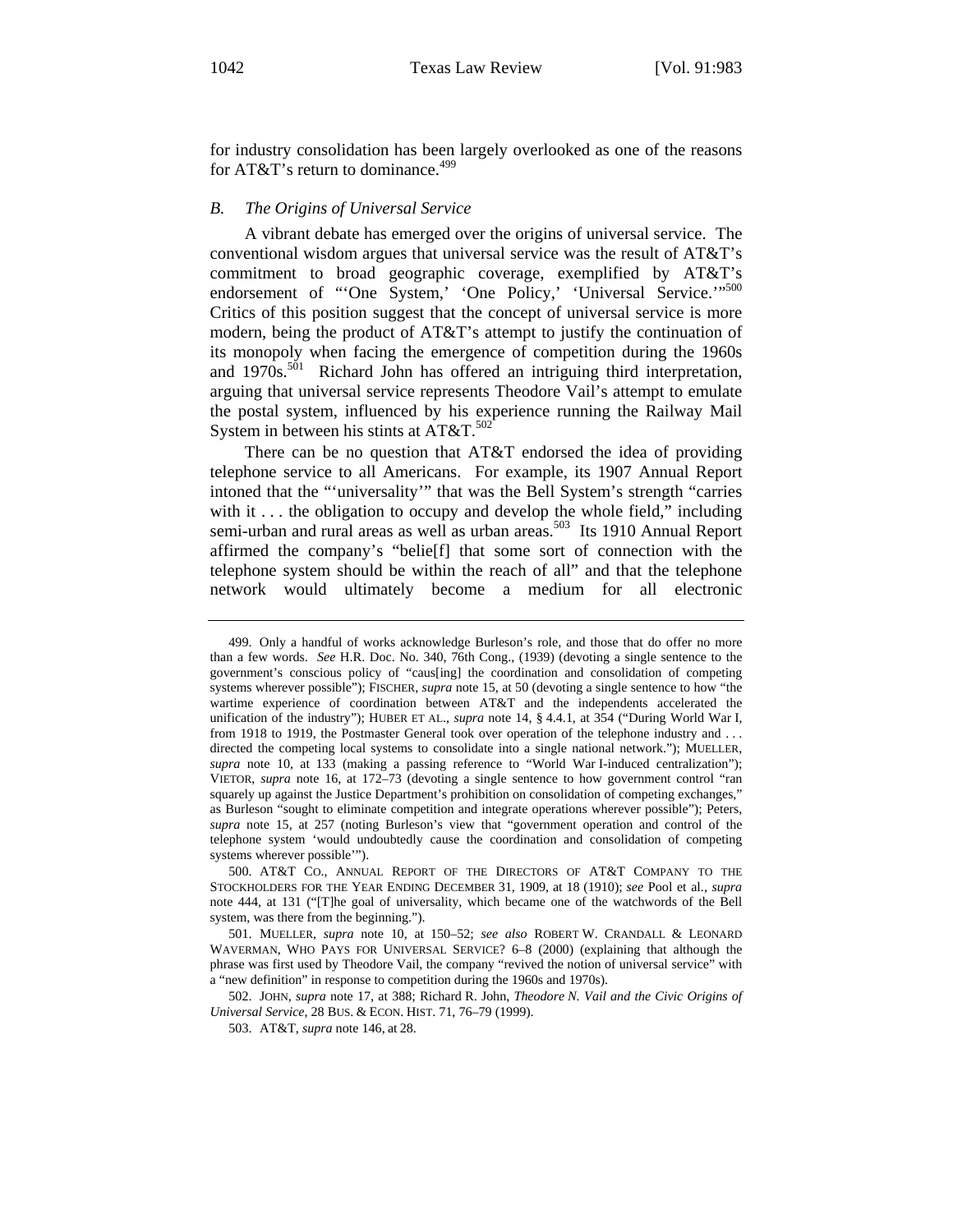for industry consolidation has been largely overlooked as one of the reasons for AT&T's return to dominance.[499]

### *B. The Origins of Universal Service*

A vibrant debate has emerged over the origins of universal service. The conventional wisdom argues that universal service was the result of AT&T's commitment to broad geographic coverage, exemplified by AT&T's endorsement of "'One System,' 'One Policy,' 'Universal Service.'"[500] Critics of this position suggest that the concept of universal service is more modern, being the product of AT&T's attempt to justify the continuation of its monopoly when facing the emergence of competition during the 1960s and 1970s.[501] Richard John has offered an intriguing third interpretation, arguing that universal service represents Theodore Vail's attempt to emulate the postal system, influenced by his experience running the Railway Mail System in between his stints at AT&T.[502]

There can be no question that AT&T endorsed the idea of providing telephone service to all Americans. For example, its 1907 Annual Report intoned that the "'universality'" that was the Bell System's strength "carries with it . . . the obligation to occupy and develop the whole field," including semi-urban and rural areas as well as urban areas.[503] Its 1910 Annual Report affirmed the company's "belie[f] that some sort of connection with the telephone system should be within the reach of all" and that the telephone network would ultimately become a medium for all electronic

---

499. Only a handful of works acknowledge Burleson's role, and those that do offer no more than a few words. *See* H.R. Doc. No. 340, 76th Cong., (1939) (devoting a single sentence to the government's conscious policy of "caus[ing] the coordination and consolidation of competing systems wherever possible"); FISCHER, *supra* note 15, at 50 (devoting a single sentence to how "the wartime experience of coordination between AT&T and the independents accelerated the unification of the industry"); HUBER ET AL., *supra* note 14, § 4.4.1, at 354 ("During World War I, from 1918 to 1919, the Postmaster General took over operation of the telephone industry and . . . directed the competing local systems to consolidate into a single national network."); MUELLER, *supra* note 10, at 133 (making a passing reference to "World War I-induced centralization"); VIETOR, *supra* note 16, at 172–73 (devoting a single sentence to how government control "ran squarely up against the Justice Department's prohibition on consolidation of competing exchanges," as Burleson "sought to eliminate competition and integrate operations wherever possible"); Peters, *supra* note 15, at 257 (noting Burleson's view that "government operation and control of the telephone system 'would undoubtedly cause the coordination and consolidation of competing systems wherever possible'").

500. AT&T CO., ANNUAL REPORT OF THE DIRECTORS OF AT&T COMPANY TO THE STOCKHOLDERS FOR THE YEAR ENDING DECEMBER 31, 1909, at 18 (1910); *see* Pool et al., *supra* note 444, at 131 ("[T]he goal of universality, which became one of the watchwords of the Bell system, was there from the beginning.").

501. MUELLER, *supra* note 10, at 150–52; *see also* ROBERT W. CRANDALL & LEONARD WAVERMAN, WHO PAYS FOR UNIVERSAL SERVICE? 6–8 (2000) (explaining that although the phrase was first used by Theodore Vail, the company "revived the notion of universal service" with a "new definition" in response to competition during the 1960s and 1970s).

502. JOHN, *supra* note 17, at 388; Richard R. John, *Theodore N. Vail and the Civic Origins of Universal Service*, 28 BUS. & ECON. HIST. 71, 76–79 (1999).

503. AT&T, *supra* note 146, at 28.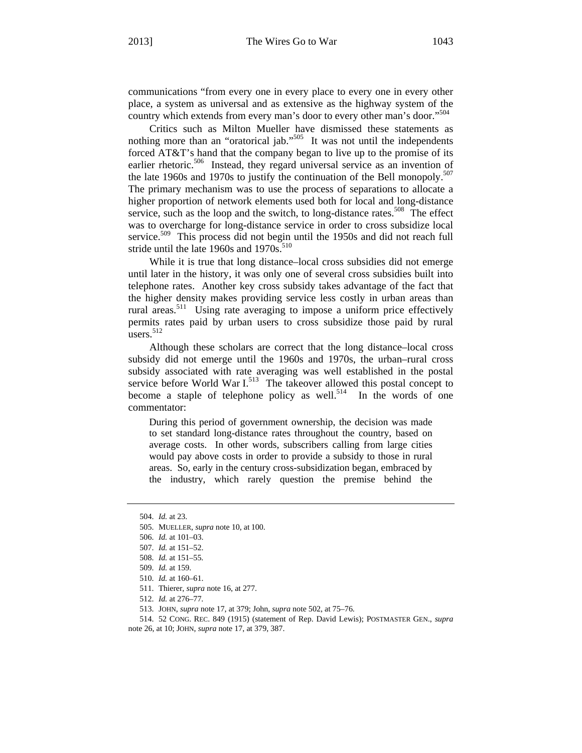communications "from every one in every place to every one in every other place, a system as universal and as extensive as the highway system of the country which extends from every man's door to every other man's door."[504]

Critics such as Milton Mueller have dismissed these statements as nothing more than an "oratorical jab."[505] It was not until the independents forced AT&T's hand that the company began to live up to the promise of its earlier rhetoric.[506] Instead, they regard universal service as an invention of the late 1960s and 1970s to justify the continuation of the Bell monopoly.[507] The primary mechanism was to use the process of separations to allocate a higher proportion of network elements used both for local and long-distance service, such as the loop and the switch, to long-distance rates.[508] The effect was to overcharge for long-distance service in order to cross subsidize local service.[509] This process did not begin until the 1950s and did not reach full stride until the late 1960s and 1970s.[510]

While it is true that long distance–local cross subsidies did not emerge until later in the history, it was only one of several cross subsidies built into telephone rates. Another key cross subsidy takes advantage of the fact that the higher density makes providing service less costly in urban areas than rural areas.[511] Using rate averaging to impose a uniform price effectively permits rates paid by urban users to cross subsidize those paid by rural users.[512]

Although these scholars are correct that the long distance–local cross subsidy did not emerge until the 1960s and 1970s, the urban–rural cross subsidy associated with rate averaging was well established in the postal service before World War I.[513] The takeover allowed this postal concept to become a staple of telephone policy as well.[514] In the words of one commentator:

> During this period of government ownership, the decision was made to set standard long-distance rates throughout the country, based on average costs. In other words, subscribers calling from large cities would pay above costs in order to provide a subsidy to those in rural areas. So, early in the century cross-subsidization began, embraced by the industry, which rarely question the premise behind the

504. *Id.* at 23.

505. MUELLER, *supra* note 10, at 100.

506. *Id.* at 101–03.

507. *Id.* at 151–52.

508. *Id.* at 151–55.

509. *Id.* at 159.

510. *Id.* at 160–61.

511. Thierer, *supra* note 16, at 277.

512. *Id.* at 276–77.

513. JOHN, *supra* note 17, at 379; John, *supra* note 502, at 75–76.

514. 52 CONG. REC. 849 (1915) (statement of Rep. David Lewis); POSTMASTER GEN., *supra* note 26, at 10; JOHN, *supra* note 17, at 379, 387.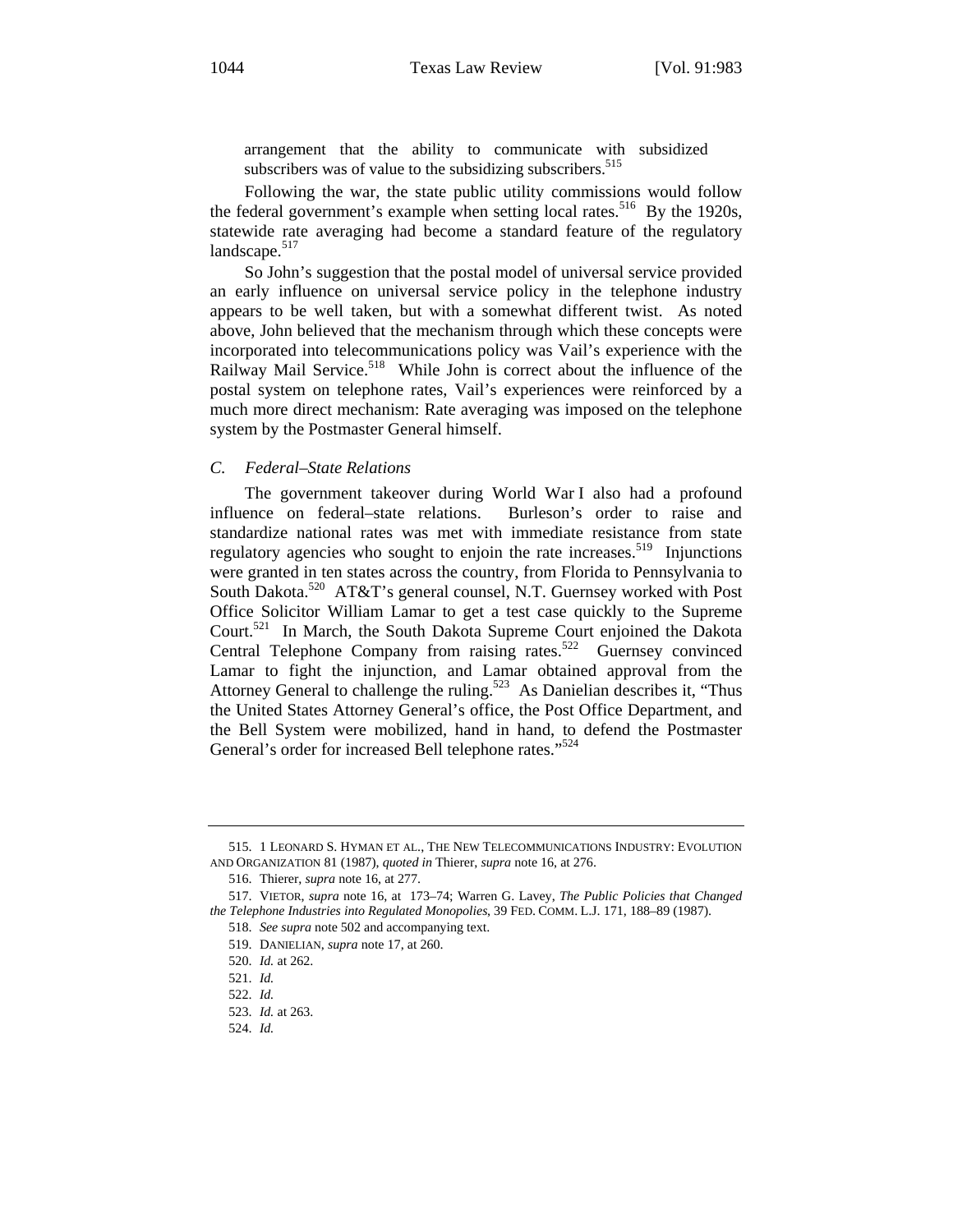arrangement that the ability to communicate with subsidized subscribers was of value to the subsidizing subscribers.[515]

Following the war, the state public utility commissions would follow the federal government's example when setting local rates.[516] By the 1920s, statewide rate averaging had become a standard feature of the regulatory landscape.[517]

So John's suggestion that the postal model of universal service provided an early influence on universal service policy in the telephone industry appears to be well taken, but with a somewhat different twist. As noted above, John believed that the mechanism through which these concepts were incorporated into telecommunications policy was Vail's experience with the Railway Mail Service.[518] While John is correct about the influence of the postal system on telephone rates, Vail's experiences were reinforced by a much more direct mechanism: Rate averaging was imposed on the telephone system by the Postmaster General himself.

### *C. Federal–State Relations*

The government takeover during World War I also had a profound influence on federal–state relations. Burleson's order to raise and standardize national rates was met with immediate resistance from state regulatory agencies who sought to enjoin the rate increases.[519] Injunctions were granted in ten states across the country, from Florida to Pennsylvania to South Dakota.[520] AT&T's general counsel, N.T. Guernsey worked with Post Office Solicitor William Lamar to get a test case quickly to the Supreme Court.[521] In March, the South Dakota Supreme Court enjoined the Dakota Central Telephone Company from raising rates.[522] Guernsey convinced Lamar to fight the injunction, and Lamar obtained approval from the Attorney General to challenge the ruling.[523] As Danielian describes it, "Thus the United States Attorney General's office, the Post Office Department, and the Bell System were mobilized, hand in hand, to defend the Postmaster General's order for increased Bell telephone rates."[524]

---

515. 1 LEONARD S. HYMAN ET AL., THE NEW TELECOMMUNICATIONS INDUSTRY: EVOLUTION AND ORGANIZATION 81 (1987), *quoted in* Thierer, *supra* note 16, at 276.

516. Thierer, *supra* note 16, at 277.

517. VIETOR, *supra* note 16, at 173–74; Warren G. Lavey, *The Public Policies that Changed the Telephone Industries into Regulated Monopolies*, 39 FED. COMM. L.J. 171, 188–89 (1987).

518. *See supra* note 502 and accompanying text.

519. DANIELIAN, *supra* note 17, at 260.

520. *Id.* at 262.

521. *Id.*

522. *Id.*

523. *Id.* at 263.

524. *Id.*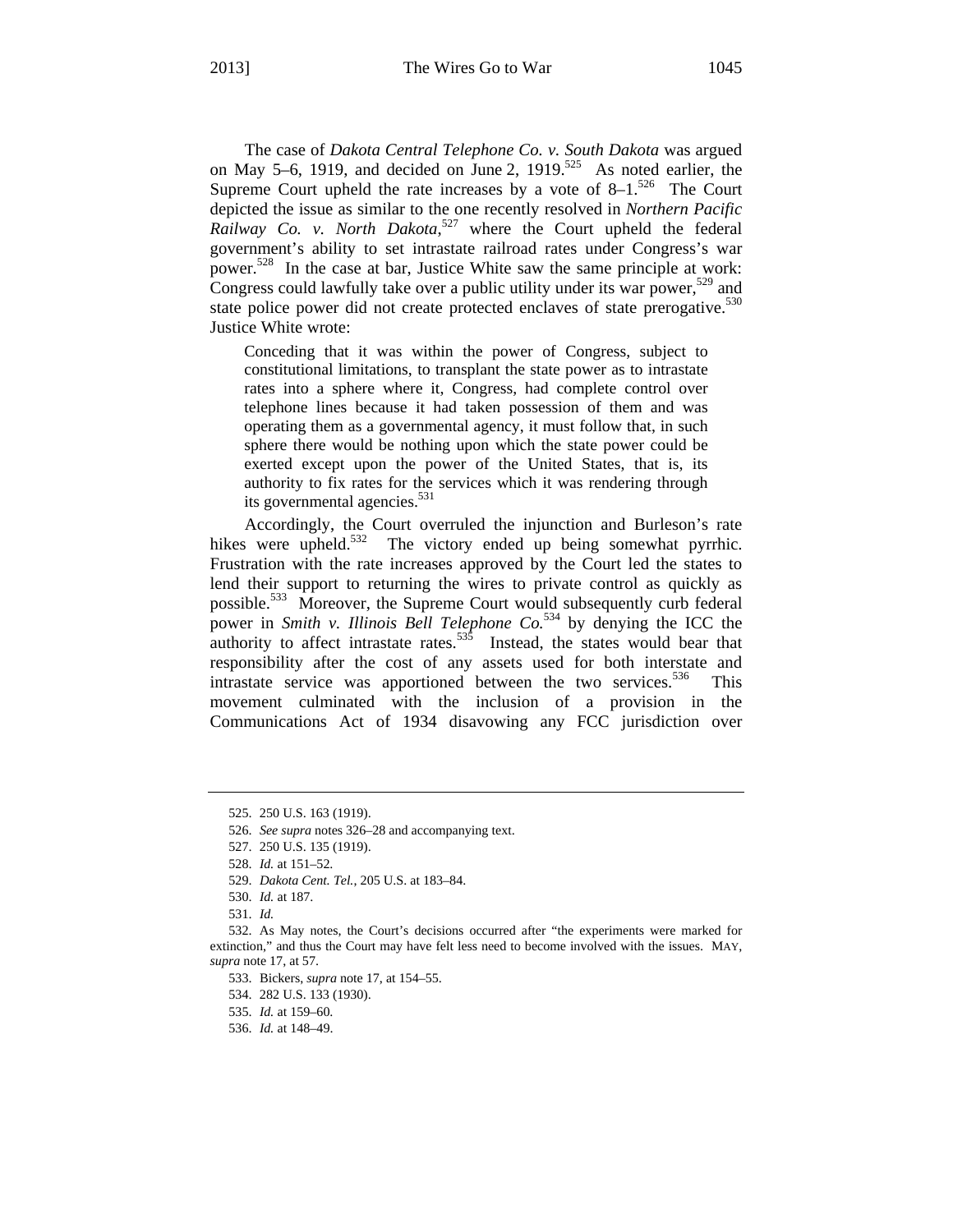The case of *Dakota Central Telephone Co. v. South Dakota* was argued on May 5–6, 1919, and decided on June 2, 1919.[525] As noted earlier, the Supreme Court upheld the rate increases by a vote of 8–1.[526] The Court depicted the issue as similar to the one recently resolved in *Northern Pacific Railway Co. v. North Dakota*,[527] where the Court upheld the federal government's ability to set intrastate railroad rates under Congress's war power.[528] In the case at bar, Justice White saw the same principle at work: Congress could lawfully take over a public utility under its war power,[529] and state police power did not create protected enclaves of state prerogative.[530] Justice White wrote:

> Conceding that it was within the power of Congress, subject to constitutional limitations, to transplant the state power as to intrastate rates into a sphere where it, Congress, had complete control over telephone lines because it had taken possession of them and was operating them as a governmental agency, it must follow that, in such sphere there would be nothing upon which the state power could be exerted except upon the power of the United States, that is, its authority to fix rates for the services which it was rendering through its governmental agencies.[531]

Accordingly, the Court overruled the injunction and Burleson's rate hikes were upheld.[532] The victory ended up being somewhat pyrrhic. Frustration with the rate increases approved by the Court led the states to lend their support to returning the wires to private control as quickly as possible.[533] Moreover, the Supreme Court would subsequently curb federal power in *Smith v. Illinois Bell Telephone Co.*[534] by denying the ICC the authority to affect intrastate rates.[535] Instead, the states would bear that responsibility after the cost of any assets used for both interstate and intrastate service was apportioned between the two services.[536] This movement culminated with the inclusion of a provision in the Communications Act of 1934 disavowing any FCC jurisdiction over

---

525. 250 U.S. 163 (1919).

526. *See supra* notes 326–28 and accompanying text.

527. 250 U.S. 135 (1919).

528. *Id.* at 151–52.

529. *Dakota Cent. Tel.*, 205 U.S. at 183–84.

530. *Id.* at 187.

531. *Id.*

532. As May notes, the Court's decisions occurred after "the experiments were marked for extinction," and thus the Court may have felt less need to become involved with the issues. MAY, *supra* note 17, at 57.

533. Bickers, *supra* note 17, at 154–55.

534. 282 U.S. 133 (1930).

535. *Id.* at 159–60.

536. *Id.* at 148–49.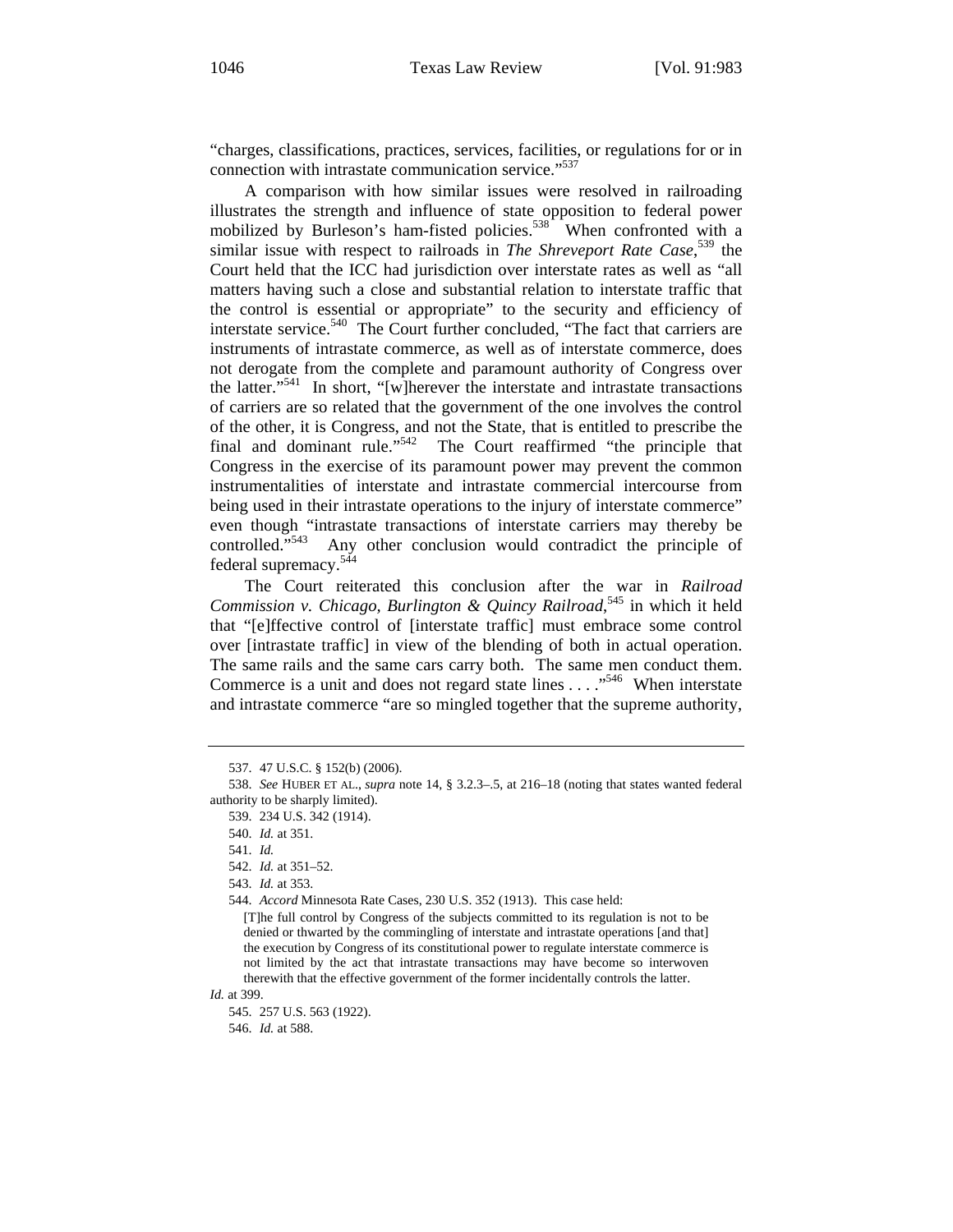"charges, classifications, practices, services, facilities, or regulations for or in connection with intrastate communication service."[537]

A comparison with how similar issues were resolved in railroading illustrates the strength and influence of state opposition to federal power mobilized by Burleson's ham-fisted policies.[538] When confronted with a similar issue with respect to railroads in *The Shreveport Rate Case*,[539] the Court held that the ICC had jurisdiction over interstate rates as well as "all matters having such a close and substantial relation to interstate traffic that the control is essential or appropriate" to the security and efficiency of interstate service.[540] The Court further concluded, "The fact that carriers are instruments of intrastate commerce, as well as of interstate commerce, does not derogate from the complete and paramount authority of Congress over the latter."[541] In short, "[w]herever the interstate and intrastate transactions of carriers are so related that the government of the one involves the control of the other, it is Congress, and not the State, that is entitled to prescribe the final and dominant rule."[542] The Court reaffirmed "the principle that Congress in the exercise of its paramount power may prevent the common instrumentalities of interstate and intrastate commercial intercourse from being used in their intrastate operations to the injury of interstate commerce" even though "intrastate transactions of interstate carriers may thereby be controlled."[543] Any other conclusion would contradict the principle of federal supremacy.[544]

The Court reiterated this conclusion after the war in *Railroad Commission v. Chicago, Burlington & Quincy Railroad*,[545] in which it held that "[e]ffective control of [interstate traffic] must embrace some control over [intrastate traffic] in view of the blending of both in actual operation. The same rails and the same cars carry both. The same men conduct them. Commerce is a unit and does not regard state lines . . . ."[546] When interstate and intrastate commerce "are so mingled together that the supreme authority,

---

537. 47 U.S.C. § 152(b) (2006).

538. *See* HUBER ET AL., *supra* note 14, § 3.2.3–.5, at 216–18 (noting that states wanted federal authority to be sharply limited).

539. 234 U.S. 342 (1914).

540. *Id.* at 351.

541. *Id.*

542. *Id.* at 351–52.

543. *Id.* at 353.

544. *Accord* Minnesota Rate Cases, 230 U.S. 352 (1913). This case held:

> [T]he full control by Congress of the subjects committed to its regulation is not to be denied or thwarted by the commingling of interstate and intrastate operations [and that] the execution by Congress of its constitutional power to regulate interstate commerce is not limited by the act that intrastate transactions may have become so interwoven therewith that the effective government of the former incidentally controls the latter.

*Id.* at 399.

545. 257 U.S. 563 (1922).

546. *Id.* at 588.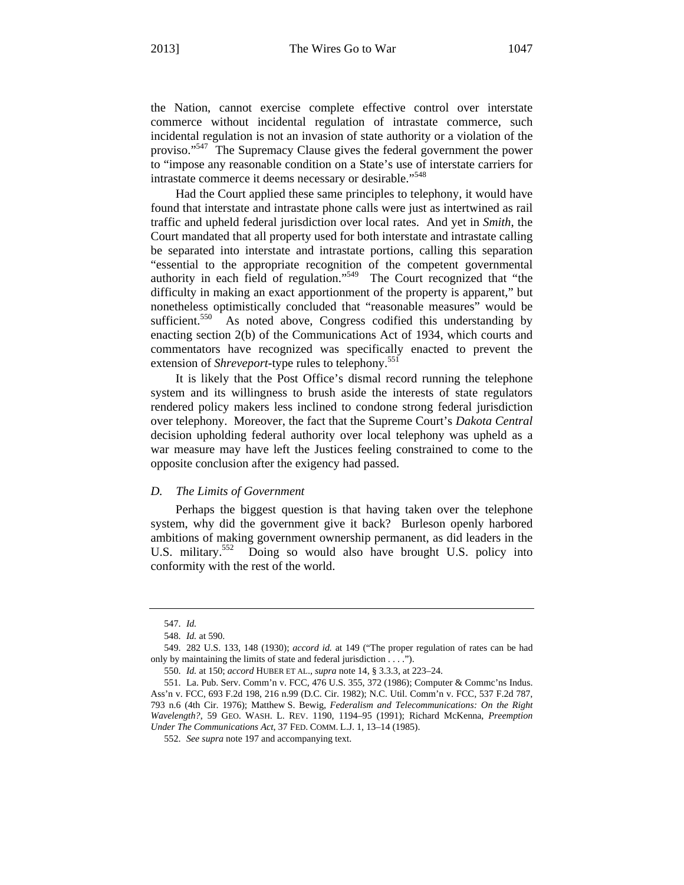the Nation, cannot exercise complete effective control over interstate commerce without incidental regulation of intrastate commerce, such incidental regulation is not an invasion of state authority or a violation of the proviso."[547] The Supremacy Clause gives the federal government the power to "impose any reasonable condition on a State's use of interstate carriers for intrastate commerce it deems necessary or desirable."[548]

Had the Court applied these same principles to telephony, it would have found that interstate and intrastate phone calls were just as intertwined as rail traffic and upheld federal jurisdiction over local rates. And yet in *Smith*, the Court mandated that all property used for both interstate and intrastate calling be separated into interstate and intrastate portions, calling this separation "essential to the appropriate recognition of the competent governmental authority in each field of regulation."[549] The Court recognized that "the difficulty in making an exact apportionment of the property is apparent," but nonetheless optimistically concluded that "reasonable measures" would be sufficient.[550] As noted above, Congress codified this understanding by enacting section 2(b) of the Communications Act of 1934, which courts and commentators have recognized was specifically enacted to prevent the extension of *Shreveport*-type rules to telephony.[551]

It is likely that the Post Office's dismal record running the telephone system and its willingness to brush aside the interests of state regulators rendered policy makers less inclined to condone strong federal jurisdiction over telephony. Moreover, the fact that the Supreme Court's *Dakota Central* decision upholding federal authority over local telephony was upheld as a war measure may have left the Justices feeling constrained to come to the opposite conclusion after the exigency had passed.

### *D. The Limits of Government*

Perhaps the biggest question is that having taken over the telephone system, why did the government give it back? Burleson openly harbored ambitions of making government ownership permanent, as did leaders in the U.S. military.[552] Doing so would also have brought U.S. policy into conformity with the rest of the world.

---

547. *Id.*

548. *Id.* at 590.

549. 282 U.S. 133, 148 (1930); *accord id.* at 149 ("The proper regulation of rates can be had only by maintaining the limits of state and federal jurisdiction . . . .").

550. *Id.* at 150; *accord* HUBER ET AL., *supra* note 14, § 3.3.3, at 223–24.

551. La. Pub. Serv. Comm'n v. FCC, 476 U.S. 355, 372 (1986); Computer & Commc'ns Indus. Ass'n v. FCC, 693 F.2d 198, 216 n.99 (D.C. Cir. 1982); N.C. Util. Comm'n v. FCC, 537 F.2d 787, 793 n.6 (4th Cir. 1976); Matthew S. Bewig, *Federalism and Telecommunications: On the Right Wavelength?*, 59 GEO. WASH. L. REV. 1190, 1194–95 (1991); Richard McKenna, *Preemption Under The Communications Act*, 37 FED. COMM. L.J. 1, 13–14 (1985).

552. *See supra* note 197 and accompanying text.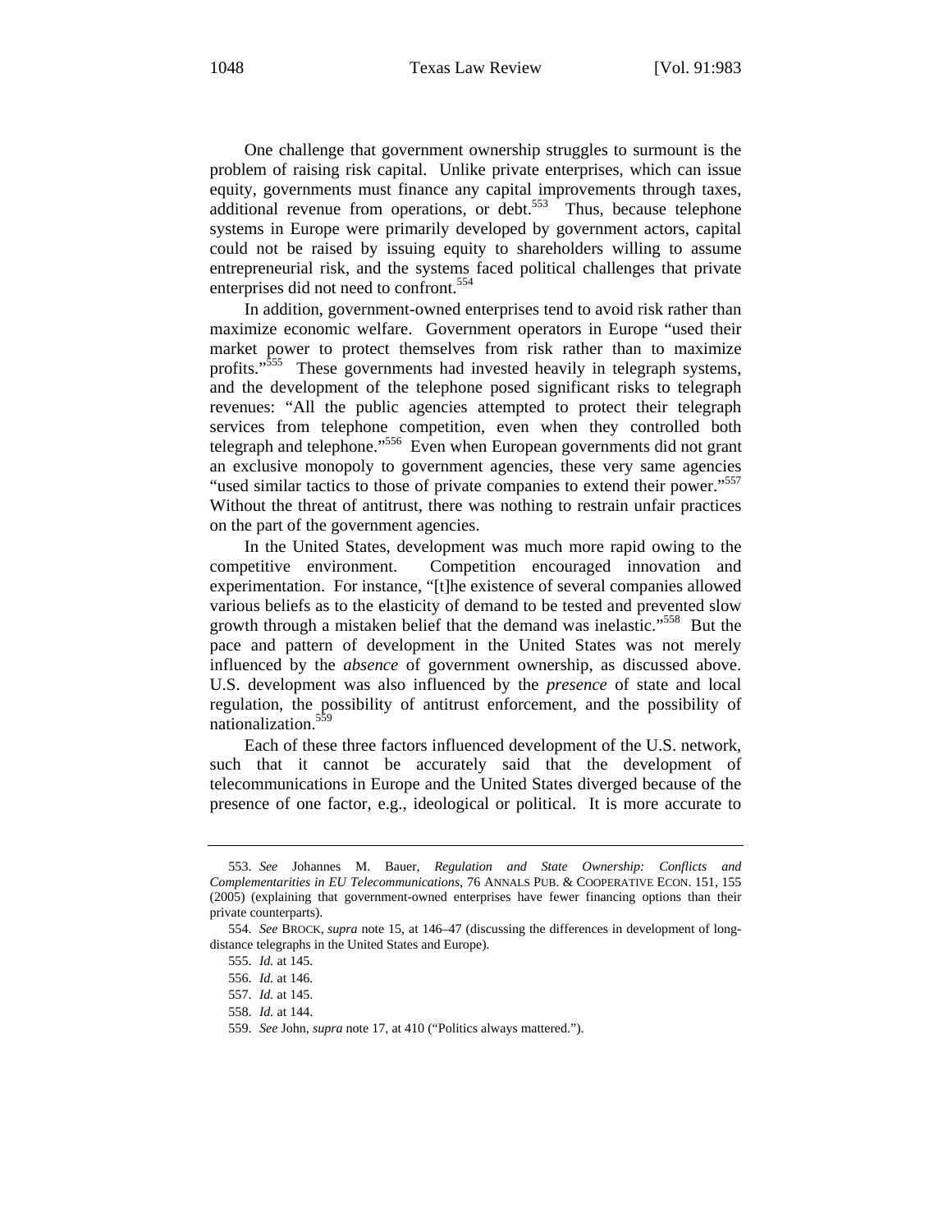One challenge that government ownership struggles to surmount is the problem of raising risk capital. Unlike private enterprises, which can issue equity, governments must finance any capital improvements through taxes, additional revenue from operations, or debt.[553] Thus, because telephone systems in Europe were primarily developed by government actors, capital could not be raised by issuing equity to shareholders willing to assume entrepreneurial risk, and the systems faced political challenges that private enterprises did not need to confront.[554]

In addition, government-owned enterprises tend to avoid risk rather than maximize economic welfare. Government operators in Europe "used their market power to protect themselves from risk rather than to maximize profits."[555] These governments had invested heavily in telegraph systems, and the development of the telephone posed significant risks to telegraph revenues: "All the public agencies attempted to protect their telegraph services from telephone competition, even when they controlled both telegraph and telephone."[556] Even when European governments did not grant an exclusive monopoly to government agencies, these very same agencies "used similar tactics to those of private companies to extend their power."[557] Without the threat of antitrust, there was nothing to restrain unfair practices on the part of the government agencies.

In the United States, development was much more rapid owing to the competitive environment. Competition encouraged innovation and experimentation. For instance, "[t]he existence of several companies allowed various beliefs as to the elasticity of demand to be tested and prevented slow growth through a mistaken belief that the demand was inelastic."[558] But the pace and pattern of development in the United States was not merely influenced by the *absence* of government ownership, as discussed above. U.S. development was also influenced by the *presence* of state and local regulation, the possibility of antitrust enforcement, and the possibility of nationalization.[559]

Each of these three factors influenced development of the U.S. network, such that it cannot be accurately said that the development of telecommunications in Europe and the United States diverged because of the presence of one factor, e.g., ideological or political. It is more accurate to

---

553. *See* Johannes M. Bauer, *Regulation and State Ownership: Conflicts and Complementarities in EU Telecommunications*, 76 ANNALS PUB. & COOPERATIVE ECON. 151, 155 (2005) (explaining that government-owned enterprises have fewer financing options than their private counterparts).

554. *See* BROCK, *supra* note 15, at 146–47 (discussing the differences in development of long-distance telegraphs in the United States and Europe).

555. *Id.* at 145.

556. *Id.* at 146.

557. *Id.* at 145.

558. *Id.* at 144.

559. *See* John, *supra* note 17, at 410 ("Politics always mattered.").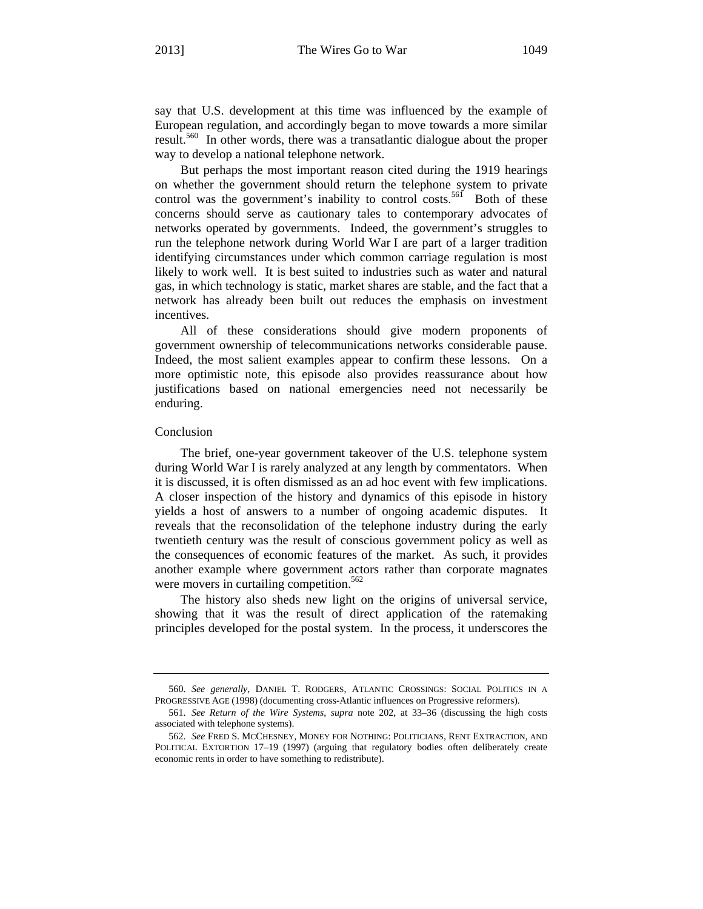say that U.S. development at this time was influenced by the example of European regulation, and accordingly began to move towards a more similar result.[560] In other words, there was a transatlantic dialogue about the proper way to develop a national telephone network.

But perhaps the most important reason cited during the 1919 hearings on whether the government should return the telephone system to private control was the government's inability to control costs.[561] Both of these concerns should serve as cautionary tales to contemporary advocates of networks operated by governments. Indeed, the government's struggles to run the telephone network during World War I are part of a larger tradition identifying circumstances under which common carriage regulation is most likely to work well. It is best suited to industries such as water and natural gas, in which technology is static, market shares are stable, and the fact that a network has already been built out reduces the emphasis on investment incentives.

All of these considerations should give modern proponents of government ownership of telecommunications networks considerable pause. Indeed, the most salient examples appear to confirm these lessons. On a more optimistic note, this episode also provides reassurance about how justifications based on national emergencies need not necessarily be enduring.

## Conclusion

The brief, one-year government takeover of the U.S. telephone system during World War I is rarely analyzed at any length by commentators. When it is discussed, it is often dismissed as an ad hoc event with few implications. A closer inspection of the history and dynamics of this episode in history yields a host of answers to a number of ongoing academic disputes. It reveals that the reconsolidation of the telephone industry during the early twentieth century was the result of conscious government policy as well as the consequences of economic features of the market. As such, it provides another example where government actors rather than corporate magnates were movers in curtailing competition.[562]

The history also sheds new light on the origins of universal service, showing that it was the result of direct application of the ratemaking principles developed for the postal system. In the process, it underscores the

---

560. *See generally*, DANIEL T. RODGERS, ATLANTIC CROSSINGS: SOCIAL POLITICS IN A PROGRESSIVE AGE (1998) (documenting cross-Atlantic influences on Progressive reformers).

561. *See Return of the Wire Systems*, *supra* note 202, at 33–36 (discussing the high costs associated with telephone systems).

562. *See* FRED S. MCCHESNEY, MONEY FOR NOTHING: POLITICIANS, RENT EXTRACTION, AND POLITICAL EXTORTION 17–19 (1997) (arguing that regulatory bodies often deliberately create economic rents in order to have something to redistribute).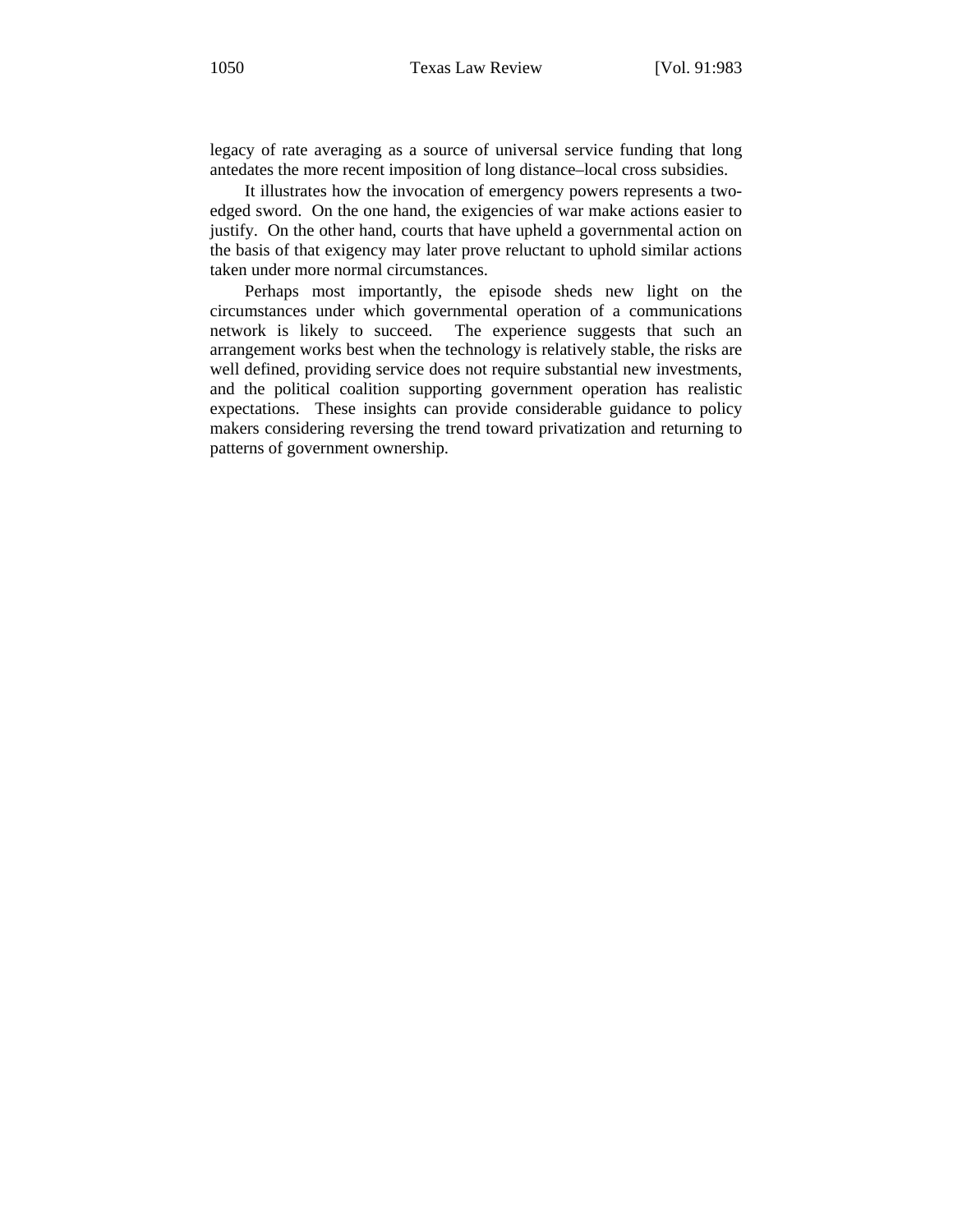legacy of rate averaging as a source of universal service funding that long antedates the more recent imposition of long distance–local cross subsidies.

It illustrates how the invocation of emergency powers represents a two-edged sword. On the one hand, the exigencies of war make actions easier to justify. On the other hand, courts that have upheld a governmental action on the basis of that exigency may later prove reluctant to uphold similar actions taken under more normal circumstances.

Perhaps most importantly, the episode sheds new light on the circumstances under which governmental operation of a communications network is likely to succeed. The experience suggests that such an arrangement works best when the technology is relatively stable, the risks are well defined, providing service does not require substantial new investments, and the political coalition supporting government operation has realistic expectations. These insights can provide considerable guidance to policy makers considering reversing the trend toward privatization and returning to patterns of government ownership.